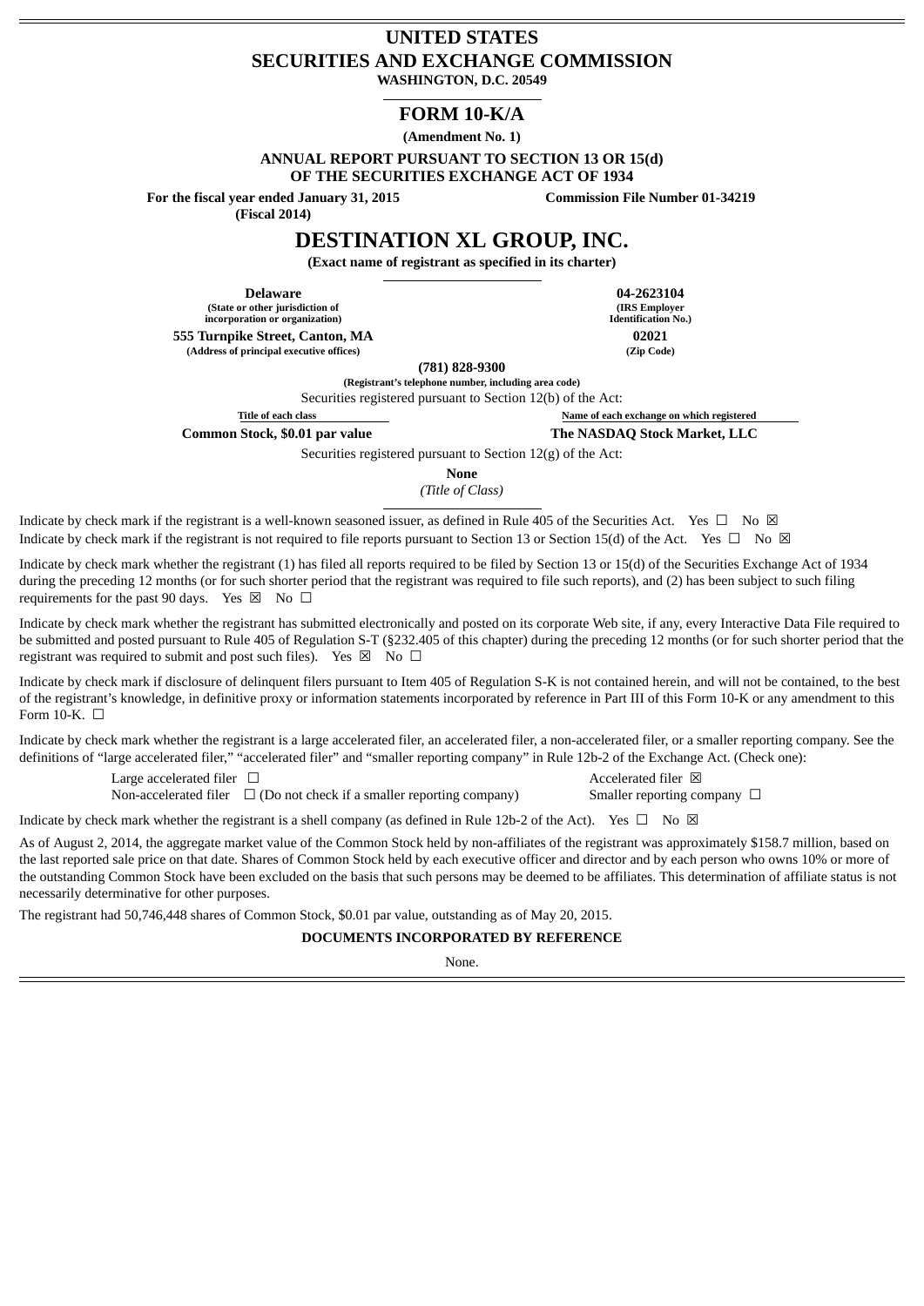# UNITED STATES
# SECURITIES AND EXCHANGE COMMISSION

**WASHINGTON, D.C. 20549**

## FORM 10-K/A

**(Amendment No. 1)**

**ANNUAL REPORT PURSUANT TO SECTION 13 OR 15(d)**
**OF THE SECURITIES EXCHANGE ACT OF 1934**

**For the fiscal year ended January 31, 2015** **(Fiscal 2014)**

**Commission File Number 01-34219**

# DESTINATION XL GROUP, INC.

**(Exact name of registrant as specified in its charter)**

| | |
|---|---|
| **Delaware** | **04-2623104** |
| **(State or other jurisdiction of incorporation or organization)** | **(IRS Employer Identification No.)** |
| **555 Turnpike Street, Canton, MA** | **02021** |
| **(Address of principal executive offices)** | **(Zip Code)** |

**(781) 828-9300**
**(Registrant's telephone number, including area code)**

Securities registered pursuant to Section 12(b) of the Act:

| Title of each class | Name of each exchange on which registered |
|---|---|
| **Common Stock, $0.01 par value** | **The NASDAQ Stock Market, LLC** |

Securities registered pursuant to Section 12(g) of the Act:

**None**
*(Title of Class)*

Indicate by check mark if the registrant is a well-known seasoned issuer, as defined in Rule 405 of the Securities Act. Yes ☐ No ☒

Indicate by check mark if the registrant is not required to file reports pursuant to Section 13 or Section 15(d) of the Act. Yes ☐ No ☒

Indicate by check mark whether the registrant (1) has filed all reports required to be filed by Section 13 or 15(d) of the Securities Exchange Act of 1934 during the preceding 12 months (or for such shorter period that the registrant was required to file such reports), and (2) has been subject to such filing requirements for the past 90 days. Yes ☒ No ☐

Indicate by check mark whether the registrant has submitted electronically and posted on its corporate Web site, if any, every Interactive Data File required to be submitted and posted pursuant to Rule 405 of Regulation S-T (§232.405 of this chapter) during the preceding 12 months (or for such shorter period that the registrant was required to submit and post such files). Yes ☒ No ☐

Indicate by check mark if disclosure of delinquent filers pursuant to Item 405 of Regulation S-K is not contained herein, and will not be contained, to the best of the registrant's knowledge, in definitive proxy or information statements incorporated by reference in Part III of this Form 10-K or any amendment to this Form 10-K. ☐

Indicate by check mark whether the registrant is a large accelerated filer, an accelerated filer, a non-accelerated filer, or a smaller reporting company. See the definitions of "large accelerated filer," "accelerated filer" and "smaller reporting company" in Rule 12b-2 of the Exchange Act. (Check one):

| | |
|---|---|
| Large accelerated filer ☐ | Accelerated filer ☒ |
| Non-accelerated filer ☐ (Do not check if a smaller reporting company) | Smaller reporting company ☐ |

Indicate by check mark whether the registrant is a shell company (as defined in Rule 12b-2 of the Act). Yes ☐ No ☒

As of August 2, 2014, the aggregate market value of the Common Stock held by non-affiliates of the registrant was approximately $158.7 million, based on the last reported sale price on that date. Shares of Common Stock held by each executive officer and director and by each person who owns 10% or more of the outstanding Common Stock have been excluded on the basis that such persons may be deemed to be affiliates. This determination of affiliate status is not necessarily determinative for other purposes.

The registrant had 50,746,448 shares of Common Stock, $0.01 par value, outstanding as of May 20, 2015.

**DOCUMENTS INCORPORATED BY REFERENCE**

None.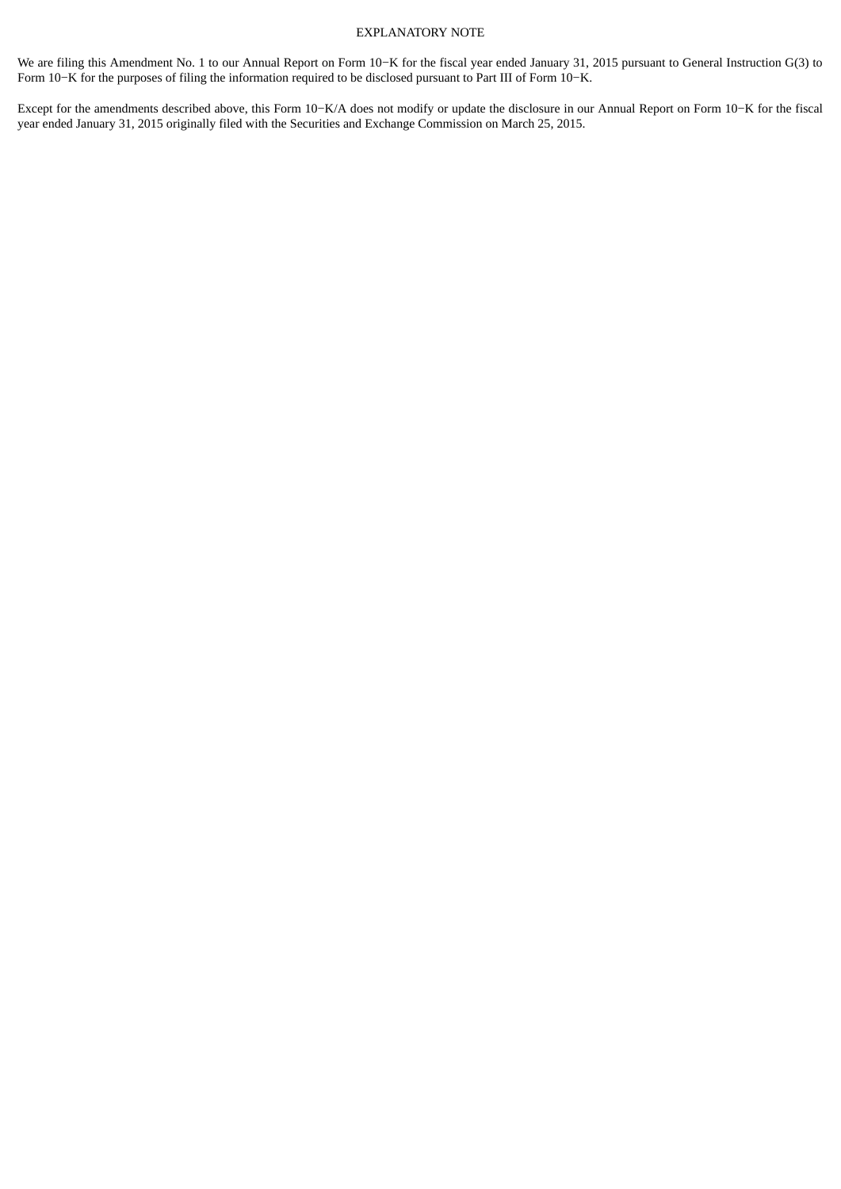# EXPLANATORY NOTE

We are filing this Amendment No. 1 to our Annual Report on Form 10−K for the fiscal year ended January 31, 2015 pursuant to General Instruction G(3) to Form 10−K for the purposes of filing the information required to be disclosed pursuant to Part III of Form 10−K.

Except for the amendments described above, this Form 10−K/A does not modify or update the disclosure in our Annual Report on Form 10−K for the fiscal year ended January 31, 2015 originally filed with the Securities and Exchange Commission on March 25, 2015.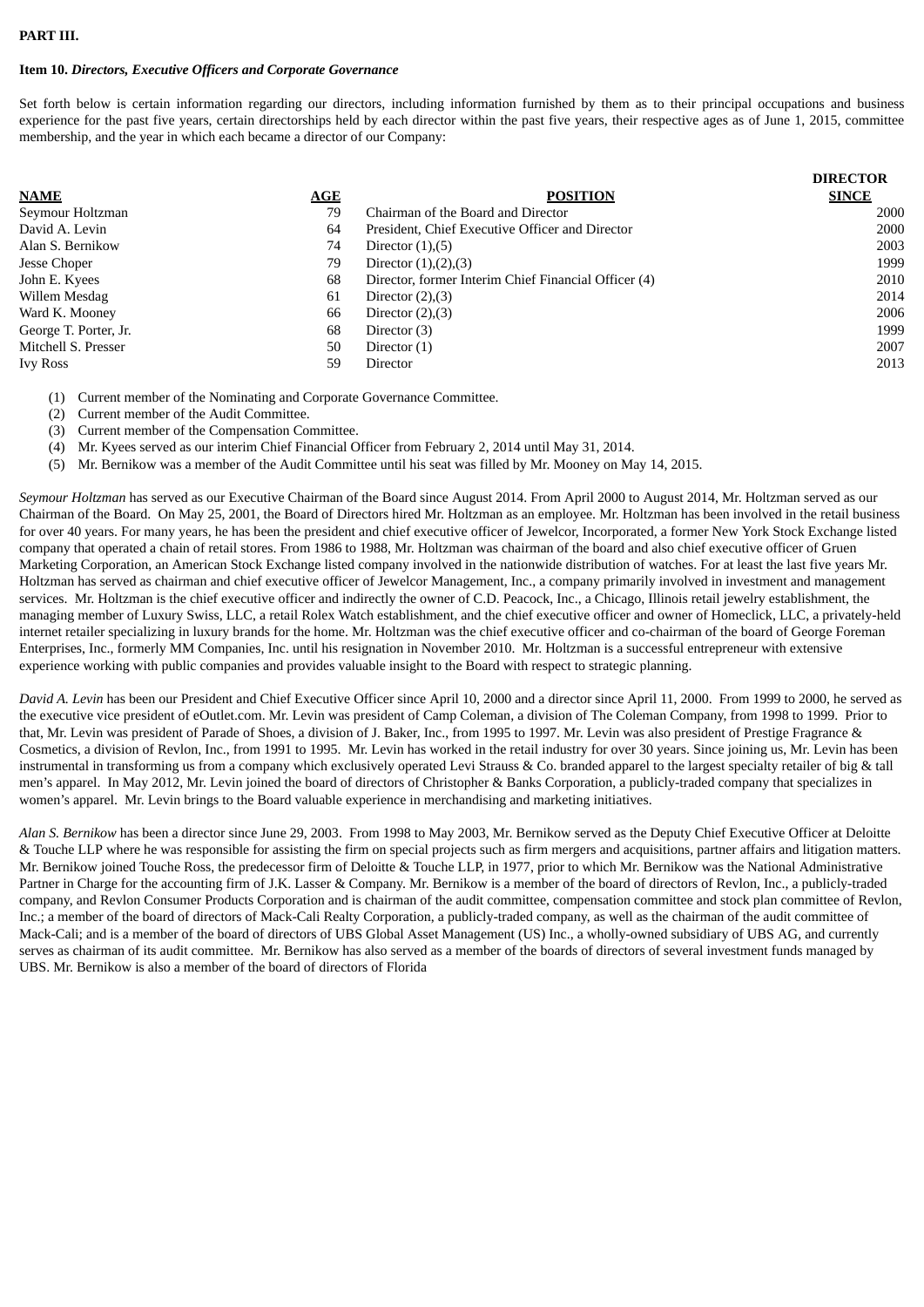**PART III.**

**Item 10.** ***Directors, Executive Officers and Corporate Governance***

Set forth below is certain information regarding our directors, including information furnished by them as to their principal occupations and business experience for the past five years, certain directorships held by each director within the past five years, their respective ages as of June 1, 2015, committee membership, and the year in which each became a director of our Company:

| NAME | AGE | POSITION | DIRECTOR SINCE |
|---|---|---|---|
| Seymour Holtzman | 79 | Chairman of the Board and Director | 2000 |
| David A. Levin | 64 | President, Chief Executive Officer and Director | 2000 |
| Alan S. Bernikow | 74 | Director (1),(5) | 2003 |
| Jesse Choper | 79 | Director (1),(2),(3) | 1999 |
| John E. Kyees | 68 | Director, former Interim Chief Financial Officer (4) | 2010 |
| Willem Mesdag | 61 | Director (2),(3) | 2014 |
| Ward K. Mooney | 66 | Director (2),(3) | 2006 |
| George T. Porter, Jr. | 68 | Director (3) | 1999 |
| Mitchell S. Presser | 50 | Director (1) | 2007 |
| Ivy Ross | 59 | Director | 2013 |

(1) Current member of the Nominating and Corporate Governance Committee.

(2) Current member of the Audit Committee.

(3) Current member of the Compensation Committee.

(4) Mr. Kyees served as our interim Chief Financial Officer from February 2, 2014 until May 31, 2014.

(5) Mr. Bernikow was a member of the Audit Committee until his seat was filled by Mr. Mooney on May 14, 2015.

*Seymour Holtzman* has served as our Executive Chairman of the Board since August 2014. From April 2000 to August 2014, Mr. Holtzman served as our Chairman of the Board. On May 25, 2001, the Board of Directors hired Mr. Holtzman as an employee. Mr. Holtzman has been involved in the retail business for over 40 years. For many years, he has been the president and chief executive officer of Jewelcor, Incorporated, a former New York Stock Exchange listed company that operated a chain of retail stores. From 1986 to 1988, Mr. Holtzman was chairman of the board and also chief executive officer of Gruen Marketing Corporation, an American Stock Exchange listed company involved in the nationwide distribution of watches. For at least the last five years Mr. Holtzman has served as chairman and chief executive officer of Jewelcor Management, Inc., a company primarily involved in investment and management services. Mr. Holtzman is the chief executive officer and indirectly the owner of C.D. Peacock, Inc., a Chicago, Illinois retail jewelry establishment, the managing member of Luxury Swiss, LLC, a retail Rolex Watch establishment, and the chief executive officer and owner of Homeclick, LLC, a privately-held internet retailer specializing in luxury brands for the home. Mr. Holtzman was the chief executive officer and co-chairman of the board of George Foreman Enterprises, Inc., formerly MM Companies, Inc. until his resignation in November 2010. Mr. Holtzman is a successful entrepreneur with extensive experience working with public companies and provides valuable insight to the Board with respect to strategic planning.

*David A. Levin* has been our President and Chief Executive Officer since April 10, 2000 and a director since April 11, 2000. From 1999 to 2000, he served as the executive vice president of eOutlet.com. Mr. Levin was president of Camp Coleman, a division of The Coleman Company, from 1998 to 1999. Prior to that, Mr. Levin was president of Parade of Shoes, a division of J. Baker, Inc., from 1995 to 1997. Mr. Levin was also president of Prestige Fragrance & Cosmetics, a division of Revlon, Inc., from 1991 to 1995. Mr. Levin has worked in the retail industry for over 30 years. Since joining us, Mr. Levin has been instrumental in transforming us from a company which exclusively operated Levi Strauss & Co. branded apparel to the largest specialty retailer of big & tall men's apparel. In May 2012, Mr. Levin joined the board of directors of Christopher & Banks Corporation, a publicly-traded company that specializes in women's apparel. Mr. Levin brings to the Board valuable experience in merchandising and marketing initiatives.

*Alan S. Bernikow* has been a director since June 29, 2003. From 1998 to May 2003, Mr. Bernikow served as the Deputy Chief Executive Officer at Deloitte & Touche LLP where he was responsible for assisting the firm on special projects such as firm mergers and acquisitions, partner affairs and litigation matters. Mr. Bernikow joined Touche Ross, the predecessor firm of Deloitte & Touche LLP, in 1977, prior to which Mr. Bernikow was the National Administrative Partner in Charge for the accounting firm of J.K. Lasser & Company. Mr. Bernikow is a member of the board of directors of Revlon, Inc., a publicly-traded company, and Revlon Consumer Products Corporation and is chairman of the audit committee, compensation committee and stock plan committee of Revlon, Inc.; a member of the board of directors of Mack-Cali Realty Corporation, a publicly-traded company, as well as the chairman of the audit committee of Mack-Cali; and is a member of the board of directors of UBS Global Asset Management (US) Inc., a wholly-owned subsidiary of UBS AG, and currently serves as chairman of its audit committee. Mr. Bernikow has also served as a member of the boards of directors of several investment funds managed by UBS. Mr. Bernikow is also a member of the board of directors of Florida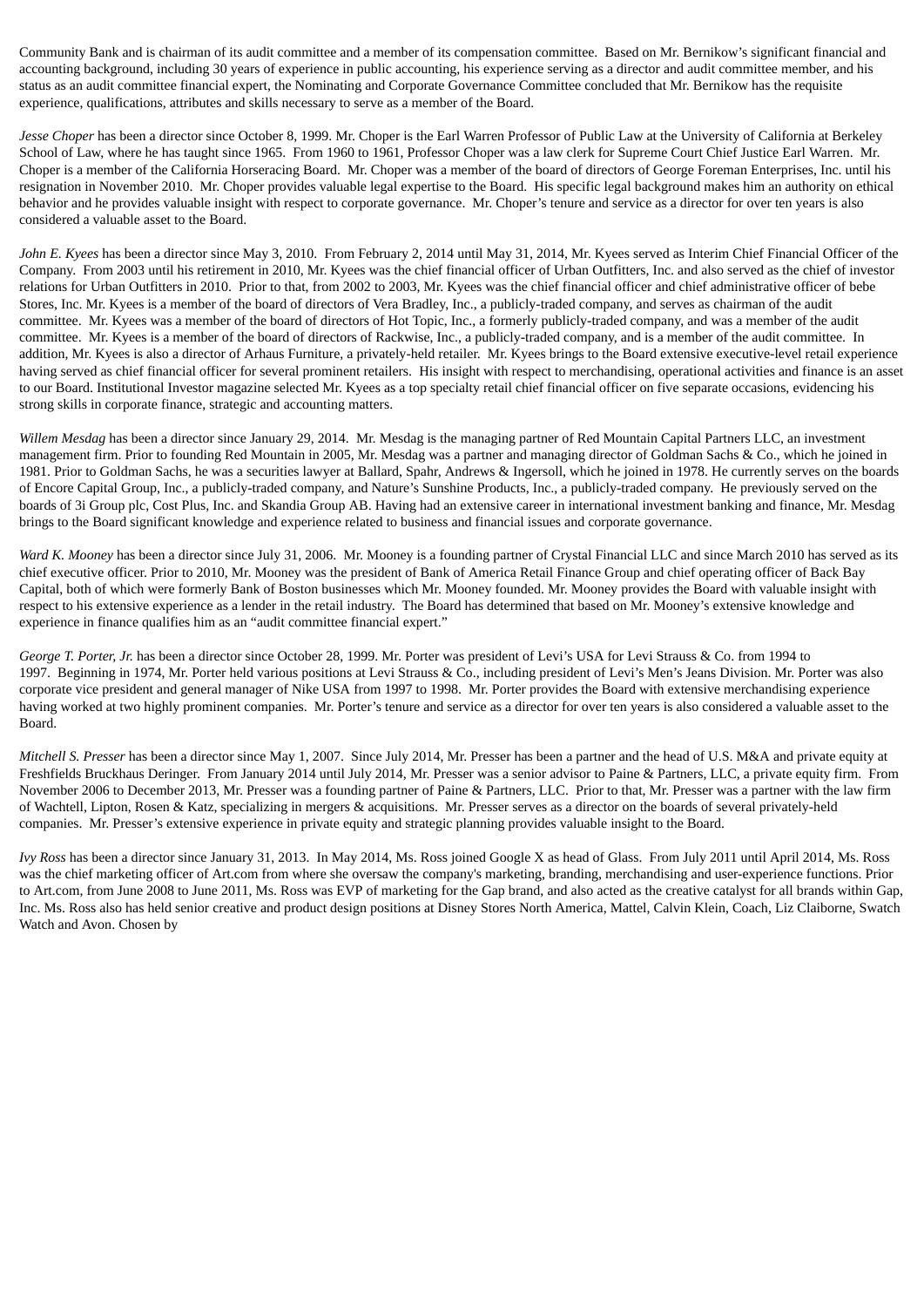Community Bank and is chairman of its audit committee and a member of its compensation committee. Based on Mr. Bernikow's significant financial and accounting background, including 30 years of experience in public accounting, his experience serving as a director and audit committee member, and his status as an audit committee financial expert, the Nominating and Corporate Governance Committee concluded that Mr. Bernikow has the requisite experience, qualifications, attributes and skills necessary to serve as a member of the Board.

*Jesse Choper* has been a director since October 8, 1999. Mr. Choper is the Earl Warren Professor of Public Law at the University of California at Berkeley School of Law, where he has taught since 1965. From 1960 to 1961, Professor Choper was a law clerk for Supreme Court Chief Justice Earl Warren. Mr. Choper is a member of the California Horseracing Board. Mr. Choper was a member of the board of directors of George Foreman Enterprises, Inc. until his resignation in November 2010. Mr. Choper provides valuable legal expertise to the Board. His specific legal background makes him an authority on ethical behavior and he provides valuable insight with respect to corporate governance. Mr. Choper's tenure and service as a director for over ten years is also considered a valuable asset to the Board.

*John E. Kyees* has been a director since May 3, 2010. From February 2, 2014 until May 31, 2014, Mr. Kyees served as Interim Chief Financial Officer of the Company. From 2003 until his retirement in 2010, Mr. Kyees was the chief financial officer of Urban Outfitters, Inc. and also served as the chief of investor relations for Urban Outfitters in 2010. Prior to that, from 2002 to 2003, Mr. Kyees was the chief financial officer and chief administrative officer of bebe Stores, Inc. Mr. Kyees is a member of the board of directors of Vera Bradley, Inc., a publicly-traded company, and serves as chairman of the audit committee. Mr. Kyees was a member of the board of directors of Hot Topic, Inc., a formerly publicly-traded company, and was a member of the audit committee. Mr. Kyees is a member of the board of directors of Rackwise, Inc., a publicly-traded company, and is a member of the audit committee. In addition, Mr. Kyees is also a director of Arhaus Furniture, a privately-held retailer. Mr. Kyees brings to the Board extensive executive-level retail experience having served as chief financial officer for several prominent retailers. His insight with respect to merchandising, operational activities and finance is an asset to our Board. Institutional Investor magazine selected Mr. Kyees as a top specialty retail chief financial officer on five separate occasions, evidencing his strong skills in corporate finance, strategic and accounting matters.

*Willem Mesdag* has been a director since January 29, 2014. Mr. Mesdag is the managing partner of Red Mountain Capital Partners LLC, an investment management firm. Prior to founding Red Mountain in 2005, Mr. Mesdag was a partner and managing director of Goldman Sachs & Co., which he joined in 1981. Prior to Goldman Sachs, he was a securities lawyer at Ballard, Spahr, Andrews & Ingersoll, which he joined in 1978. He currently serves on the boards of Encore Capital Group, Inc., a publicly-traded company, and Nature's Sunshine Products, Inc., a publicly-traded company. He previously served on the boards of 3i Group plc, Cost Plus, Inc. and Skandia Group AB. Having had an extensive career in international investment banking and finance, Mr. Mesdag brings to the Board significant knowledge and experience related to business and financial issues and corporate governance.

*Ward K. Mooney* has been a director since July 31, 2006. Mr. Mooney is a founding partner of Crystal Financial LLC and since March 2010 has served as its chief executive officer. Prior to 2010, Mr. Mooney was the president of Bank of America Retail Finance Group and chief operating officer of Back Bay Capital, both of which were formerly Bank of Boston businesses which Mr. Mooney founded. Mr. Mooney provides the Board with valuable insight with respect to his extensive experience as a lender in the retail industry. The Board has determined that based on Mr. Mooney's extensive knowledge and experience in finance qualifies him as an "audit committee financial expert."

*George T. Porter, Jr.* has been a director since October 28, 1999. Mr. Porter was president of Levi's USA for Levi Strauss & Co. from 1994 to 1997. Beginning in 1974, Mr. Porter held various positions at Levi Strauss & Co., including president of Levi's Men's Jeans Division. Mr. Porter was also corporate vice president and general manager of Nike USA from 1997 to 1998. Mr. Porter provides the Board with extensive merchandising experience having worked at two highly prominent companies. Mr. Porter's tenure and service as a director for over ten years is also considered a valuable asset to the Board.

*Mitchell S. Presser* has been a director since May 1, 2007. Since July 2014, Mr. Presser has been a partner and the head of U.S. M&A and private equity at Freshfields Bruckhaus Deringer. From January 2014 until July 2014, Mr. Presser was a senior advisor to Paine & Partners, LLC, a private equity firm. From November 2006 to December 2013, Mr. Presser was a founding partner of Paine & Partners, LLC. Prior to that, Mr. Presser was a partner with the law firm of Wachtell, Lipton, Rosen & Katz, specializing in mergers & acquisitions. Mr. Presser serves as a director on the boards of several privately-held companies. Mr. Presser's extensive experience in private equity and strategic planning provides valuable insight to the Board.

*Ivy Ross* has been a director since January 31, 2013. In May 2014, Ms. Ross joined Google X as head of Glass. From July 2011 until April 2014, Ms. Ross was the chief marketing officer of Art.com from where she oversaw the company's marketing, branding, merchandising and user-experience functions. Prior to Art.com, from June 2008 to June 2011, Ms. Ross was EVP of marketing for the Gap brand, and also acted as the creative catalyst for all brands within Gap, Inc. Ms. Ross also has held senior creative and product design positions at Disney Stores North America, Mattel, Calvin Klein, Coach, Liz Claiborne, Swatch Watch and Avon. Chosen by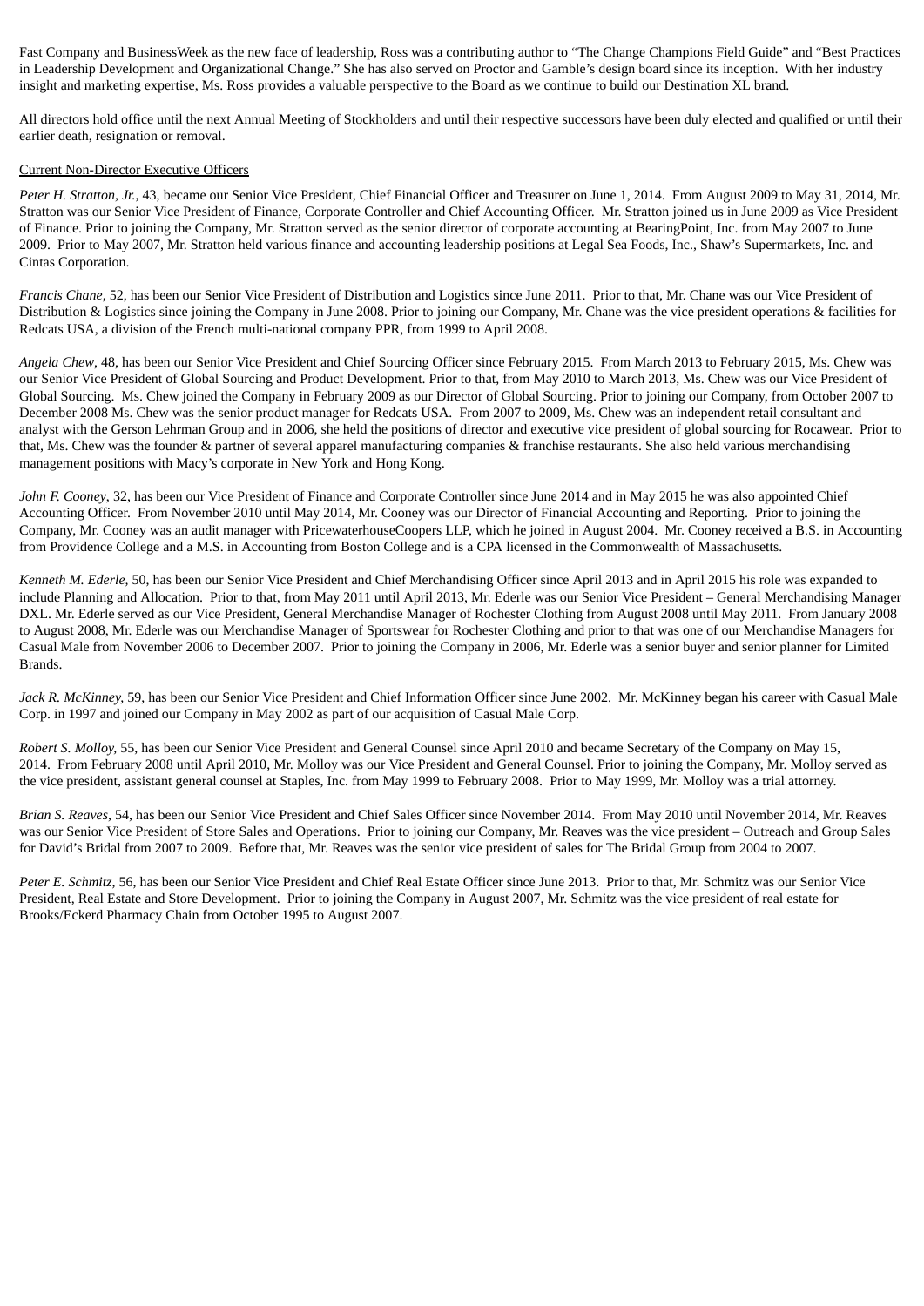Fast Company and BusinessWeek as the new face of leadership, Ross was a contributing author to "The Change Champions Field Guide" and "Best Practices in Leadership Development and Organizational Change." She has also served on Proctor and Gamble's design board since its inception. With her industry insight and marketing expertise, Ms. Ross provides a valuable perspective to the Board as we continue to build our Destination XL brand.

All directors hold office until the next Annual Meeting of Stockholders and until their respective successors have been duly elected and qualified or until their earlier death, resignation or removal.

Current Non-Director Executive Officers

*Peter H. Stratton, Jr.*, 43, became our Senior Vice President, Chief Financial Officer and Treasurer on June 1, 2014. From August 2009 to May 31, 2014, Mr. Stratton was our Senior Vice President of Finance, Corporate Controller and Chief Accounting Officer. Mr. Stratton joined us in June 2009 as Vice President of Finance. Prior to joining the Company, Mr. Stratton served as the senior director of corporate accounting at BearingPoint, Inc. from May 2007 to June 2009. Prior to May 2007, Mr. Stratton held various finance and accounting leadership positions at Legal Sea Foods, Inc., Shaw's Supermarkets, Inc. and Cintas Corporation.

*Francis Chane,* 52, has been our Senior Vice President of Distribution and Logistics since June 2011. Prior to that, Mr. Chane was our Vice President of Distribution & Logistics since joining the Company in June 2008. Prior to joining our Company, Mr. Chane was the vice president operations & facilities for Redcats USA, a division of the French multi-national company PPR, from 1999 to April 2008.

*Angela Chew*, 48, has been our Senior Vice President and Chief Sourcing Officer since February 2015. From March 2013 to February 2015, Ms. Chew was our Senior Vice President of Global Sourcing and Product Development. Prior to that, from May 2010 to March 2013, Ms. Chew was our Vice President of Global Sourcing. Ms. Chew joined the Company in February 2009 as our Director of Global Sourcing. Prior to joining our Company, from October 2007 to December 2008 Ms. Chew was the senior product manager for Redcats USA. From 2007 to 2009, Ms. Chew was an independent retail consultant and analyst with the Gerson Lehrman Group and in 2006, she held the positions of director and executive vice president of global sourcing for Rocawear. Prior to that, Ms. Chew was the founder & partner of several apparel manufacturing companies & franchise restaurants. She also held various merchandising management positions with Macy's corporate in New York and Hong Kong.

*John F. Cooney*, 32, has been our Vice President of Finance and Corporate Controller since June 2014 and in May 2015 he was also appointed Chief Accounting Officer. From November 2010 until May 2014, Mr. Cooney was our Director of Financial Accounting and Reporting. Prior to joining the Company, Mr. Cooney was an audit manager with PricewaterhouseCoopers LLP, which he joined in August 2004. Mr. Cooney received a B.S. in Accounting from Providence College and a M.S. in Accounting from Boston College and is a CPA licensed in the Commonwealth of Massachusetts.

*Kenneth M. Ederle,* 50, has been our Senior Vice President and Chief Merchandising Officer since April 2013 and in April 2015 his role was expanded to include Planning and Allocation. Prior to that, from May 2011 until April 2013, Mr. Ederle was our Senior Vice President – General Merchandising Manager DXL. Mr. Ederle served as our Vice President, General Merchandise Manager of Rochester Clothing from August 2008 until May 2011. From January 2008 to August 2008, Mr. Ederle was our Merchandise Manager of Sportswear for Rochester Clothing and prior to that was one of our Merchandise Managers for Casual Male from November 2006 to December 2007. Prior to joining the Company in 2006, Mr. Ederle was a senior buyer and senior planner for Limited Brands.

*Jack R. McKinney,* 59, has been our Senior Vice President and Chief Information Officer since June 2002. Mr. McKinney began his career with Casual Male Corp. in 1997 and joined our Company in May 2002 as part of our acquisition of Casual Male Corp.

*Robert S. Molloy,* 55, has been our Senior Vice President and General Counsel since April 2010 and became Secretary of the Company on May 15, 2014. From February 2008 until April 2010, Mr. Molloy was our Vice President and General Counsel. Prior to joining the Company, Mr. Molloy served as the vice president, assistant general counsel at Staples, Inc. from May 1999 to February 2008. Prior to May 1999, Mr. Molloy was a trial attorney.

*Brian S. Reaves,* 54, has been our Senior Vice President and Chief Sales Officer since November 2014. From May 2010 until November 2014, Mr. Reaves was our Senior Vice President of Store Sales and Operations. Prior to joining our Company, Mr. Reaves was the vice president – Outreach and Group Sales for David's Bridal from 2007 to 2009. Before that, Mr. Reaves was the senior vice president of sales for The Bridal Group from 2004 to 2007.

*Peter E. Schmitz,* 56, has been our Senior Vice President and Chief Real Estate Officer since June 2013. Prior to that, Mr. Schmitz was our Senior Vice President, Real Estate and Store Development. Prior to joining the Company in August 2007, Mr. Schmitz was the vice president of real estate for Brooks/Eckerd Pharmacy Chain from October 1995 to August 2007.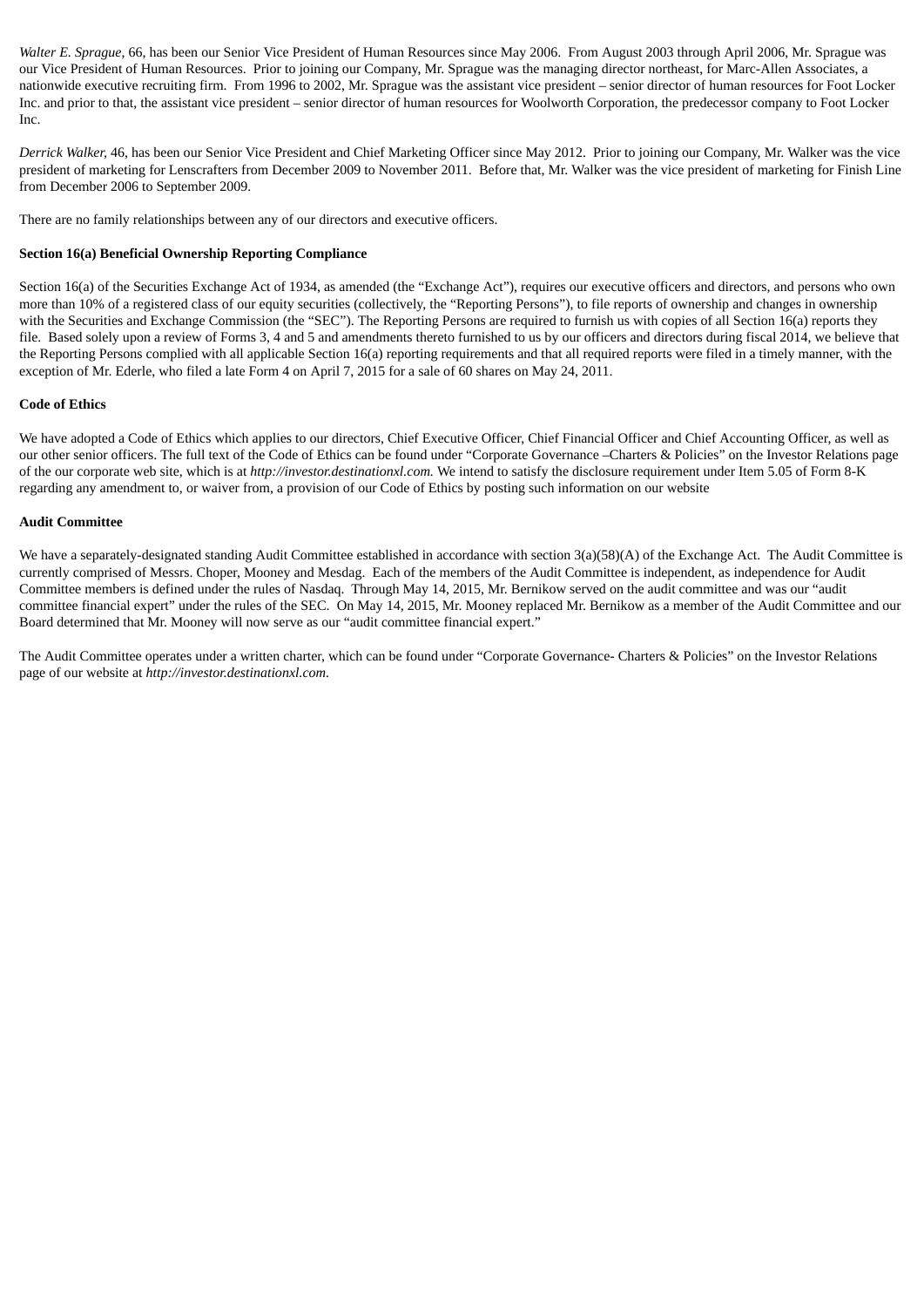*Walter E. Sprague*, 66, has been our Senior Vice President of Human Resources since May 2006. From August 2003 through April 2006, Mr. Sprague was our Vice President of Human Resources. Prior to joining our Company, Mr. Sprague was the managing director northeast, for Marc-Allen Associates, a nationwide executive recruiting firm. From 1996 to 2002, Mr. Sprague was the assistant vice president – senior director of human resources for Foot Locker Inc. and prior to that, the assistant vice president – senior director of human resources for Woolworth Corporation, the predecessor company to Foot Locker Inc.

*Derrick Walker*, 46, has been our Senior Vice President and Chief Marketing Officer since May 2012. Prior to joining our Company, Mr. Walker was the vice president of marketing for Lenscrafters from December 2009 to November 2011. Before that, Mr. Walker was the vice president of marketing for Finish Line from December 2006 to September 2009.

There are no family relationships between any of our directors and executive officers.

**Section 16(a) Beneficial Ownership Reporting Compliance**

Section 16(a) of the Securities Exchange Act of 1934, as amended (the "Exchange Act"), requires our executive officers and directors, and persons who own more than 10% of a registered class of our equity securities (collectively, the "Reporting Persons"), to file reports of ownership and changes in ownership with the Securities and Exchange Commission (the "SEC"). The Reporting Persons are required to furnish us with copies of all Section 16(a) reports they file. Based solely upon a review of Forms 3, 4 and 5 and amendments thereto furnished to us by our officers and directors during fiscal 2014, we believe that the Reporting Persons complied with all applicable Section 16(a) reporting requirements and that all required reports were filed in a timely manner, with the exception of Mr. Ederle, who filed a late Form 4 on April 7, 2015 for a sale of 60 shares on May 24, 2011.

**Code of Ethics**

We have adopted a Code of Ethics which applies to our directors, Chief Executive Officer, Chief Financial Officer and Chief Accounting Officer, as well as our other senior officers. The full text of the Code of Ethics can be found under "Corporate Governance –Charters & Policies" on the Investor Relations page of the our corporate web site, which is at *http://investor.destinationxl.com.* We intend to satisfy the disclosure requirement under Item 5.05 of Form 8-K regarding any amendment to, or waiver from, a provision of our Code of Ethics by posting such information on our website

**Audit Committee**

We have a separately-designated standing Audit Committee established in accordance with section 3(a)(58)(A) of the Exchange Act. The Audit Committee is currently comprised of Messrs. Choper, Mooney and Mesdag. Each of the members of the Audit Committee is independent, as independence for Audit Committee members is defined under the rules of Nasdaq. Through May 14, 2015, Mr. Bernikow served on the audit committee and was our "audit committee financial expert" under the rules of the SEC. On May 14, 2015, Mr. Mooney replaced Mr. Bernikow as a member of the Audit Committee and our Board determined that Mr. Mooney will now serve as our "audit committee financial expert."

The Audit Committee operates under a written charter, which can be found under "Corporate Governance- Charters & Policies" on the Investor Relations page of our website at *http://investor.destinationxl.com.*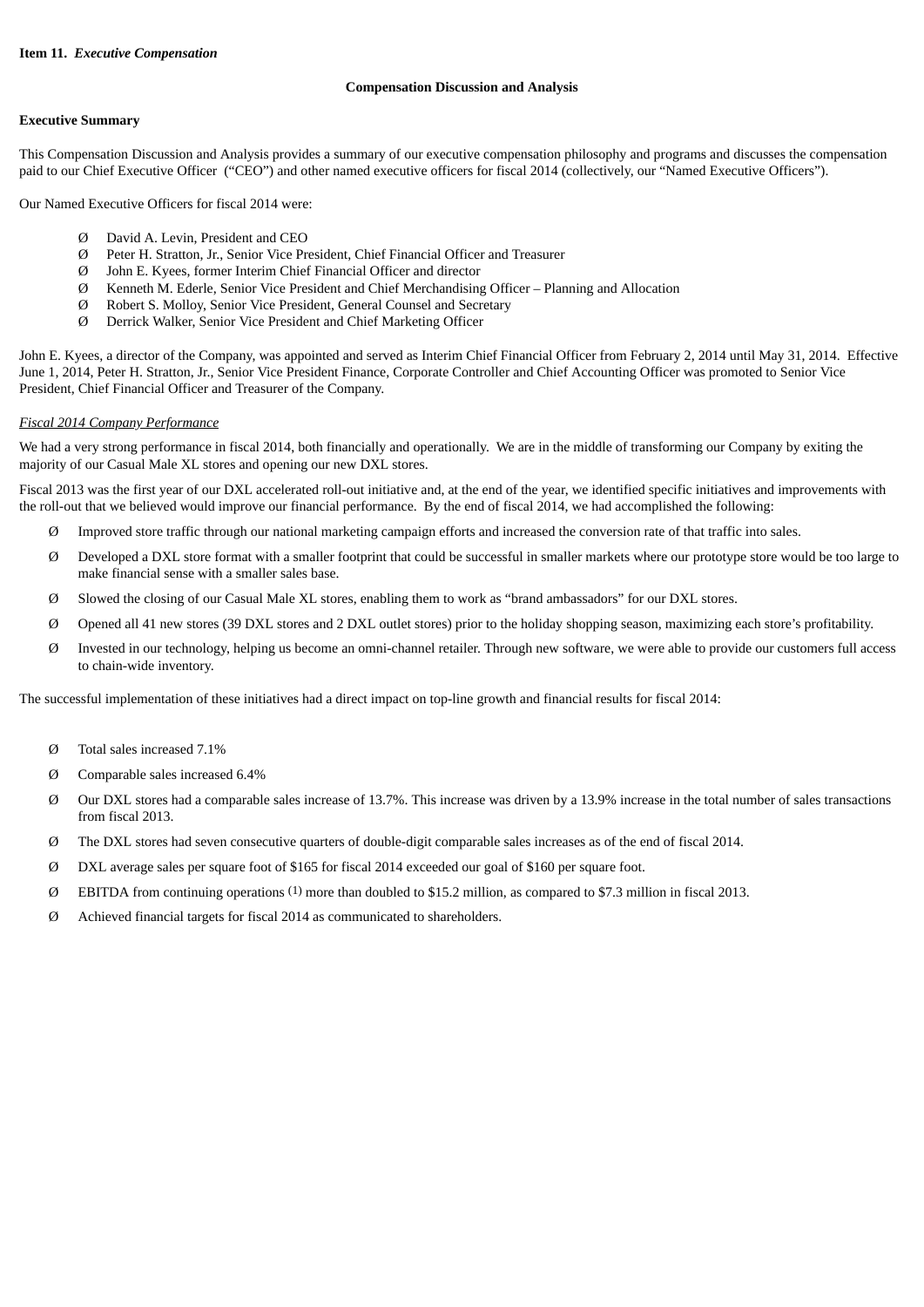**Item 11.** ***Executive Compensation***

**Compensation Discussion and Analysis**

**Executive Summary**

This Compensation Discussion and Analysis provides a summary of our executive compensation philosophy and programs and discusses the compensation paid to our Chief Executive Officer ("CEO") and other named executive officers for fiscal 2014 (collectively, our "Named Executive Officers").

Our Named Executive Officers for fiscal 2014 were:

- David A. Levin, President and CEO
- Peter H. Stratton, Jr., Senior Vice President, Chief Financial Officer and Treasurer
- John E. Kyees, former Interim Chief Financial Officer and director
- Kenneth M. Ederle, Senior Vice President and Chief Merchandising Officer – Planning and Allocation
- Robert S. Molloy, Senior Vice President, General Counsel and Secretary
- Derrick Walker, Senior Vice President and Chief Marketing Officer

John E. Kyees, a director of the Company, was appointed and served as Interim Chief Financial Officer from February 2, 2014 until May 31, 2014. Effective June 1, 2014, Peter H. Stratton, Jr., Senior Vice President Finance, Corporate Controller and Chief Accounting Officer was promoted to Senior Vice President, Chief Financial Officer and Treasurer of the Company.

*Fiscal 2014 Company Performance*

We had a very strong performance in fiscal 2014, both financially and operationally. We are in the middle of transforming our Company by exiting the majority of our Casual Male XL stores and opening our new DXL stores.

Fiscal 2013 was the first year of our DXL accelerated roll-out initiative and, at the end of the year, we identified specific initiatives and improvements with the roll-out that we believed would improve our financial performance. By the end of fiscal 2014, we had accomplished the following:

- Improved store traffic through our national marketing campaign efforts and increased the conversion rate of that traffic into sales.
- Developed a DXL store format with a smaller footprint that could be successful in smaller markets where our prototype store would be too large to make financial sense with a smaller sales base.
- Slowed the closing of our Casual Male XL stores, enabling them to work as "brand ambassadors" for our DXL stores.
- Opened all 41 new stores (39 DXL stores and 2 DXL outlet stores) prior to the holiday shopping season, maximizing each store's profitability.
- Invested in our technology, helping us become an omni-channel retailer. Through new software, we were able to provide our customers full access to chain-wide inventory.

The successful implementation of these initiatives had a direct impact on top-line growth and financial results for fiscal 2014:

- Total sales increased 7.1%
- Comparable sales increased 6.4%
- Our DXL stores had a comparable sales increase of 13.7%. This increase was driven by a 13.9% increase in the total number of sales transactions from fiscal 2013.
- The DXL stores had seven consecutive quarters of double-digit comparable sales increases as of the end of fiscal 2014.
- DXL average sales per square foot of $165 for fiscal 2014 exceeded our goal of $160 per square foot.
- EBITDA from continuing operations (1) more than doubled to $15.2 million, as compared to $7.3 million in fiscal 2013.
- Achieved financial targets for fiscal 2014 as communicated to shareholders.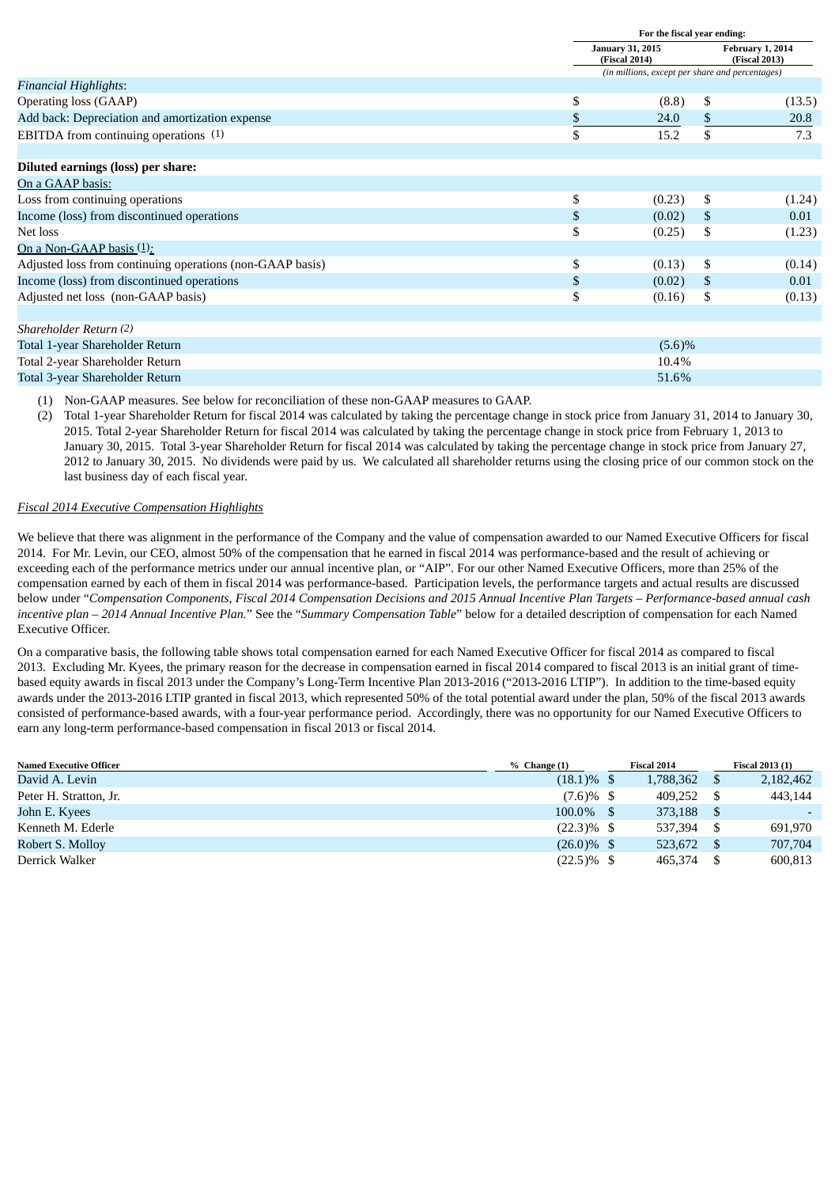| | For the fiscal year ending: | |
|---|---|---|
| | January 31, 2015 (Fiscal 2014) | February 1, 2014 (Fiscal 2013) |
| | *(in millions, except per share and percentages)* | |
| *Financial Highlights*: | | |
| Operating loss (GAAP) | $ (8.8) | $ (13.5) |
| Add back: Depreciation and amortization expense | $ 24.0 | $ 20.8 |
| EBITDA from continuing operations (1) | $ 15.2 | $ 7.3 |
| | | |
| **Diluted earnings (loss) per share:** | | |
| On a GAAP basis: | | |
| Loss from continuing operations | $ (0.23) | $ (1.24) |
| Income (loss) from discontinued operations | $ (0.02) | $ 0.01 |
| Net loss | $ (0.25) | $ (1.23) |
| On a Non-GAAP basis (1): | | |
| Adjusted loss from continuing operations (non-GAAP basis) | $ (0.13) | $ (0.14) |
| Income (loss) from discontinued operations | $ (0.02) | $ 0.01 |
| Adjusted net loss (non-GAAP basis) | $ (0.16) | $ (0.13) |
| | | |
| *Shareholder Return (2)* | | |
| Total 1-year Shareholder Return | (5.6)% | |
| Total 2-year Shareholder Return | 10.4% | |
| Total 3-year Shareholder Return | 51.6% | |

(1) Non-GAAP measures. See below for reconciliation of these non-GAAP measures to GAAP.

(2) Total 1-year Shareholder Return for fiscal 2014 was calculated by taking the percentage change in stock price from January 31, 2014 to January 30, 2015. Total 2-year Shareholder Return for fiscal 2014 was calculated by taking the percentage change in stock price from February 1, 2013 to January 30, 2015. Total 3-year Shareholder Return for fiscal 2014 was calculated by taking the percentage change in stock price from January 27, 2012 to January 30, 2015. No dividends were paid by us. We calculated all shareholder returns using the closing price of our common stock on the last business day of each fiscal year.

*Fiscal 2014 Executive Compensation Highlights*

We believe that there was alignment in the performance of the Company and the value of compensation awarded to our Named Executive Officers for fiscal 2014. For Mr. Levin, our CEO, almost 50% of the compensation that he earned in fiscal 2014 was performance-based and the result of achieving or exceeding each of the performance metrics under our annual incentive plan, or "AIP". For our other Named Executive Officers, more than 25% of the compensation earned by each of them in fiscal 2014 was performance-based. Participation levels, the performance targets and actual results are discussed below under "*Compensation Components, Fiscal 2014 Compensation Decisions and 2015 Annual Incentive Plan Targets – Performance-based annual cash incentive plan – 2014 Annual Incentive Plan.*" See the "*Summary Compensation Table*" below for a detailed description of compensation for each Named Executive Officer.

On a comparative basis, the following table shows total compensation earned for each Named Executive Officer for fiscal 2014 as compared to fiscal 2013. Excluding Mr. Kyees, the primary reason for the decrease in compensation earned in fiscal 2014 compared to fiscal 2013 is an initial grant of time-based equity awards in fiscal 2013 under the Company's Long-Term Incentive Plan 2013-2016 ("2013-2016 LTIP"). In addition to the time-based equity awards under the 2013-2016 LTIP granted in fiscal 2013, which represented 50% of the total potential award under the plan, 50% of the fiscal 2013 awards consisted of performance-based awards, with a four-year performance period. Accordingly, there was no opportunity for our Named Executive Officers to earn any long-term performance-based compensation in fiscal 2013 or fiscal 2014.

| Named Executive Officer | % Change (1) | Fiscal 2014 | Fiscal 2013 (1) |
|---|---|---|---|
| David A. Levin | (18.1)% | $ 1,788,362 | $ 2,182,462 |
| Peter H. Stratton, Jr. | (7.6)% | $ 409,252 | $ 443,144 |
| John E. Kyees | 100.0% | $ 373,188 | $ - |
| Kenneth M. Ederle | (22.3)% | $ 537,394 | $ 691,970 |
| Robert S. Molloy | (26.0)% | $ 523,672 | $ 707,704 |
| Derrick Walker | (22.5)% | $ 465,374 | $ 600,813 |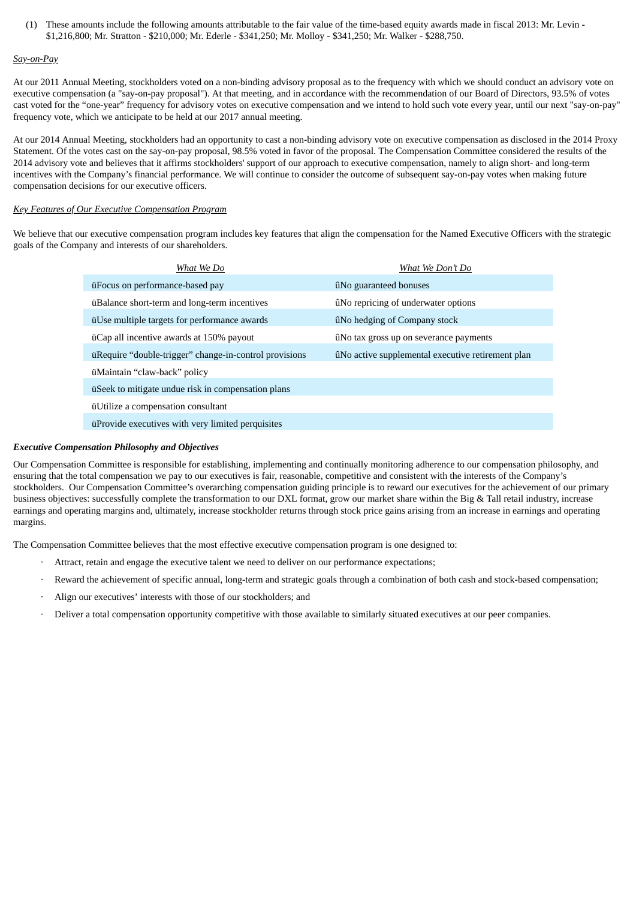(1) These amounts include the following amounts attributable to the fair value of the time-based equity awards made in fiscal 2013: Mr. Levin - $1,216,800; Mr. Stratton - $210,000; Mr. Ederle - $341,250; Mr. Molloy - $341,250; Mr. Walker - $288,750.

_Say-on-Pay_

At our 2011 Annual Meeting, stockholders voted on a non-binding advisory proposal as to the frequency with which we should conduct an advisory vote on executive compensation (a "say-on-pay proposal"). At that meeting, and in accordance with the recommendation of our Board of Directors, 93.5% of votes cast voted for the "one-year" frequency for advisory votes on executive compensation and we intend to hold such vote every year, until our next "say-on-pay" frequency vote, which we anticipate to be held at our 2017 annual meeting.

At our 2014 Annual Meeting, stockholders had an opportunity to cast a non-binding advisory vote on executive compensation as disclosed in the 2014 Proxy Statement. Of the votes cast on the say-on-pay proposal, 98.5% voted in favor of the proposal. The Compensation Committee considered the results of the 2014 advisory vote and believes that it affirms stockholders' support of our approach to executive compensation, namely to align short- and long-term incentives with the Company's financial performance. We will continue to consider the outcome of subsequent say-on-pay votes when making future compensation decisions for our executive officers.

_Key Features of Our Executive Compensation Program_

We believe that our executive compensation program includes key features that align the compensation for the Named Executive Officers with the strategic goals of the Company and interests of our shareholders.

| _What We Do_ | _What We Don't Do_ |
|---|---|
| üFocus on performance-based pay | ûNo guaranteed bonuses |
| üBalance short-term and long-term incentives | ûNo repricing of underwater options |
| üUse multiple targets for performance awards | ûNo hedging of Company stock |
| üCap all incentive awards at 150% payout | ûNo tax gross up on severance payments |
| üRequire "double-trigger" change-in-control provisions | ûNo active supplemental executive retirement plan |
| üMaintain "claw-back" policy | |
| üSeek to mitigate undue risk in compensation plans | |
| üUtilize a compensation consultant | |
| üProvide executives with very limited perquisites | |

***Executive Compensation Philosophy and Objectives***

Our Compensation Committee is responsible for establishing, implementing and continually monitoring adherence to our compensation philosophy, and ensuring that the total compensation we pay to our executives is fair, reasonable, competitive and consistent with the interests of the Company's stockholders. Our Compensation Committee's overarching compensation guiding principle is to reward our executives for the achievement of our primary business objectives: successfully complete the transformation to our DXL format, grow our market share within the Big & Tall retail industry, increase earnings and operating margins and, ultimately, increase stockholder returns through stock price gains arising from an increase in earnings and operating margins.

The Compensation Committee believes that the most effective executive compensation program is one designed to:

- Attract, retain and engage the executive talent we need to deliver on our performance expectations;
- Reward the achievement of specific annual, long-term and strategic goals through a combination of both cash and stock-based compensation;
- Align our executives' interests with those of our stockholders; and
- Deliver a total compensation opportunity competitive with those available to similarly situated executives at our peer companies.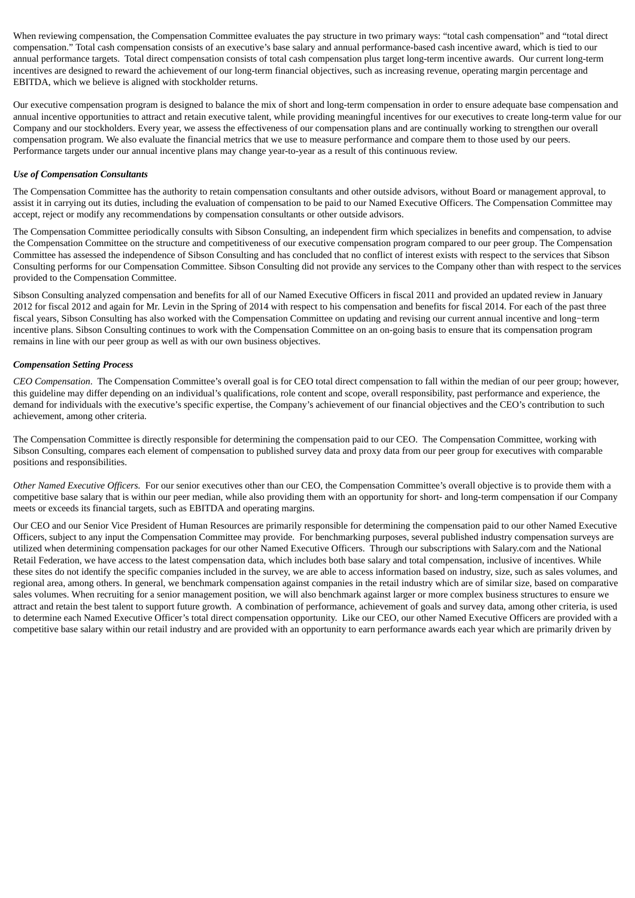When reviewing compensation, the Compensation Committee evaluates the pay structure in two primary ways: "total cash compensation" and "total direct compensation." Total cash compensation consists of an executive's base salary and annual performance-based cash incentive award, which is tied to our annual performance targets. Total direct compensation consists of total cash compensation plus target long-term incentive awards. Our current long-term incentives are designed to reward the achievement of our long-term financial objectives, such as increasing revenue, operating margin percentage and EBITDA, which we believe is aligned with stockholder returns.

Our executive compensation program is designed to balance the mix of short and long-term compensation in order to ensure adequate base compensation and annual incentive opportunities to attract and retain executive talent, while providing meaningful incentives for our executives to create long-term value for our Company and our stockholders. Every year, we assess the effectiveness of our compensation plans and are continually working to strengthen our overall compensation program. We also evaluate the financial metrics that we use to measure performance and compare them to those used by our peers. Performance targets under our annual incentive plans may change year-to-year as a result of this continuous review.

***Use of Compensation Consultants***

The Compensation Committee has the authority to retain compensation consultants and other outside advisors, without Board or management approval, to assist it in carrying out its duties, including the evaluation of compensation to be paid to our Named Executive Officers. The Compensation Committee may accept, reject or modify any recommendations by compensation consultants or other outside advisors.

The Compensation Committee periodically consults with Sibson Consulting, an independent firm which specializes in benefits and compensation, to advise the Compensation Committee on the structure and competitiveness of our executive compensation program compared to our peer group. The Compensation Committee has assessed the independence of Sibson Consulting and has concluded that no conflict of interest exists with respect to the services that Sibson Consulting performs for our Compensation Committee. Sibson Consulting did not provide any services to the Company other than with respect to the services provided to the Compensation Committee.

Sibson Consulting analyzed compensation and benefits for all of our Named Executive Officers in fiscal 2011 and provided an updated review in January 2012 for fiscal 2012 and again for Mr. Levin in the Spring of 2014 with respect to his compensation and benefits for fiscal 2014. For each of the past three fiscal years, Sibson Consulting has also worked with the Compensation Committee on updating and revising our current annual incentive and long−term incentive plans. Sibson Consulting continues to work with the Compensation Committee on an on-going basis to ensure that its compensation program remains in line with our peer group as well as with our own business objectives.

***Compensation Setting Process***

*CEO Compensation*. The Compensation Committee's overall goal is for CEO total direct compensation to fall within the median of our peer group; however, this guideline may differ depending on an individual's qualifications, role content and scope, overall responsibility, past performance and experience, the demand for individuals with the executive's specific expertise, the Company's achievement of our financial objectives and the CEO's contribution to such achievement, among other criteria.

The Compensation Committee is directly responsible for determining the compensation paid to our CEO. The Compensation Committee, working with Sibson Consulting, compares each element of compensation to published survey data and proxy data from our peer group for executives with comparable positions and responsibilities.

*Other Named Executive Officers.* For our senior executives other than our CEO, the Compensation Committee's overall objective is to provide them with a competitive base salary that is within our peer median, while also providing them with an opportunity for short- and long-term compensation if our Company meets or exceeds its financial targets, such as EBITDA and operating margins.

Our CEO and our Senior Vice President of Human Resources are primarily responsible for determining the compensation paid to our other Named Executive Officers, subject to any input the Compensation Committee may provide. For benchmarking purposes, several published industry compensation surveys are utilized when determining compensation packages for our other Named Executive Officers. Through our subscriptions with Salary.com and the National Retail Federation, we have access to the latest compensation data, which includes both base salary and total compensation, inclusive of incentives. While these sites do not identify the specific companies included in the survey, we are able to access information based on industry, size, such as sales volumes, and regional area, among others. In general, we benchmark compensation against companies in the retail industry which are of similar size, based on comparative sales volumes. When recruiting for a senior management position, we will also benchmark against larger or more complex business structures to ensure we attract and retain the best talent to support future growth. A combination of performance, achievement of goals and survey data, among other criteria, is used to determine each Named Executive Officer's total direct compensation opportunity. Like our CEO, our other Named Executive Officers are provided with a competitive base salary within our retail industry and are provided with an opportunity to earn performance awards each year which are primarily driven by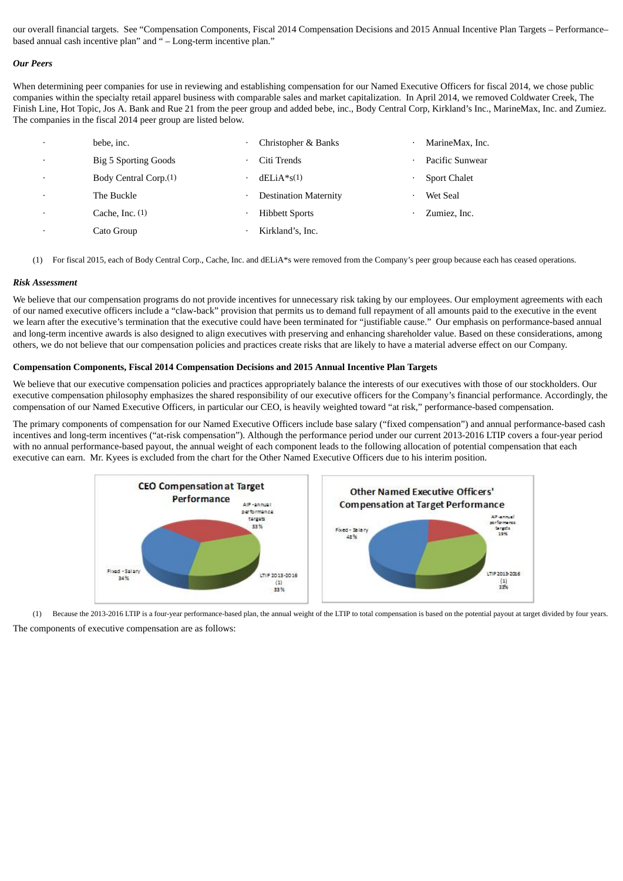our overall financial targets. See "Compensation Components, Fiscal 2014 Compensation Decisions and 2015 Annual Incentive Plan Targets – Performance–based annual cash incentive plan" and " – Long-term incentive plan."

***Our Peers***

When determining peer companies for use in reviewing and establishing compensation for our Named Executive Officers for fiscal 2014, we chose public companies within the specialty retail apparel business with comparable sales and market capitalization. In April 2014, we removed Coldwater Creek, The Finish Line, Hot Topic, Jos A. Bank and Rue 21 from the peer group and added bebe, inc., Body Central Corp, Kirkland's Inc., MarineMax, Inc. and Zumiez. The companies in the fiscal 2014 peer group are listed below.

- bebe, inc.
- Big 5 Sporting Goods
- Body Central Corp.(1)
- The Buckle
- Cache, Inc. (1)
- Cato Group
- Christopher & Banks
- Citi Trends
- dELiA*s(1)
- Destination Maternity
- Hibbett Sports
- Kirkland's, Inc.
- MarineMax, Inc.
- Pacific Sunwear
- Sport Chalet
- Wet Seal
- Zumiez, Inc.

(1) For fiscal 2015, each of Body Central Corp., Cache, Inc. and dELiA*s were removed from the Company's peer group because each has ceased operations.

***Risk Assessment***

We believe that our compensation programs do not provide incentives for unnecessary risk taking by our employees. Our employment agreements with each of our named executive officers include a "claw-back" provision that permits us to demand full repayment of all amounts paid to the executive in the event we learn after the executive's termination that the executive could have been terminated for "justifiable cause." Our emphasis on performance-based annual and long-term incentive awards is also designed to align executives with preserving and enhancing shareholder value. Based on these considerations, among others, we do not believe that our compensation policies and practices create risks that are likely to have a material adverse effect on our Company.

**Compensation Components, Fiscal 2014 Compensation Decisions and 2015 Annual Incentive Plan Targets**

We believe that our executive compensation policies and practices appropriately balance the interests of our executives with those of our stockholders. Our executive compensation philosophy emphasizes the shared responsibility of our executive officers for the Company's financial performance. Accordingly, the compensation of our Named Executive Officers, in particular our CEO, is heavily weighted toward "at risk," performance-based compensation.

The primary components of compensation for our Named Executive Officers include base salary ("fixed compensation") and annual performance-based cash incentives and long-term incentives ("at-risk compensation"). Although the performance period under our current 2013-2016 LTIP covers a four-year period with no annual performance-based payout, the annual weight of each component leads to the following allocation of potential compensation that each executive can earn. Mr. Kyees is excluded from the chart for the Other Named Executive Officers due to his interim position.

**CEO Compensation at Target Performance**

- AIP - annual performance targets 33%
- Fixed - Salary 34%
- LTIP 2013-2016 (1) 33%

**Other Named Executive Officers' Compensation at Target Performance**

- AIP - annual performance targets 19%
- Fixed - Salary 48%
- LTIP 2013-2016 (1) 33%

(1) Because the 2013-2016 LTIP is a four-year performance-based plan, the annual weight of the LTIP to total compensation is based on the potential payout at target divided by four years.

The components of executive compensation are as follows: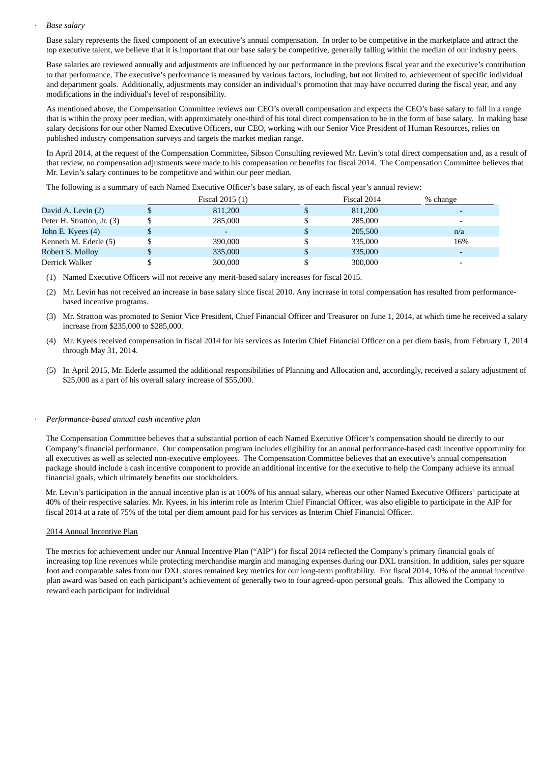- *Base salary*

Base salary represents the fixed component of an executive's annual compensation. In order to be competitive in the marketplace and attract the top executive talent, we believe that it is important that our base salary be competitive, generally falling within the median of our industry peers.

Base salaries are reviewed annually and adjustments are influenced by our performance in the previous fiscal year and the executive's contribution to that performance. The executive's performance is measured by various factors, including, but not limited to, achievement of specific individual and department goals. Additionally, adjustments may consider an individual's promotion that may have occurred during the fiscal year, and any modifications in the individual's level of responsibility.

As mentioned above, the Compensation Committee reviews our CEO's overall compensation and expects the CEO's base salary to fall in a range that is within the proxy peer median, with approximately one-third of his total direct compensation to be in the form of base salary. In making base salary decisions for our other Named Executive Officers, our CEO, working with our Senior Vice President of Human Resources, relies on published industry compensation surveys and targets the market median range.

In April 2014, at the request of the Compensation Committee, Sibson Consulting reviewed Mr. Levin's total direct compensation and, as a result of that review, no compensation adjustments were made to his compensation or benefits for fiscal 2014. The Compensation Committee believes that Mr. Levin's salary continues to be competitive and within our peer median.

The following is a summary of each Named Executive Officer's base salary, as of each fiscal year's annual review:

| | Fiscal 2015 (1) | Fiscal 2014 | % change |
|---|---|---|---|
| David A. Levin (2) | $ 811,200 | $ 811,200 | - |
| Peter H. Stratton, Jr. (3) | $ 285,000 | $ 285,000 | - |
| John E. Kyees (4) | $ - | $ 205,500 | n/a |
| Kenneth M. Ederle (5) | $ 390,000 | $ 335,000 | 16% |
| Robert S. Molloy | $ 335,000 | $ 335,000 | - |
| Derrick Walker | $ 300,000 | $ 300,000 | - |

(1) Named Executive Officers will not receive any merit-based salary increases for fiscal 2015.

(2) Mr. Levin has not received an increase in base salary since fiscal 2010. Any increase in total compensation has resulted from performance-based incentive programs.

(3) Mr. Stratton was promoted to Senior Vice President, Chief Financial Officer and Treasurer on June 1, 2014, at which time he received a salary increase from $235,000 to $285,000.

(4) Mr. Kyees received compensation in fiscal 2014 for his services as Interim Chief Financial Officer on a per diem basis, from February 1, 2014 through May 31, 2014.

(5) In April 2015, Mr. Ederle assumed the additional responsibilities of Planning and Allocation and, accordingly, received a salary adjustment of $25,000 as a part of his overall salary increase of $55,000.

- *Performance-based annual cash incentive plan*

The Compensation Committee believes that a substantial portion of each Named Executive Officer's compensation should tie directly to our Company's financial performance. Our compensation program includes eligibility for an annual performance-based cash incentive opportunity for all executives as well as selected non-executive employees. The Compensation Committee believes that an executive's annual compensation package should include a cash incentive component to provide an additional incentive for the executive to help the Company achieve its annual financial goals, which ultimately benefits our stockholders.

Mr. Levin's participation in the annual incentive plan is at 100% of his annual salary, whereas our other Named Executive Officers' participate at 40% of their respective salaries. Mr. Kyees, in his interim role as Interim Chief Financial Officer, was also eligible to participate in the AIP for fiscal 2014 at a rate of 75% of the total per diem amount paid for his services as Interim Chief Financial Officer.

2014 Annual Incentive Plan

The metrics for achievement under our Annual Incentive Plan ("AIP") for fiscal 2014 reflected the Company's primary financial goals of increasing top line revenues while protecting merchandise margin and managing expenses during our DXL transition. In addition, sales per square foot and comparable sales from our DXL stores remained key metrics for our long-term profitability. For fiscal 2014, 10% of the annual incentive plan award was based on each participant's achievement of generally two to four agreed-upon personal goals. This allowed the Company to reward each participant for individual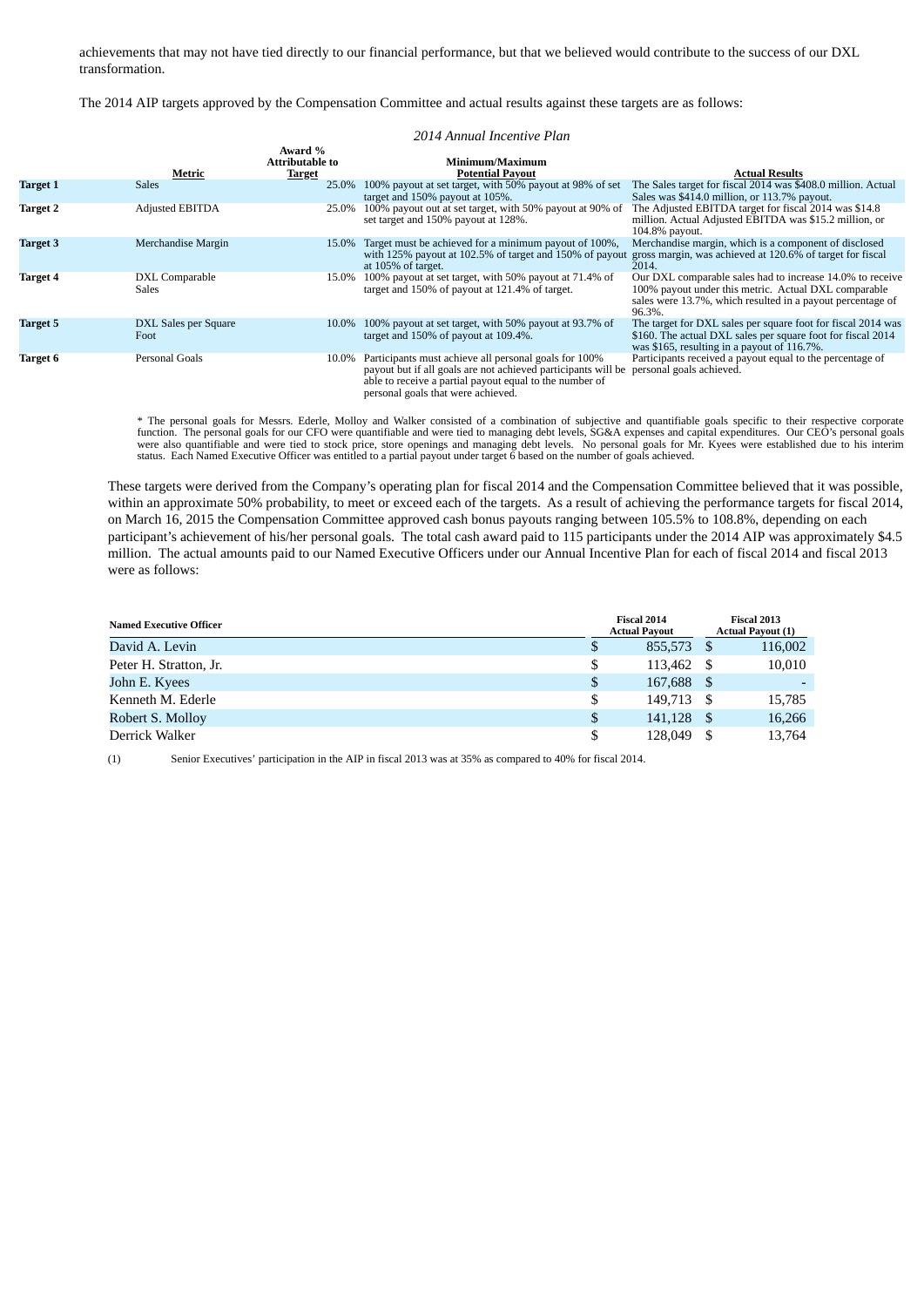achievements that may not have tied directly to our financial performance, but that we believed would contribute to the success of our DXL transformation.

The 2014 AIP targets approved by the Compensation Committee and actual results against these targets are as follows:

*2014 Annual Incentive Plan*

| | Metric | Award % Attributable to Target | Minimum/Maximum Potential Payout | Actual Results |
|---|---|---|---|---|
| **Target 1** | Sales | 25.0% | 100% payout at set target, with 50% payout at 98% of set target and 150% payout at 105%. | The Sales target for fiscal 2014 was $408.0 million. Actual Sales was $414.0 million, or 113.7% payout. |
| **Target 2** | Adjusted EBITDA | 25.0% | 100% payout out at set target, with 50% payout at 90% of set target and 150% payout at 128%. | The Adjusted EBITDA target for fiscal 2014 was $14.8 million. Actual Adjusted EBITDA was $15.2 million, or 104.8% payout. |
| **Target 3** | Merchandise Margin | 15.0% | Target must be achieved for a minimum payout of 100%, with 125% payout at 102.5% of target and 150% of payout at 105% of target. | Merchandise margin, which is a component of disclosed gross margin, was achieved at 120.6% of target for fiscal 2014. |
| **Target 4** | DXL Comparable Sales | 15.0% | 100% payout at set target, with 50% payout at 71.4% of target and 150% of payout at 121.4% of target. | Our DXL comparable sales had to increase 14.0% to receive 100% payout under this metric. Actual DXL comparable sales were 13.7%, which resulted in a payout percentage of 96.3%. |
| **Target 5** | DXL Sales per Square Foot | 10.0% | 100% payout at set target, with 50% payout at 93.7% of target and 150% of payout at 109.4%. | The target for DXL sales per square foot for fiscal 2014 was $160. The actual DXL sales per square foot for fiscal 2014 was $165, resulting in a payout of 116.7%. |
| **Target 6** | Personal Goals | 10.0% | Participants must achieve all personal goals for 100% payout but if all goals are not achieved participants will be able to receive a partial payout equal to the number of personal goals that were achieved. | Participants received a payout equal to the percentage of personal goals achieved. |

* The personal goals for Messrs. Ederle, Molloy and Walker consisted of a combination of subjective and quantifiable goals specific to their respective corporate function. The personal goals for our CFO were quantifiable and were tied to managing debt levels, SG&A expenses and capital expenditures. Our CEO's personal goals were also quantifiable and were tied to stock price, store openings and managing debt levels. No personal goals for Mr. Kyees were established due to his interim status. Each Named Executive Officer was entitled to a partial payout under target 6 based on the number of goals achieved.

These targets were derived from the Company's operating plan for fiscal 2014 and the Compensation Committee believed that it was possible, within an approximate 50% probability, to meet or exceed each of the targets. As a result of achieving the performance targets for fiscal 2014, on March 16, 2015 the Compensation Committee approved cash bonus payouts ranging between 105.5% to 108.8%, depending on each participant's achievement of his/her personal goals. The total cash award paid to 115 participants under the 2014 AIP was approximately $4.5 million. The actual amounts paid to our Named Executive Officers under our Annual Incentive Plan for each of fiscal 2014 and fiscal 2013 were as follows:

| Named Executive Officer | Fiscal 2014 Actual Payout | Fiscal 2013 Actual Payout (1) |
|---|---|---|
| David A. Levin | $ 855,573 | $ 116,002 |
| Peter H. Stratton, Jr. | $ 113,462 | $ 10,010 |
| John E. Kyees | $ 167,688 | $ - |
| Kenneth M. Ederle | $ 149,713 | $ 15,785 |
| Robert S. Molloy | $ 141,128 | $ 16,266 |
| Derrick Walker | $ 128,049 | $ 13,764 |

(1) Senior Executives' participation in the AIP in fiscal 2013 was at 35% as compared to 40% for fiscal 2014.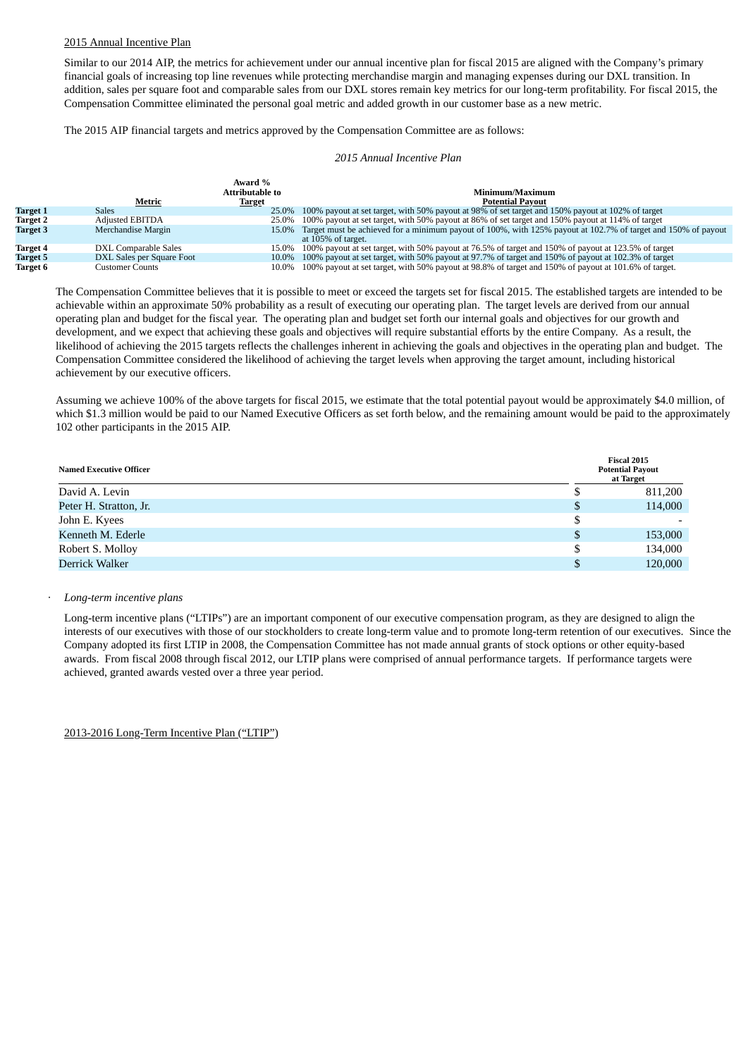2015 Annual Incentive Plan

Similar to our 2014 AIP, the metrics for achievement under our annual incentive plan for fiscal 2015 are aligned with the Company's primary financial goals of increasing top line revenues while protecting merchandise margin and managing expenses during our DXL transition. In addition, sales per square foot and comparable sales from our DXL stores remain key metrics for our long-term profitability. For fiscal 2015, the Compensation Committee eliminated the personal goal metric and added growth in our customer base as a new metric.

The 2015 AIP financial targets and metrics approved by the Compensation Committee are as follows:

*2015 Annual Incentive Plan*

| | Metric | Award % Attributable to Target | Minimum/Maximum Potential Payout |
|---|---|---|---|
| **Target 1** | Sales | 25.0% | 100% payout at set target, with 50% payout at 98% of set target and 150% payout at 102% of target |
| **Target 2** | Adjusted EBITDA | 25.0% | 100% payout at set target, with 50% payout at 86% of set target and 150% payout at 114% of target |
| **Target 3** | Merchandise Margin | 15.0% | Target must be achieved for a minimum payout of 100%, with 125% payout at 102.7% of target and 150% of payout at 105% of target. |
| **Target 4** | DXL Comparable Sales | 15.0% | 100% payout at set target, with 50% payout at 76.5% of target and 150% of payout at 123.5% of target |
| **Target 5** | DXL Sales per Square Foot | 10.0% | 100% payout at set target, with 50% payout at 97.7% of target and 150% of payout at 102.3% of target |
| **Target 6** | Customer Counts | 10.0% | 100% payout at set target, with 50% payout at 98.8% of target and 150% of payout at 101.6% of target. |

The Compensation Committee believes that it is possible to meet or exceed the targets set for fiscal 2015. The established targets are intended to be achievable within an approximate 50% probability as a result of executing our operating plan. The target levels are derived from our annual operating plan and budget for the fiscal year. The operating plan and budget set forth our internal goals and objectives for our growth and development, and we expect that achieving these goals and objectives will require substantial efforts by the entire Company. As a result, the likelihood of achieving the 2015 targets reflects the challenges inherent in achieving the goals and objectives in the operating plan and budget. The Compensation Committee considered the likelihood of achieving the target levels when approving the target amount, including historical achievement by our executive officers.

Assuming we achieve 100% of the above targets for fiscal 2015, we estimate that the total potential payout would be approximately $4.0 million, of which $1.3 million would be paid to our Named Executive Officers as set forth below, and the remaining amount would be paid to the approximately 102 other participants in the 2015 AIP.

| Named Executive Officer | Fiscal 2015 Potential Payout at Target |
|---|---|
| David A. Levin | $ 811,200 |
| Peter H. Stratton, Jr. | $ 114,000 |
| John E. Kyees | $ - |
| Kenneth M. Ederle | $ 153,000 |
| Robert S. Molloy | $ 134,000 |
| Derrick Walker | $ 120,000 |

- *Long-term incentive plans*

Long-term incentive plans ("LTIPs") are an important component of our executive compensation program, as they are designed to align the interests of our executives with those of our stockholders to create long-term value and to promote long-term retention of our executives. Since the Company adopted its first LTIP in 2008, the Compensation Committee has not made annual grants of stock options or other equity-based awards. From fiscal 2008 through fiscal 2012, our LTIP plans were comprised of annual performance targets. If performance targets were achieved, granted awards vested over a three year period.

2013-2016 Long-Term Incentive Plan ("LTIP")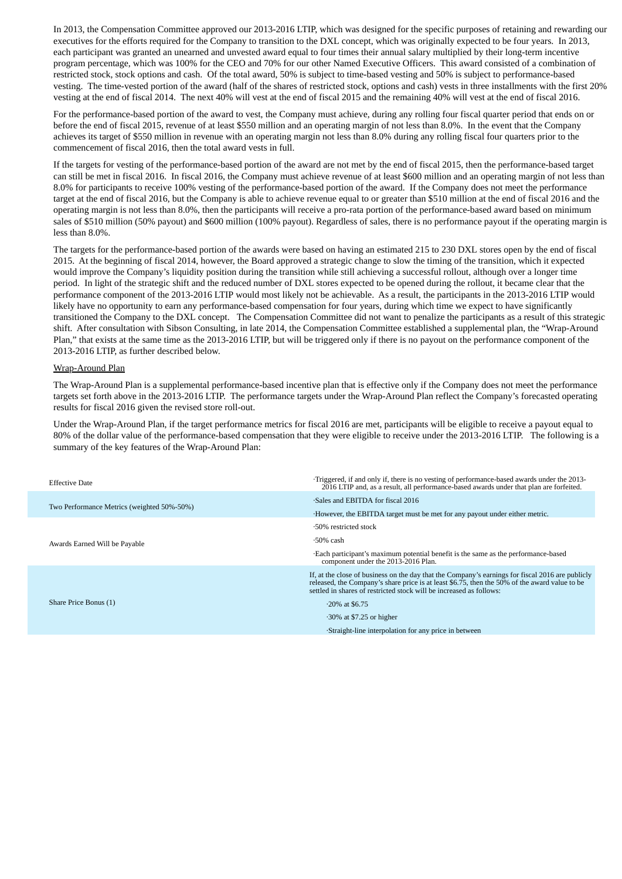In 2013, the Compensation Committee approved our 2013-2016 LTIP, which was designed for the specific purposes of retaining and rewarding our executives for the efforts required for the Company to transition to the DXL concept, which was originally expected to be four years. In 2013, each participant was granted an unearned and unvested award equal to four times their annual salary multiplied by their long-term incentive program percentage, which was 100% for the CEO and 70% for our other Named Executive Officers. This award consisted of a combination of restricted stock, stock options and cash. Of the total award, 50% is subject to time-based vesting and 50% is subject to performance-based vesting. The time-vested portion of the award (half of the shares of restricted stock, options and cash) vests in three installments with the first 20% vesting at the end of fiscal 2014. The next 40% will vest at the end of fiscal 2015 and the remaining 40% will vest at the end of fiscal 2016.

For the performance-based portion of the award to vest, the Company must achieve, during any rolling four fiscal quarter period that ends on or before the end of fiscal 2015, revenue of at least $550 million and an operating margin of not less than 8.0%. In the event that the Company achieves its target of $550 million in revenue with an operating margin not less than 8.0% during any rolling fiscal four quarters prior to the commencement of fiscal 2016, then the total award vests in full.

If the targets for vesting of the performance-based portion of the award are not met by the end of fiscal 2015, then the performance-based target can still be met in fiscal 2016. In fiscal 2016, the Company must achieve revenue of at least $600 million and an operating margin of not less than 8.0% for participants to receive 100% vesting of the performance-based portion of the award. If the Company does not meet the performance target at the end of fiscal 2016, but the Company is able to achieve revenue equal to or greater than $510 million at the end of fiscal 2016 and the operating margin is not less than 8.0%, then the participants will receive a pro-rata portion of the performance-based award based on minimum sales of $510 million (50% payout) and $600 million (100% payout). Regardless of sales, there is no performance payout if the operating margin is less than 8.0%.

The targets for the performance-based portion of the awards were based on having an estimated 215 to 230 DXL stores open by the end of fiscal 2015. At the beginning of fiscal 2014, however, the Board approved a strategic change to slow the timing of the transition, which it expected would improve the Company's liquidity position during the transition while still achieving a successful rollout, although over a longer time period. In light of the strategic shift and the reduced number of DXL stores expected to be opened during the rollout, it became clear that the performance component of the 2013-2016 LTIP would most likely not be achievable. As a result, the participants in the 2013-2016 LTIP would likely have no opportunity to earn any performance-based compensation for four years, during which time we expect to have significantly transitioned the Company to the DXL concept. The Compensation Committee did not want to penalize the participants as a result of this strategic shift. After consultation with Sibson Consulting, in late 2014, the Compensation Committee established a supplemental plan, the "Wrap-Around Plan," that exists at the same time as the 2013-2016 LTIP, but will be triggered only if there is no payout on the performance component of the 2013-2016 LTIP, as further described below.

Wrap-Around Plan

The Wrap-Around Plan is a supplemental performance-based incentive plan that is effective only if the Company does not meet the performance targets set forth above in the 2013-2016 LTIP. The performance targets under the Wrap-Around Plan reflect the Company's forecasted operating results for fiscal 2016 given the revised store roll-out.

Under the Wrap-Around Plan, if the target performance metrics for fiscal 2016 are met, participants will be eligible to receive a payout equal to 80% of the dollar value of the performance-based compensation that they were eligible to receive under the 2013-2016 LTIP. The following is a summary of the key features of the Wrap-Around Plan:

| | |
|---|---|
| Effective Date | ·Triggered, if and only if, there is no vesting of performance-based awards under the 2013-2016 LTIP and, as a result, all performance-based awards under that plan are forfeited. |
| Two Performance Metrics (weighted 50%-50%) | ·Sales and EBITDA for fiscal 2016<br>·However, the EBITDA target must be met for any payout under either metric. |
| Awards Earned Will be Payable | ·50% restricted stock<br>·50% cash<br>·Each participant's maximum potential benefit is the same as the performance-based component under the 2013-2016 Plan. |
| Share Price Bonus (1) | If, at the close of business on the day that the Company's earnings for fiscal 2016 are publicly released, the Company's share price is at least $6.75, then the 50% of the award value to be settled in shares of restricted stock will be increased as follows:<br>·20% at $6.75<br>·30% at $7.25 or higher<br>·Straight-line interpolation for any price in between |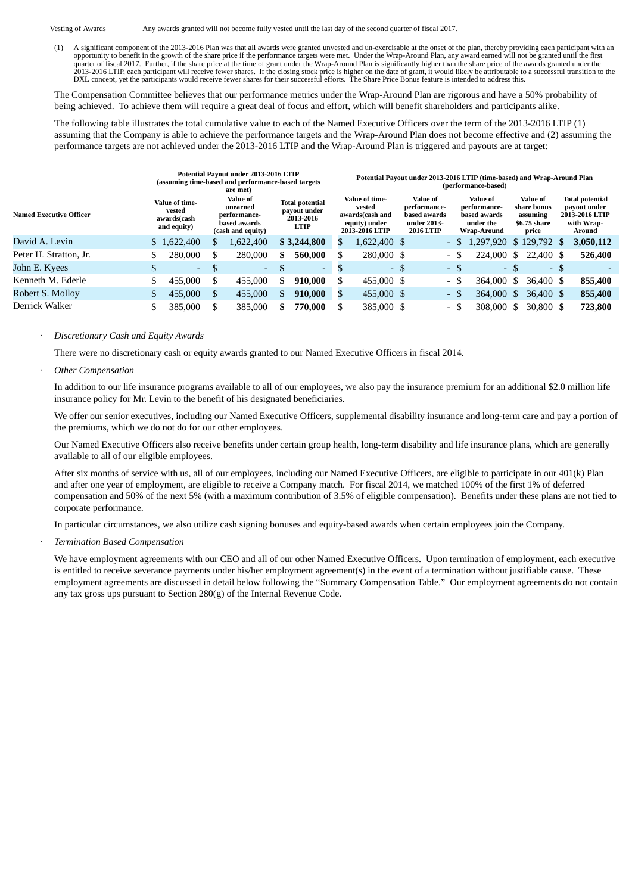| Vesting of Awards | Any awards granted will not become fully vested until the last day of the second quarter of fiscal 2017. |
|---|---|

(1) A significant component of the 2013-2016 Plan was that all awards were granted unvested and un-exercisable at the onset of the plan, thereby providing each participant with an opportunity to benefit in the growth of the share price if the performance targets were met. Under the Wrap-Around Plan, any award earned will not be granted until the first quarter of fiscal 2017. Further, if the share price at the time of grant under the Wrap-Around Plan is significantly higher than the share price of the awards granted under the 2013-2016 LTIP, each participant will receive fewer shares. If the closing stock price is higher on the date of grant, it would likely be attributable to a successful transition to the DXL concept, yet the participants would receive fewer shares for their successful efforts. The Share Price Bonus feature is intended to address this.

The Compensation Committee believes that our performance metrics under the Wrap-Around Plan are rigorous and have a 50% probability of being achieved. To achieve them will require a great deal of focus and effort, which will benefit shareholders and participants alike.

The following table illustrates the total cumulative value to each of the Named Executive Officers over the term of the 2013-2016 LTIP (1) assuming that the Company is able to achieve the performance targets and the Wrap-Around Plan does not become effective and (2) assuming the performance targets are not achieved under the 2013-2016 LTIP and the Wrap-Around Plan is triggered and payouts are at target:

| | Potential Payout under 2013-2016 LTIP (assuming time-based and performance-based targets are met) | | | Potential Payout under 2013-2016 LTIP (time-based) and Wrap-Around Plan (performance-based) | | | | |
|---|---|---|---|---|---|---|---|---|
| **Named Executive Officer** | **Value of time-vested awards(cash and equity)** | **Value of unearned performance-based awards (cash and equity)** | **Total potential payout under 2013-2016 LTIP** | **Value of time-vested awards(cash and equity) under 2013-2016 LTIP** | **Value of performance-based awards under 2013-2016 LTIP** | **Value of performance-based awards under the Wrap-Around** | **Value of share bonus assuming $6.75 share price** | **Total potential payout under 2013-2016 LTIP with Wrap-Around** |
| David A. Levin | $ 1,622,400 | $ 1,622,400 | **$ 3,244,800** | $ 1,622,400 | $ - | $ 1,297,920 | $ 129,792 | **$ 3,050,112** |
| Peter H. Stratton, Jr. | $ 280,000 | $ 280,000 | **$ 560,000** | $ 280,000 | $ - | $ 224,000 | $ 22,400 | **$ 526,400** |
| John E. Kyees | $ - | $ - | **$ -** | $ - | $ - | $ - | $ - | **$ -** |
| Kenneth M. Ederle | $ 455,000 | $ 455,000 | **$ 910,000** | $ 455,000 | $ - | $ 364,000 | $ 36,400 | **$ 855,400** |
| Robert S. Molloy | $ 455,000 | $ 455,000 | **$ 910,000** | $ 455,000 | $ - | $ 364,000 | $ 36,400 | **$ 855,400** |
| Derrick Walker | $ 385,000 | $ 385,000 | **$ 770,000** | $ 385,000 | $ - | $ 308,000 | $ 30,800 | **$ 723,800** |

- *Discretionary Cash and Equity Awards*

  There were no discretionary cash or equity awards granted to our Named Executive Officers in fiscal 2014.

- *Other Compensation*

  In addition to our life insurance programs available to all of our employees, we also pay the insurance premium for an additional $2.0 million life insurance policy for Mr. Levin to the benefit of his designated beneficiaries.

  We offer our senior executives, including our Named Executive Officers, supplemental disability insurance and long-term care and pay a portion of the premiums, which we do not do for our other employees.

  Our Named Executive Officers also receive benefits under certain group health, long-term disability and life insurance plans, which are generally available to all of our eligible employees.

  After six months of service with us, all of our employees, including our Named Executive Officers, are eligible to participate in our 401(k) Plan and after one year of employment, are eligible to receive a Company match. For fiscal 2014, we matched 100% of the first 1% of deferred compensation and 50% of the next 5% (with a maximum contribution of 3.5% of eligible compensation). Benefits under these plans are not tied to corporate performance.

  In particular circumstances, we also utilize cash signing bonuses and equity-based awards when certain employees join the Company.

- *Termination Based Compensation*

  We have employment agreements with our CEO and all of our other Named Executive Officers. Upon termination of employment, each executive is entitled to receive severance payments under his/her employment agreement(s) in the event of a termination without justifiable cause. These employment agreements are discussed in detail below following the "Summary Compensation Table." Our employment agreements do not contain any tax gross ups pursuant to Section 280(g) of the Internal Revenue Code.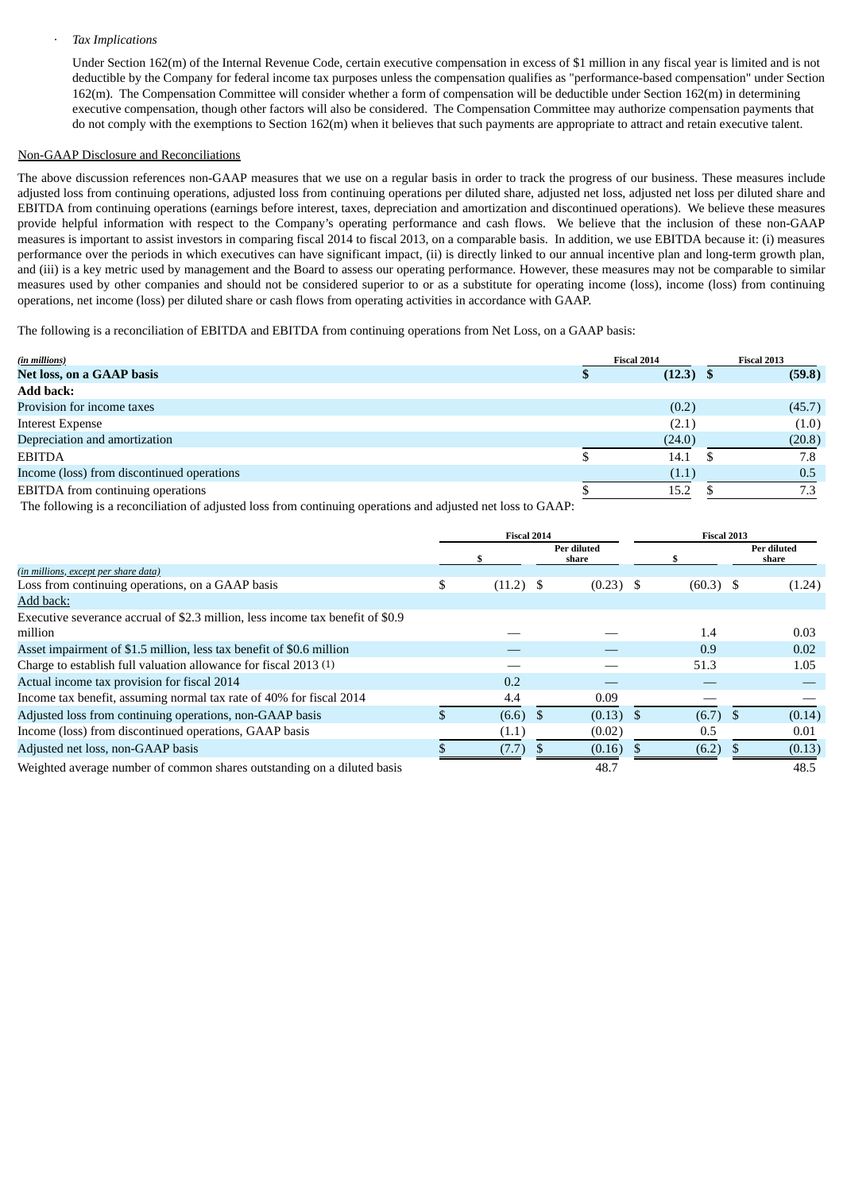- *Tax Implications*

  Under Section 162(m) of the Internal Revenue Code, certain executive compensation in excess of $1 million in any fiscal year is limited and is not deductible by the Company for federal income tax purposes unless the compensation qualifies as "performance-based compensation" under Section 162(m). The Compensation Committee will consider whether a form of compensation will be deductible under Section 162(m) in determining executive compensation, though other factors will also be considered. The Compensation Committee may authorize compensation payments that do not comply with the exemptions to Section 162(m) when it believes that such payments are appropriate to attract and retain executive talent.

Non-GAAP Disclosure and Reconciliations

The above discussion references non-GAAP measures that we use on a regular basis in order to track the progress of our business. These measures include adjusted loss from continuing operations, adjusted loss from continuing operations per diluted share, adjusted net loss, adjusted net loss per diluted share and EBITDA from continuing operations (earnings before interest, taxes, depreciation and amortization and discontinued operations). We believe these measures provide helpful information with respect to the Company's operating performance and cash flows. We believe that the inclusion of these non-GAAP measures is important to assist investors in comparing fiscal 2014 to fiscal 2013, on a comparable basis. In addition, we use EBITDA because it: (i) measures performance over the periods in which executives can have significant impact, (ii) is directly linked to our annual incentive plan and long-term growth plan, and (iii) is a key metric used by management and the Board to assess our operating performance. However, these measures may not be comparable to similar measures used by other companies and should not be considered superior to or as a substitute for operating income (loss), income (loss) from continuing operations, net income (loss) per diluted share or cash flows from operating activities in accordance with GAAP.

The following is a reconciliation of EBITDA and EBITDA from continuing operations from Net Loss, on a GAAP basis:

| *(in millions)* | Fiscal 2014 | Fiscal 2013 |
|---|---|---|
| **Net loss, on a GAAP basis** | **$ (12.3)** | **$ (59.8)** |
| **Add back:** | | |
| Provision for income taxes | (0.2) | (45.7) |
| Interest Expense | (2.1) | (1.0) |
| Depreciation and amortization | (24.0) | (20.8) |
| EBITDA | $ 14.1 | $ 7.8 |
| Income (loss) from discontinued operations | (1.1) | 0.5 |
| EBITDA from continuing operations | $ 15.2 | $ 7.3 |

The following is a reconciliation of adjusted loss from continuing operations and adjusted net loss to GAAP:

| | Fiscal 2014 | | Fiscal 2013 | |
|---|---|---|---|---|
| *(in millions, except per share data)* | $ | Per diluted share | $ | Per diluted share |
| Loss from continuing operations, on a GAAP basis | $ (11.2) | $ (0.23) | $ (60.3) | $ (1.24) |
| Add back: | | | | |
| Executive severance accrual of $2.3 million, less income tax benefit of $0.9 million | — | — | 1.4 | 0.03 |
| Asset impairment of $1.5 million, less tax benefit of $0.6 million | — | — | 0.9 | 0.02 |
| Charge to establish full valuation allowance for fiscal 2013 (1) | — | — | 51.3 | 1.05 |
| Actual income tax provision for fiscal 2014 | 0.2 | — | — | — |
| Income tax benefit, assuming normal tax rate of 40% for fiscal 2014 | 4.4 | 0.09 | — | — |
| Adjusted loss from continuing operations, non-GAAP basis | $ (6.6) | $ (0.13) | $ (6.7) | $ (0.14) |
| Income (loss) from discontinued operations, GAAP basis | (1.1) | (0.02) | 0.5 | 0.01 |
| Adjusted net loss, non-GAAP basis | $ (7.7) | $ (0.16) | $ (6.2) | $ (0.13) |
| Weighted average number of common shares outstanding on a diluted basis | | 48.7 | | 48.5 |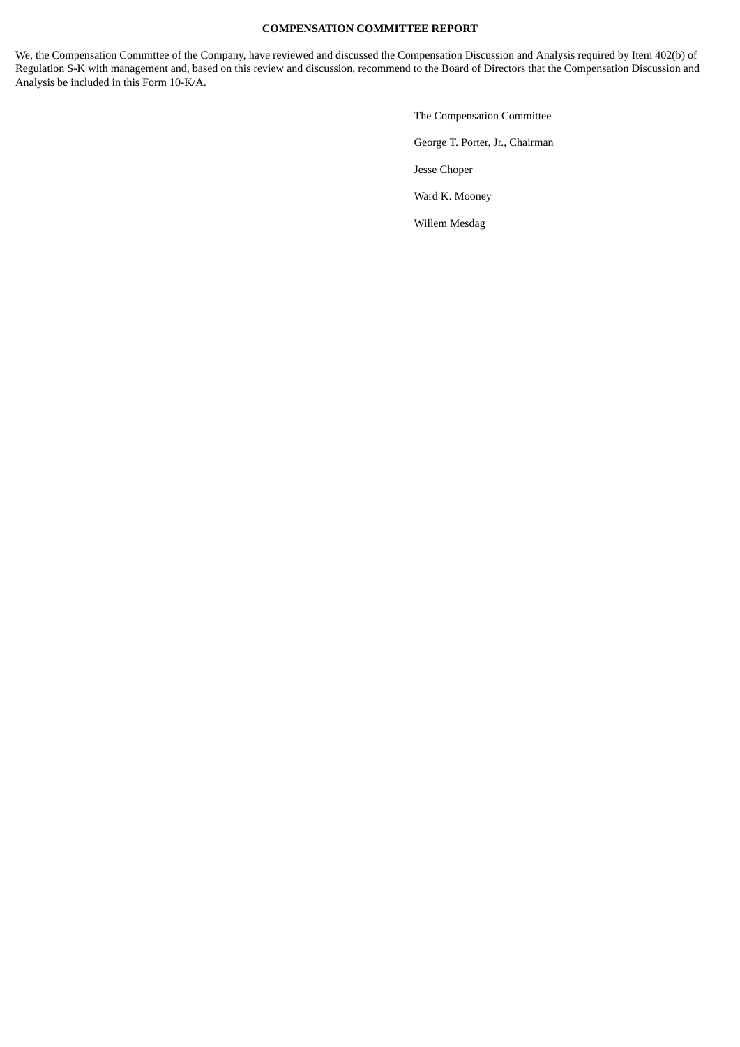**COMPENSATION COMMITTEE REPORT**

We, the Compensation Committee of the Company, have reviewed and discussed the Compensation Discussion and Analysis required by Item 402(b) of Regulation S-K with management and, based on this review and discussion, recommend to the Board of Directors that the Compensation Discussion and Analysis be included in this Form 10-K/A.

The Compensation Committee

George T. Porter, Jr., Chairman

Jesse Choper

Ward K. Mooney

Willem Mesdag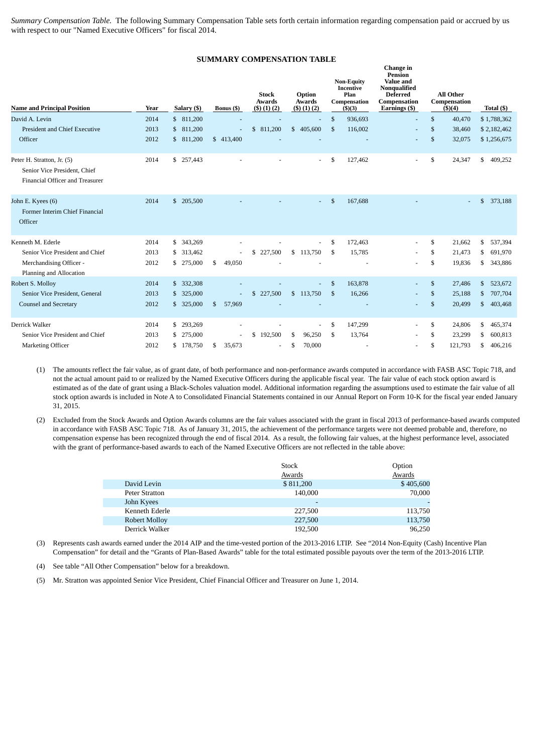*Summary Compensation Table.* The following Summary Compensation Table sets forth certain information regarding compensation paid or accrued by us with respect to our "Named Executive Officers" for fiscal 2014.

**SUMMARY COMPENSATION TABLE**

| Name and Principal Position | Year | Salary ($) | Bonus ($) | Stock Awards ($) (1) (2) | Option Awards ($) (1) (2) | Non-Equity Incentive Plan Compensation ($)(3) | Change in Pension Value and Nonqualified Deferred Compensation Earnings ($) | All Other Compensation ($)(4) | Total ($) |
|---|---|---|---|---|---|---|---|---|---|
| David A. Levin | 2014 | $ 811,200 | - | - | - | $ 936,693 | - | $ 40,470 | $ 1,788,362 |
| President and Chief Executive | 2013 | $ 811,200 | - | $ 811,200 | $ 405,600 | $ 116,002 | - | $ 38,460 | $ 2,182,462 |
| Officer | 2012 | $ 811,200 | $ 413,400 | - | - | - | - | $ 32,075 | $ 1,256,675 |
| Peter H. Stratton, Jr. (5) Senior Vice President, Chief Financial Officer and Treasurer | 2014 | $ 257,443 | - | - | - | $ 127,462 | - | $ 24,347 | $ 409,252 |
| John E. Kyees (6) Former Interim Chief Financial Officer | 2014 | $ 205,500 | - | - | - | $ 167,688 | - | - | $ 373,188 |
| Kenneth M. Ederle | 2014 | $ 343,269 | - | - | - | $ 172,463 | - | $ 21,662 | $ 537,394 |
| Senior Vice President and Chief | 2013 | $ 313,462 | - | $ 227,500 | $ 113,750 | $ 15,785 | - | $ 21,473 | $ 691,970 |
| Merchandising Officer - Planning and Allocation | 2012 | $ 275,000 | $ 49,050 | - | - | - | - | $ 19,836 | $ 343,886 |
| Robert S. Molloy | 2014 | $ 332,308 | - | - | - | $ 163,878 | - | $ 27,486 | $ 523,672 |
| Senior Vice President, General | 2013 | $ 325,000 | - | $ 227,500 | $ 113,750 | $ 16,266 | - | $ 25,188 | $ 707,704 |
| Counsel and Secretary | 2012 | $ 325,000 | $ 57,969 | - | - | - | - | $ 20,499 | $ 403,468 |
| Derrick Walker | 2014 | $ 293,269 | - | - | - | $ 147,299 | - | $ 24,806 | $ 465,374 |
| Senior Vice President and Chief | 2013 | $ 275,000 | - | $ 192,500 | $ 96,250 | $ 13,764 | - | $ 23,299 | $ 600,813 |
| Marketing Officer | 2012 | $ 178,750 | $ 35,673 | - | $ 70,000 | - | - | $ 121,793 | $ 406,216 |

(1) The amounts reflect the fair value, as of grant date, of both performance and non-performance awards computed in accordance with FASB ASC Topic 718, and not the actual amount paid to or realized by the Named Executive Officers during the applicable fiscal year. The fair value of each stock option award is estimated as of the date of grant using a Black-Scholes valuation model. Additional information regarding the assumptions used to estimate the fair value of all stock option awards is included in Note A to Consolidated Financial Statements contained in our Annual Report on Form 10-K for the fiscal year ended January 31, 2015.

(2) Excluded from the Stock Awards and Option Awards columns are the fair values associated with the grant in fiscal 2013 of performance-based awards computed in accordance with FASB ASC Topic 718. As of January 31, 2015, the achievement of the performance targets were not deemed probable and, therefore, no compensation expense has been recognized through the end of fiscal 2014. As a result, the following fair values, at the highest performance level, associated with the grant of performance-based awards to each of the Named Executive Officers are not reflected in the table above:

| | Stock Awards | Option Awards |
|---|---|---|
| David Levin | $ 811,200 | $ 405,600 |
| Peter Stratton | 140,000 | 70,000 |
| John Kyees | - | - |
| Kenneth Ederle | 227,500 | 113,750 |
| Robert Molloy | 227,500 | 113,750 |
| Derrick Walker | 192,500 | 96,250 |

(3) Represents cash awards earned under the 2014 AIP and the time-vested portion of the 2013-2016 LTIP. See "2014 Non-Equity (Cash) Incentive Plan Compensation" for detail and the "Grants of Plan-Based Awards" table for the total estimated possible payouts over the term of the 2013-2016 LTIP.

(4) See table "All Other Compensation" below for a breakdown.

(5) Mr. Stratton was appointed Senior Vice President, Chief Financial Officer and Treasurer on June 1, 2014.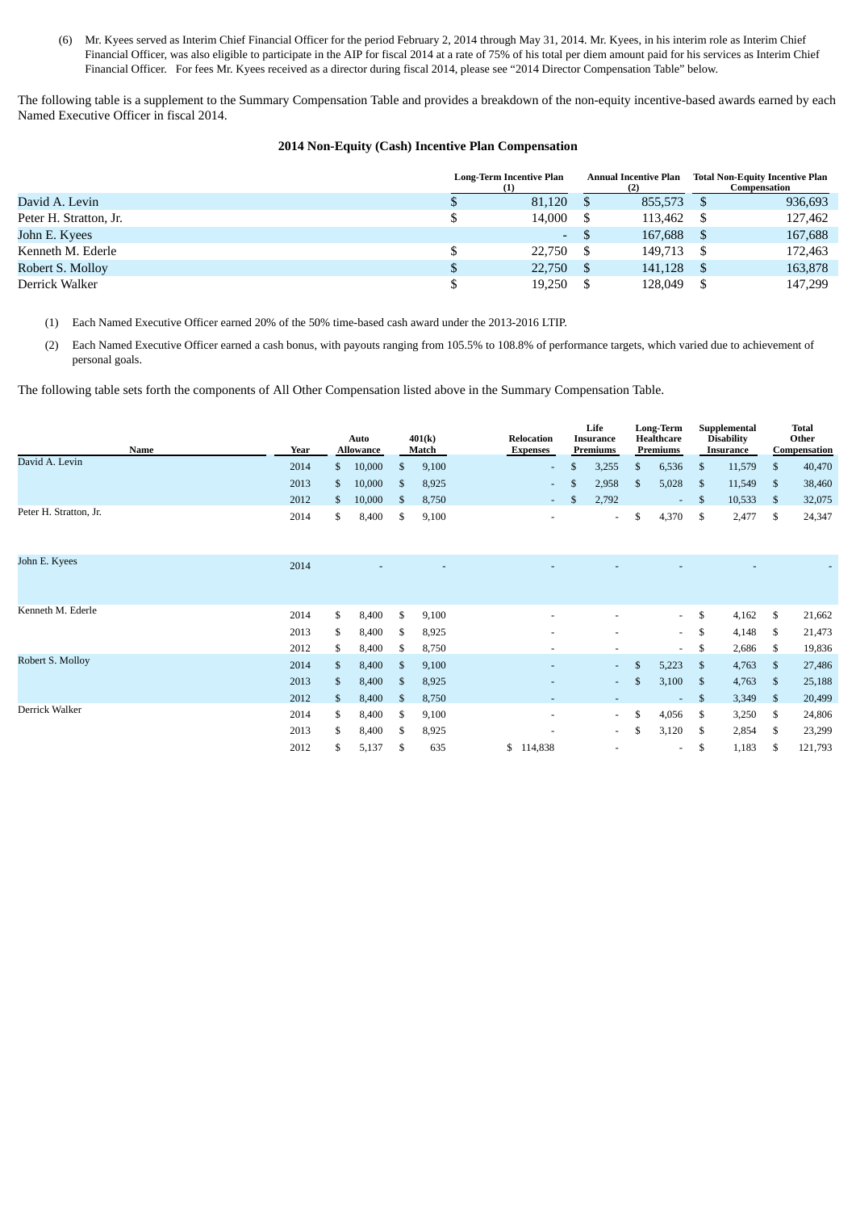(6) Mr. Kyees served as Interim Chief Financial Officer for the period February 2, 2014 through May 31, 2014. Mr. Kyees, in his interim role as Interim Chief Financial Officer, was also eligible to participate in the AIP for fiscal 2014 at a rate of 75% of his total per diem amount paid for his services as Interim Chief Financial Officer. For fees Mr. Kyees received as a director during fiscal 2014, please see "2014 Director Compensation Table" below.

The following table is a supplement to the Summary Compensation Table and provides a breakdown of the non-equity incentive-based awards earned by each Named Executive Officer in fiscal 2014.

**2014 Non-Equity (Cash) Incentive Plan Compensation**

| | Long-Term Incentive Plan (1) | Annual Incentive Plan (2) | Total Non-Equity Incentive Plan Compensation |
|---|---|---|---|
| David A. Levin | $ 81,120 | $ 855,573 | $ 936,693 |
| Peter H. Stratton, Jr. | $ 14,000 | $ 113,462 | $ 127,462 |
| John E. Kyees | - | $ 167,688 | $ 167,688 |
| Kenneth M. Ederle | $ 22,750 | $ 149,713 | $ 172,463 |
| Robert S. Molloy | $ 22,750 | $ 141,128 | $ 163,878 |
| Derrick Walker | $ 19,250 | $ 128,049 | $ 147,299 |

(1) Each Named Executive Officer earned 20% of the 50% time-based cash award under the 2013-2016 LTIP.

(2) Each Named Executive Officer earned a cash bonus, with payouts ranging from 105.5% to 108.8% of performance targets, which varied due to achievement of personal goals.

The following table sets forth the components of All Other Compensation listed above in the Summary Compensation Table.

| Name | Year | Auto Allowance | 401(k) Match | Relocation Expenses | Life Insurance Premiums | Long-Term Healthcare Premiums | Supplemental Disability Insurance | Total Other Compensation |
|---|---|---|---|---|---|---|---|---|
| David A. Levin | 2014 | $ 10,000 | $ 9,100 | - | $ 3,255 | $ 6,536 | $ 11,579 | $ 40,470 |
| | 2013 | $ 10,000 | $ 8,925 | - | $ 2,958 | $ 5,028 | $ 11,549 | $ 38,460 |
| | 2012 | $ 10,000 | $ 8,750 | - | $ 2,792 | - | $ 10,533 | $ 32,075 |
| Peter H. Stratton, Jr. | 2014 | $ 8,400 | $ 9,100 | - | - | $ 4,370 | $ 2,477 | $ 24,347 |
| John E. Kyees | 2014 | - | - | - | - | - | - | - |
| Kenneth M. Ederle | 2014 | $ 8,400 | $ 9,100 | - | - | - | $ 4,162 | $ 21,662 |
| | 2013 | $ 8,400 | $ 8,925 | - | - | - | $ 4,148 | $ 21,473 |
| | 2012 | $ 8,400 | $ 8,750 | - | - | - | $ 2,686 | $ 19,836 |
| Robert S. Molloy | 2014 | $ 8,400 | $ 9,100 | - | - | $ 5,223 | $ 4,763 | $ 27,486 |
| | 2013 | $ 8,400 | $ 8,925 | - | - | $ 3,100 | $ 4,763 | $ 25,188 |
| | 2012 | $ 8,400 | $ 8,750 | - | - | - | $ 3,349 | $ 20,499 |
| Derrick Walker | 2014 | $ 8,400 | $ 9,100 | - | - | $ 4,056 | $ 3,250 | $ 24,806 |
| | 2013 | $ 8,400 | $ 8,925 | - | - | $ 3,120 | $ 2,854 | $ 23,299 |
| | 2012 | $ 5,137 | $ 635 | $ 114,838 | - | - | $ 1,183 | $ 121,793 |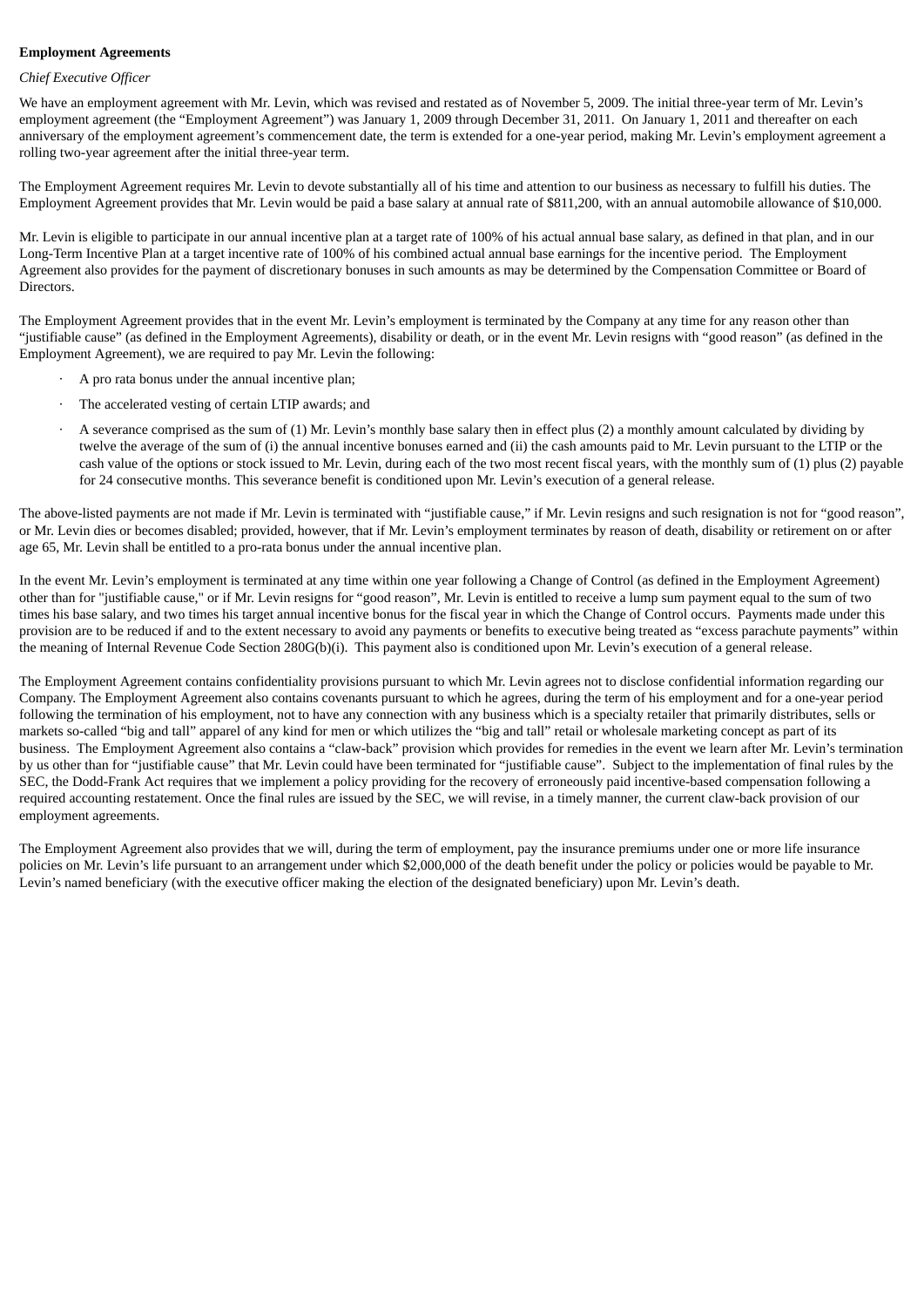**Employment Agreements**

*Chief Executive Officer*

We have an employment agreement with Mr. Levin, which was revised and restated as of November 5, 2009. The initial three-year term of Mr. Levin's employment agreement (the "Employment Agreement") was January 1, 2009 through December 31, 2011. On January 1, 2011 and thereafter on each anniversary of the employment agreement's commencement date, the term is extended for a one-year period, making Mr. Levin's employment agreement a rolling two-year agreement after the initial three-year term.

The Employment Agreement requires Mr. Levin to devote substantially all of his time and attention to our business as necessary to fulfill his duties. The Employment Agreement provides that Mr. Levin would be paid a base salary at annual rate of $811,200, with an annual automobile allowance of $10,000.

Mr. Levin is eligible to participate in our annual incentive plan at a target rate of 100% of his actual annual base salary, as defined in that plan, and in our Long-Term Incentive Plan at a target incentive rate of 100% of his combined actual annual base earnings for the incentive period. The Employment Agreement also provides for the payment of discretionary bonuses in such amounts as may be determined by the Compensation Committee or Board of Directors.

The Employment Agreement provides that in the event Mr. Levin's employment is terminated by the Company at any time for any reason other than "justifiable cause" (as defined in the Employment Agreements), disability or death, or in the event Mr. Levin resigns with "good reason" (as defined in the Employment Agreement), we are required to pay Mr. Levin the following:

- A pro rata bonus under the annual incentive plan;
- The accelerated vesting of certain LTIP awards; and
- A severance comprised as the sum of (1) Mr. Levin's monthly base salary then in effect plus (2) a monthly amount calculated by dividing by twelve the average of the sum of (i) the annual incentive bonuses earned and (ii) the cash amounts paid to Mr. Levin pursuant to the LTIP or the cash value of the options or stock issued to Mr. Levin, during each of the two most recent fiscal years, with the monthly sum of (1) plus (2) payable for 24 consecutive months. This severance benefit is conditioned upon Mr. Levin's execution of a general release.

The above-listed payments are not made if Mr. Levin is terminated with "justifiable cause," if Mr. Levin resigns and such resignation is not for "good reason", or Mr. Levin dies or becomes disabled; provided, however, that if Mr. Levin's employment terminates by reason of death, disability or retirement on or after age 65, Mr. Levin shall be entitled to a pro-rata bonus under the annual incentive plan.

In the event Mr. Levin's employment is terminated at any time within one year following a Change of Control (as defined in the Employment Agreement) other than for "justifiable cause," or if Mr. Levin resigns for "good reason", Mr. Levin is entitled to receive a lump sum payment equal to the sum of two times his base salary, and two times his target annual incentive bonus for the fiscal year in which the Change of Control occurs. Payments made under this provision are to be reduced if and to the extent necessary to avoid any payments or benefits to executive being treated as "excess parachute payments" within the meaning of Internal Revenue Code Section 280G(b)(i). This payment also is conditioned upon Mr. Levin's execution of a general release.

The Employment Agreement contains confidentiality provisions pursuant to which Mr. Levin agrees not to disclose confidential information regarding our Company. The Employment Agreement also contains covenants pursuant to which he agrees, during the term of his employment and for a one-year period following the termination of his employment, not to have any connection with any business which is a specialty retailer that primarily distributes, sells or markets so-called "big and tall" apparel of any kind for men or which utilizes the "big and tall" retail or wholesale marketing concept as part of its business. The Employment Agreement also contains a "claw-back" provision which provides for remedies in the event we learn after Mr. Levin's termination by us other than for "justifiable cause" that Mr. Levin could have been terminated for "justifiable cause". Subject to the implementation of final rules by the SEC, the Dodd-Frank Act requires that we implement a policy providing for the recovery of erroneously paid incentive-based compensation following a required accounting restatement. Once the final rules are issued by the SEC, we will revise, in a timely manner, the current claw-back provision of our employment agreements.

The Employment Agreement also provides that we will, during the term of employment, pay the insurance premiums under one or more life insurance policies on Mr. Levin's life pursuant to an arrangement under which $2,000,000 of the death benefit under the policy or policies would be payable to Mr. Levin's named beneficiary (with the executive officer making the election of the designated beneficiary) upon Mr. Levin's death.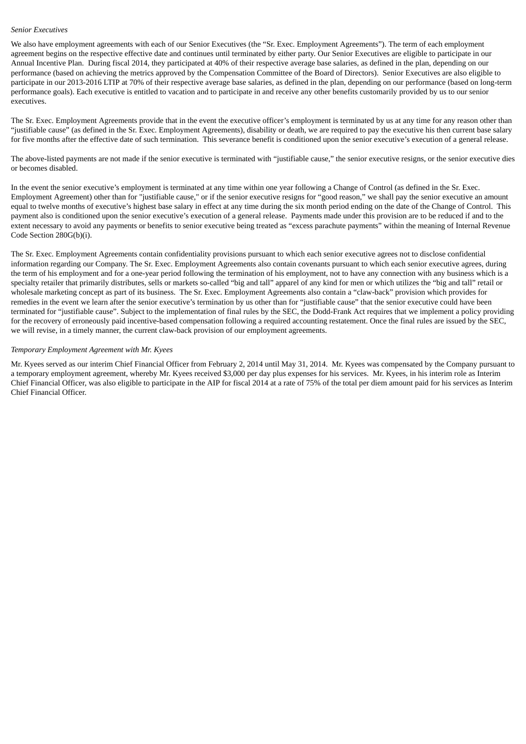*Senior Executives*

We also have employment agreements with each of our Senior Executives (the "Sr. Exec. Employment Agreements"). The term of each employment agreement begins on the respective effective date and continues until terminated by either party. Our Senior Executives are eligible to participate in our Annual Incentive Plan. During fiscal 2014, they participated at 40% of their respective average base salaries, as defined in the plan, depending on our performance (based on achieving the metrics approved by the Compensation Committee of the Board of Directors). Senior Executives are also eligible to participate in our 2013-2016 LTIP at 70% of their respective average base salaries, as defined in the plan, depending on our performance (based on long-term performance goals). Each executive is entitled to vacation and to participate in and receive any other benefits customarily provided by us to our senior executives.

The Sr. Exec. Employment Agreements provide that in the event the executive officer's employment is terminated by us at any time for any reason other than "justifiable cause" (as defined in the Sr. Exec. Employment Agreements), disability or death, we are required to pay the executive his then current base salary for five months after the effective date of such termination. This severance benefit is conditioned upon the senior executive's execution of a general release.

The above-listed payments are not made if the senior executive is terminated with "justifiable cause," the senior executive resigns, or the senior executive dies or becomes disabled.

In the event the senior executive's employment is terminated at any time within one year following a Change of Control (as defined in the Sr. Exec. Employment Agreement) other than for "justifiable cause," or if the senior executive resigns for "good reason," we shall pay the senior executive an amount equal to twelve months of executive's highest base salary in effect at any time during the six month period ending on the date of the Change of Control. This payment also is conditioned upon the senior executive's execution of a general release. Payments made under this provision are to be reduced if and to the extent necessary to avoid any payments or benefits to senior executive being treated as "excess parachute payments" within the meaning of Internal Revenue Code Section 280G(b)(i).

The Sr. Exec. Employment Agreements contain confidentiality provisions pursuant to which each senior executive agrees not to disclose confidential information regarding our Company. The Sr. Exec. Employment Agreements also contain covenants pursuant to which each senior executive agrees, during the term of his employment and for a one-year period following the termination of his employment, not to have any connection with any business which is a specialty retailer that primarily distributes, sells or markets so-called "big and tall" apparel of any kind for men or which utilizes the "big and tall" retail or wholesale marketing concept as part of its business. The Sr. Exec. Employment Agreements also contain a "claw-back" provision which provides for remedies in the event we learn after the senior executive's termination by us other than for "justifiable cause" that the senior executive could have been terminated for "justifiable cause". Subject to the implementation of final rules by the SEC, the Dodd-Frank Act requires that we implement a policy providing for the recovery of erroneously paid incentive-based compensation following a required accounting restatement. Once the final rules are issued by the SEC, we will revise, in a timely manner, the current claw-back provision of our employment agreements.

*Temporary Employment Agreement with Mr. Kyees*

Mr. Kyees served as our interim Chief Financial Officer from February 2, 2014 until May 31, 2014. Mr. Kyees was compensated by the Company pursuant to a temporary employment agreement, whereby Mr. Kyees received $3,000 per day plus expenses for his services. Mr. Kyees, in his interim role as Interim Chief Financial Officer, was also eligible to participate in the AIP for fiscal 2014 at a rate of 75% of the total per diem amount paid for his services as Interim Chief Financial Officer.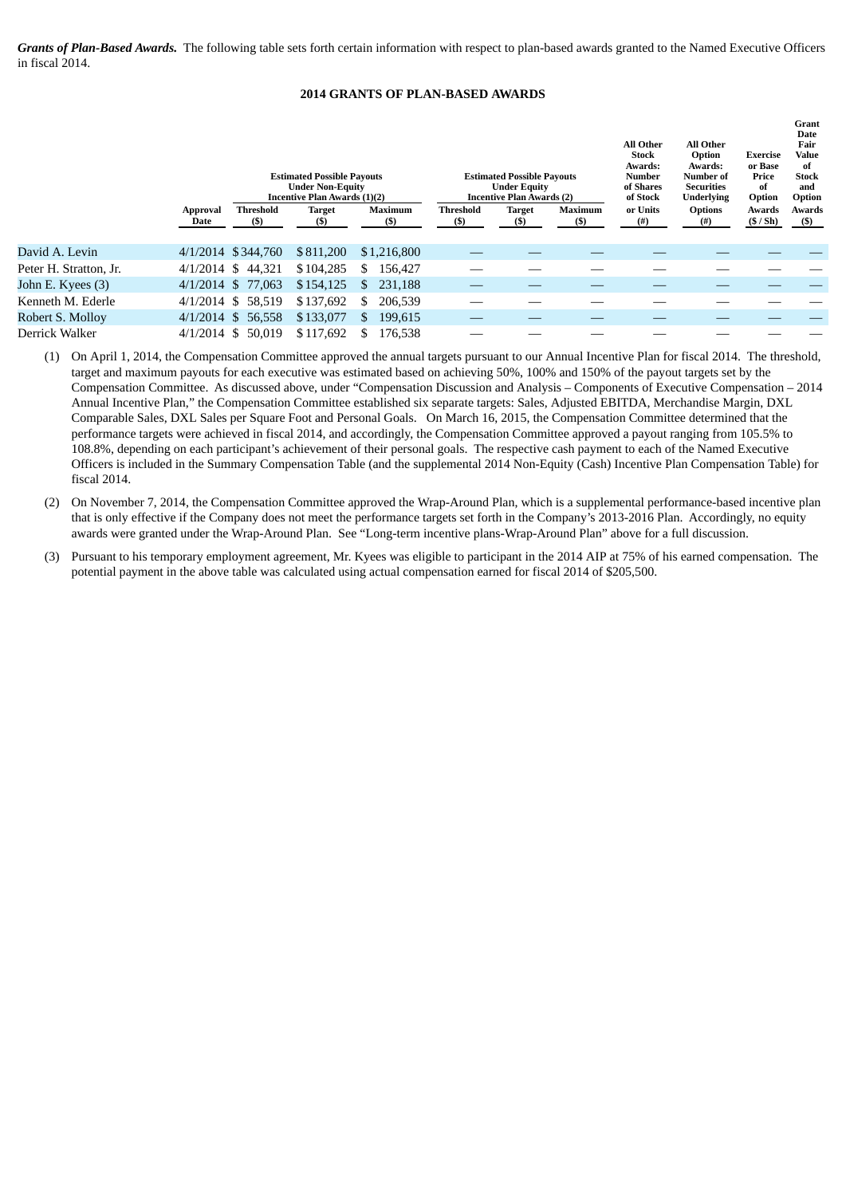***Grants of Plan-Based Awards.*** The following table sets forth certain information with respect to plan-based awards granted to the Named Executive Officers in fiscal 2014.

**2014 GRANTS OF PLAN-BASED AWARDS**

| | | Estimated Possible Payouts Under Non-Equity Incentive Plan Awards (1)(2) | | | Estimated Possible Payouts Under Equity Incentive Plan Awards (2) | | | All Other Stock Awards: Number of Shares of Stock or Units | All Other Option Awards: Number of Securities Underlying Options | Exercise or Base Price of Option Awards | Grant Date Fair Value of Stock and Option Awards |
|---|---|---|---|---|---|---|---|---|---|---|---|
| | Approval Date | Threshold ($) | Target ($) | Maximum ($) | Threshold ($) | Target ($) | Maximum ($) | (#) | (#) | ($ / Sh) | ($) |
| David A. Levin | 4/1/2014 | $344,760 | $811,200 | $1,216,800 | — | — | — | — | — | — | — |
| Peter H. Stratton, Jr. | 4/1/2014 | $ 44,321 | $104,285 | $ 156,427 | — | — | — | — | — | — | — |
| John E. Kyees (3) | 4/1/2014 | $ 77,063 | $154,125 | $ 231,188 | — | — | — | — | — | — | — |
| Kenneth M. Ederle | 4/1/2014 | $ 58,519 | $137,692 | $ 206,539 | — | — | — | — | — | — | — |
| Robert S. Molloy | 4/1/2014 | $ 56,558 | $133,077 | $ 199,615 | — | — | — | — | — | — | — |
| Derrick Walker | 4/1/2014 | $ 50,019 | $117,692 | $ 176,538 | — | — | — | — | — | — | — |

(1) On April 1, 2014, the Compensation Committee approved the annual targets pursuant to our Annual Incentive Plan for fiscal 2014. The threshold, target and maximum payouts for each executive was estimated based on achieving 50%, 100% and 150% of the payout targets set by the Compensation Committee. As discussed above, under "Compensation Discussion and Analysis – Components of Executive Compensation – 2014 Annual Incentive Plan," the Compensation Committee established six separate targets: Sales, Adjusted EBITDA, Merchandise Margin, DXL Comparable Sales, DXL Sales per Square Foot and Personal Goals. On March 16, 2015, the Compensation Committee determined that the performance targets were achieved in fiscal 2014, and accordingly, the Compensation Committee approved a payout ranging from 105.5% to 108.8%, depending on each participant's achievement of their personal goals. The respective cash payment to each of the Named Executive Officers is included in the Summary Compensation Table (and the supplemental 2014 Non-Equity (Cash) Incentive Plan Compensation Table) for fiscal 2014.

(2) On November 7, 2014, the Compensation Committee approved the Wrap-Around Plan, which is a supplemental performance-based incentive plan that is only effective if the Company does not meet the performance targets set forth in the Company's 2013-2016 Plan. Accordingly, no equity awards were granted under the Wrap-Around Plan. See "Long-term incentive plans-Wrap-Around Plan" above for a full discussion.

(3) Pursuant to his temporary employment agreement, Mr. Kyees was eligible to participant in the 2014 AIP at 75% of his earned compensation. The potential payment in the above table was calculated using actual compensation earned for fiscal 2014 of $205,500.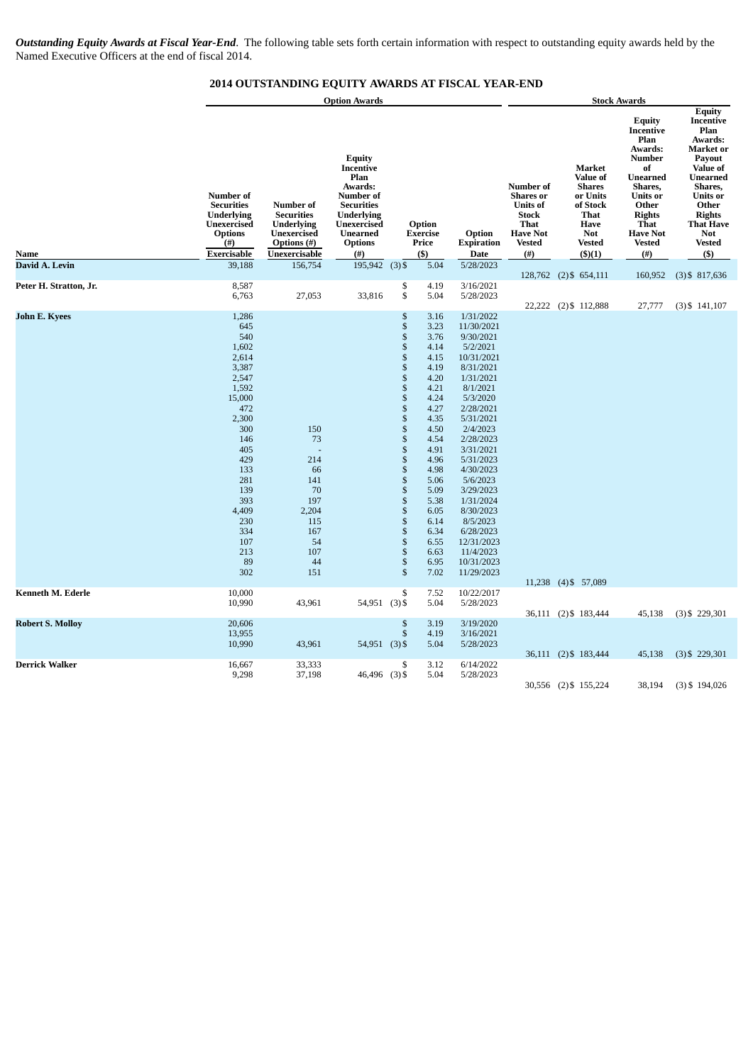***Outstanding Equity Awards at Fiscal Year-End***. The following table sets forth certain information with respect to outstanding equity awards held by the Named Executive Officers at the end of fiscal 2014.

## 2014 OUTSTANDING EQUITY AWARDS AT FISCAL YEAR-END

| | Option Awards | | | | | Stock Awards | | | |
|---|---|---|---|---|---|---|---|---|---|
| **Name** | **Number of Securities Underlying Unexercised Options (#) Exercisable** | **Number of Securities Underlying Unexercised Options (#) Unexercisable** | **Equity Incentive Plan Awards: Number of Securities Underlying Unexercised Unearned Options (#)** | **Option Exercise Price ($)** | **Option Expiration Date** | **Number of Shares or Units of Stock That Have Not Vested (#)** | **Market Value of Shares or Units of Stock That Have Not Vested ($)(1)** | **Equity Incentive Plan Awards: Number of Unearned Shares, Units or Other Rights That Have Not Vested (#)** | **Equity Incentive Plan Awards: Market or Payout Value of Unearned Shares, Units or Other Rights That Have Not Vested ($)** |
| **David A. Levin** | 39,188 | 156,754 | 195,942 (3) | $ 5.04 | 5/28/2023 | 128,762 (2) | $ 654,111 | 160,952 (3) | $ 817,636 |
| **Peter H. Stratton, Jr.** | 8,587 | | | $ 4.19 | 3/16/2021 | | | | |
| | 6,763 | 27,053 | 33,816 | $ 5.04 | 5/28/2023 | 22,222 (2) | $ 112,888 | 27,777 (3) | $ 141,107 |
| **John E. Kyees** | 1,286 | | | $ 3.16 | 1/31/2022 | | | | |
| | 645 | | | $ 3.23 | 11/30/2021 | | | | |
| | 540 | | | $ 3.76 | 9/30/2021 | | | | |
| | 1,602 | | | $ 4.14 | 5/2/2021 | | | | |
| | 2,614 | | | $ 4.15 | 10/31/2021 | | | | |
| | 3,387 | | | $ 4.19 | 8/31/2021 | | | | |
| | 2,547 | | | $ 4.20 | 1/31/2021 | | | | |
| | 1,592 | | | $ 4.21 | 8/1/2021 | | | | |
| | 15,000 | | | $ 4.24 | 5/3/2020 | | | | |
| | 472 | | | $ 4.27 | 2/28/2021 | | | | |
| | 2,300 | | | $ 4.35 | 5/31/2021 | | | | |
| | 300 | 150 | | $ 4.50 | 2/4/2023 | | | | |
| | 146 | 73 | | $ 4.54 | 2/28/2023 | | | | |
| | 405 | - | | $ 4.91 | 3/31/2021 | | | | |
| | 429 | 214 | | $ 4.96 | 5/31/2023 | | | | |
| | 133 | 66 | | $ 4.98 | 4/30/2023 | | | | |
| | 281 | 141 | | $ 5.06 | 5/6/2023 | | | | |
| | 139 | 70 | | $ 5.09 | 3/29/2023 | | | | |
| | 393 | 197 | | $ 5.38 | 1/31/2024 | | | | |
| | 4,409 | 2,204 | | $ 6.05 | 8/30/2023 | | | | |
| | 230 | 115 | | $ 6.14 | 8/5/2023 | | | | |
| | 334 | 167 | | $ 6.34 | 6/28/2023 | | | | |
| | 107 | 54 | | $ 6.55 | 12/31/2023 | | | | |
| | 213 | 107 | | $ 6.63 | 11/4/2023 | | | | |
| | 89 | 44 | | $ 6.95 | 10/31/2023 | | | | |
| | 302 | 151 | | $ 7.02 | 11/29/2023 | 11,238 (4) | $ 57,089 | | |
| **Kenneth M. Ederle** | 10,000 | | | $ 7.52 | 10/22/2017 | | | | |
| | 10,990 | 43,961 | 54,951 (3) | $ 5.04 | 5/28/2023 | 36,111 (2) | $ 183,444 | 45,138 (3) | $ 229,301 |
| **Robert S. Molloy** | 20,606 | | | $ 3.19 | 3/19/2020 | | | | |
| | 13,955 | | | $ 4.19 | 3/16/2021 | | | | |
| | 10,990 | 43,961 | 54,951 (3) | $ 5.04 | 5/28/2023 | 36,111 (2) | $ 183,444 | 45,138 (3) | $ 229,301 |
| **Derrick Walker** | 16,667 | 33,333 | | $ 3.12 | 6/14/2022 | | | | |
| | 9,298 | 37,198 | 46,496 (3) | $ 5.04 | 5/28/2023 | 30,556 (2) | $ 155,224 | 38,194 (3) | $ 194,026 |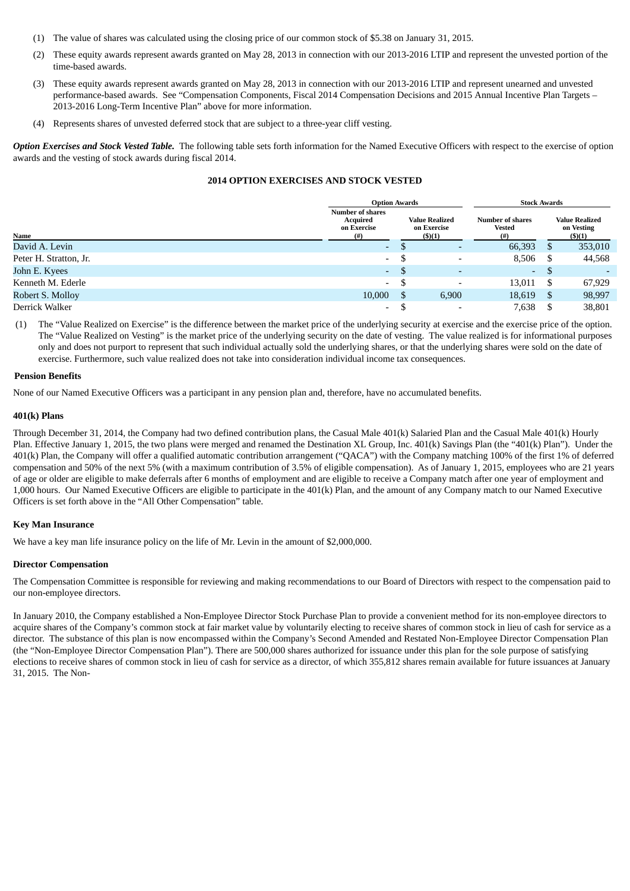(1) The value of shares was calculated using the closing price of our common stock of $5.38 on January 31, 2015.

(2) These equity awards represent awards granted on May 28, 2013 in connection with our 2013-2016 LTIP and represent the unvested portion of the time-based awards.

(3) These equity awards represent awards granted on May 28, 2013 in connection with our 2013-2016 LTIP and represent unearned and unvested performance-based awards. See "Compensation Components, Fiscal 2014 Compensation Decisions and 2015 Annual Incentive Plan Targets – 2013-2016 Long-Term Incentive Plan" above for more information.

(4) Represents shares of unvested deferred stock that are subject to a three-year cliff vesting.

***Option Exercises and Stock Vested Table.*** The following table sets forth information for the Named Executive Officers with respect to the exercise of option awards and the vesting of stock awards during fiscal 2014.

**2014 OPTION EXERCISES AND STOCK VESTED**

| | Option Awards | | Stock Awards | |
|---|---|---|---|---|
| Name | Number of shares Acquired on Exercise (#) | Value Realized on Exercise ($)(1) | Number of shares Vested (#) | Value Realized on Vesting ($)(1) |
| David A. Levin | - | $ - | 66,393 | $ 353,010 |
| Peter H. Stratton, Jr. | - | $ - | 8,506 | $ 44,568 |
| John E. Kyees | - | $ - | - | $ - |
| Kenneth M. Ederle | - | $ - | 13,011 | $ 67,929 |
| Robert S. Molloy | 10,000 | $ 6,900 | 18,619 | $ 98,997 |
| Derrick Walker | - | $ - | 7,638 | $ 38,801 |

(1) The "Value Realized on Exercise" is the difference between the market price of the underlying security at exercise and the exercise price of the option. The "Value Realized on Vesting" is the market price of the underlying security on the date of vesting. The value realized is for informational purposes only and does not purport to represent that such individual actually sold the underlying shares, or that the underlying shares were sold on the date of exercise. Furthermore, such value realized does not take into consideration individual income tax consequences.

**Pension Benefits**

None of our Named Executive Officers was a participant in any pension plan and, therefore, have no accumulated benefits.

**401(k) Plans**

Through December 31, 2014, the Company had two defined contribution plans, the Casual Male 401(k) Salaried Plan and the Casual Male 401(k) Hourly Plan. Effective January 1, 2015, the two plans were merged and renamed the Destination XL Group, Inc. 401(k) Savings Plan (the "401(k) Plan"). Under the 401(k) Plan, the Company will offer a qualified automatic contribution arrangement ("QACA") with the Company matching 100% of the first 1% of deferred compensation and 50% of the next 5% (with a maximum contribution of 3.5% of eligible compensation). As of January 1, 2015, employees who are 21 years of age or older are eligible to make deferrals after 6 months of employment and are eligible to receive a Company match after one year of employment and 1,000 hours. Our Named Executive Officers are eligible to participate in the 401(k) Plan, and the amount of any Company match to our Named Executive Officers is set forth above in the "All Other Compensation" table.

**Key Man Insurance**

We have a key man life insurance policy on the life of Mr. Levin in the amount of $2,000,000.

**Director Compensation**

The Compensation Committee is responsible for reviewing and making recommendations to our Board of Directors with respect to the compensation paid to our non-employee directors.

In January 2010, the Company established a Non-Employee Director Stock Purchase Plan to provide a convenient method for its non-employee directors to acquire shares of the Company's common stock at fair market value by voluntarily electing to receive shares of common stock in lieu of cash for service as a director. The substance of this plan is now encompassed within the Company's Second Amended and Restated Non-Employee Director Compensation Plan (the "Non-Employee Director Compensation Plan"). There are 500,000 shares authorized for issuance under this plan for the sole purpose of satisfying elections to receive shares of common stock in lieu of cash for service as a director, of which 355,812 shares remain available for future issuances at January 31, 2015. The Non-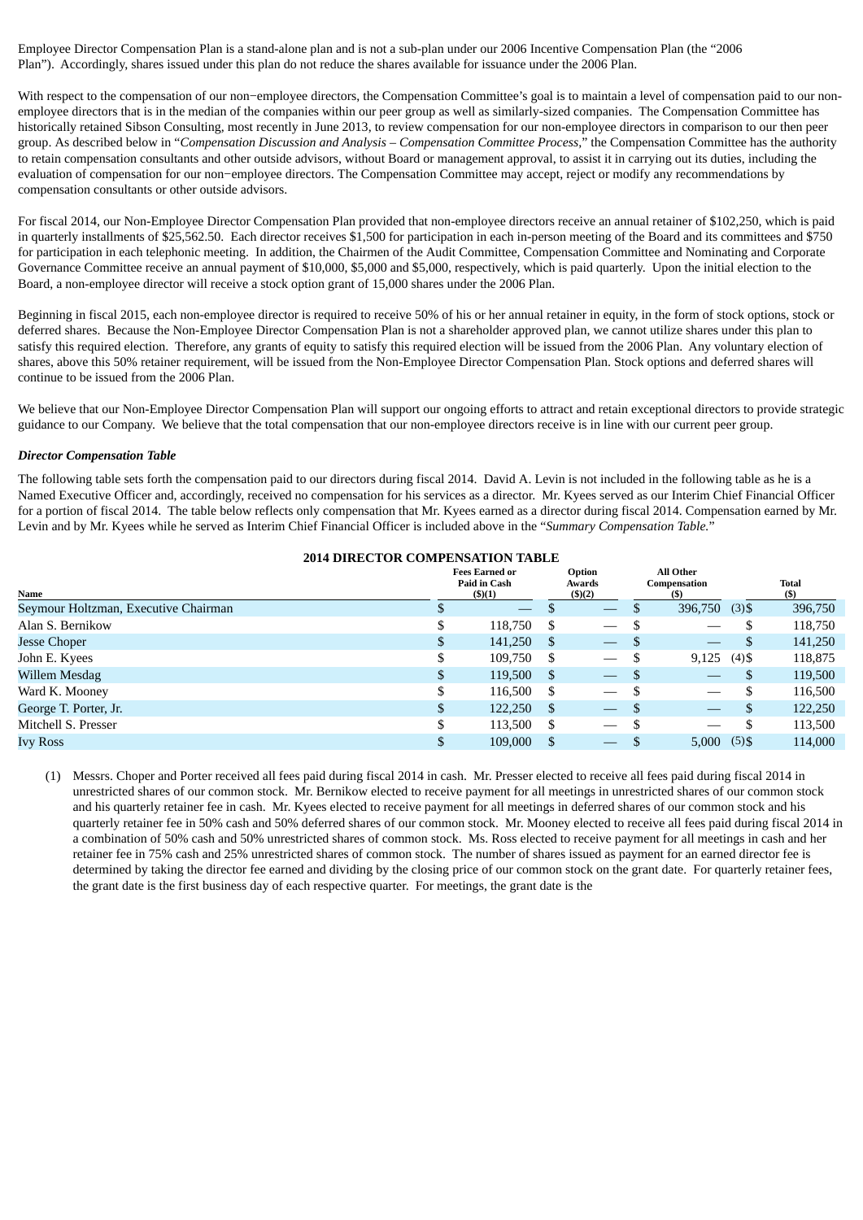Employee Director Compensation Plan is a stand-alone plan and is not a sub-plan under our 2006 Incentive Compensation Plan (the "2006 Plan"). Accordingly, shares issued under this plan do not reduce the shares available for issuance under the 2006 Plan.

With respect to the compensation of our non−employee directors, the Compensation Committee's goal is to maintain a level of compensation paid to our non-employee directors that is in the median of the companies within our peer group as well as similarly-sized companies. The Compensation Committee has historically retained Sibson Consulting, most recently in June 2013, to review compensation for our non-employee directors in comparison to our then peer group. As described below in "*Compensation Discussion and Analysis – Compensation Committee Process*," the Compensation Committee has the authority to retain compensation consultants and other outside advisors, without Board or management approval, to assist it in carrying out its duties, including the evaluation of compensation for our non−employee directors. The Compensation Committee may accept, reject or modify any recommendations by compensation consultants or other outside advisors.

For fiscal 2014, our Non-Employee Director Compensation Plan provided that non-employee directors receive an annual retainer of $102,250, which is paid in quarterly installments of $25,562.50. Each director receives $1,500 for participation in each in-person meeting of the Board and its committees and $750 for participation in each telephonic meeting. In addition, the Chairmen of the Audit Committee, Compensation Committee and Nominating and Corporate Governance Committee receive an annual payment of $10,000, $5,000 and $5,000, respectively, which is paid quarterly. Upon the initial election to the Board, a non-employee director will receive a stock option grant of 15,000 shares under the 2006 Plan.

Beginning in fiscal 2015, each non-employee director is required to receive 50% of his or her annual retainer in equity, in the form of stock options, stock or deferred shares. Because the Non-Employee Director Compensation Plan is not a shareholder approved plan, we cannot utilize shares under this plan to satisfy this required election. Therefore, any grants of equity to satisfy this required election will be issued from the 2006 Plan. Any voluntary election of shares, above this 50% retainer requirement, will be issued from the Non-Employee Director Compensation Plan. Stock options and deferred shares will continue to be issued from the 2006 Plan.

We believe that our Non-Employee Director Compensation Plan will support our ongoing efforts to attract and retain exceptional directors to provide strategic guidance to our Company. We believe that the total compensation that our non-employee directors receive is in line with our current peer group.

***Director Compensation Table***

The following table sets forth the compensation paid to our directors during fiscal 2014. David A. Levin is not included in the following table as he is a Named Executive Officer and, accordingly, received no compensation for his services as a director. Mr. Kyees served as our Interim Chief Financial Officer for a portion of fiscal 2014. The table below reflects only compensation that Mr. Kyees earned as a director during fiscal 2014. Compensation earned by Mr. Levin and by Mr. Kyees while he served as Interim Chief Financial Officer is included above in the "*Summary Compensation Table.*"

**2014 DIRECTOR COMPENSATION TABLE**

| Name | Fees Earned or Paid in Cash ($)(1) | Option Awards ($)(2) | All Other Compensation ($) | Total ($) |
|---|---|---|---|---|
| Seymour Holtzman, Executive Chairman | $ — | $ — | $ 396,750 (3) | $ 396,750 |
| Alan S. Bernikow | $ 118,750 | $ — | $ — | $ 118,750 |
| Jesse Choper | $ 141,250 | $ — | $ — | $ 141,250 |
| John E. Kyees | $ 109,750 | $ — | $ 9,125 (4) | $ 118,875 |
| Willem Mesdag | $ 119,500 | $ — | $ — | $ 119,500 |
| Ward K. Mooney | $ 116,500 | $ — | $ — | $ 116,500 |
| George T. Porter, Jr. | $ 122,250 | $ — | $ — | $ 122,250 |
| Mitchell S. Presser | $ 113,500 | $ — | $ — | $ 113,500 |
| Ivy Ross | $ 109,000 | $ — | $ 5,000 (5) | $ 114,000 |

(1) Messrs. Choper and Porter received all fees paid during fiscal 2014 in cash. Mr. Presser elected to receive all fees paid during fiscal 2014 in unrestricted shares of our common stock. Mr. Bernikow elected to receive payment for all meetings in unrestricted shares of our common stock and his quarterly retainer fee in cash. Mr. Kyees elected to receive payment for all meetings in deferred shares of our common stock and his quarterly retainer fee in 50% cash and 50% deferred shares of our common stock. Mr. Mooney elected to receive all fees paid during fiscal 2014 in a combination of 50% cash and 50% unrestricted shares of common stock. Ms. Ross elected to receive payment for all meetings in cash and her retainer fee in 75% cash and 25% unrestricted shares of common stock. The number of shares issued as payment for an earned director fee is determined by taking the director fee earned and dividing by the closing price of our common stock on the grant date. For quarterly retainer fees, the grant date is the first business day of each respective quarter. For meetings, the grant date is the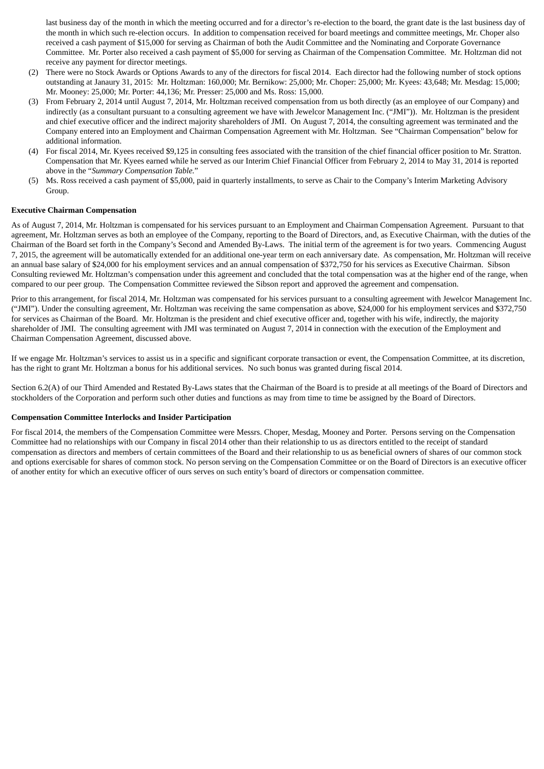last business day of the month in which the meeting occurred and for a director's re-election to the board, the grant date is the last business day of the month in which such re-election occurs. In addition to compensation received for board meetings and committee meetings, Mr. Choper also received a cash payment of $15,000 for serving as Chairman of both the Audit Committee and the Nominating and Corporate Governance Committee. Mr. Porter also received a cash payment of $5,000 for serving as Chairman of the Compensation Committee. Mr. Holtzman did not receive any payment for director meetings.

(2) There were no Stock Awards or Options Awards to any of the directors for fiscal 2014. Each director had the following number of stock options outstanding at Janaury 31, 2015: Mr. Holtzman: 160,000; Mr. Bernikow: 25,000; Mr. Choper: 25,000; Mr. Kyees: 43,648; Mr. Mesdag: 15,000; Mr. Mooney: 25,000; Mr. Porter: 44,136; Mr. Presser: 25,000 and Ms. Ross: 15,000.

(3) From February 2, 2014 until August 7, 2014, Mr. Holtzman received compensation from us both directly (as an employee of our Company) and indirectly (as a consultant pursuant to a consulting agreement we have with Jewelcor Management Inc. ("JMI")). Mr. Holtzman is the president and chief executive officer and the indirect majority shareholders of JMI. On August 7, 2014, the consulting agreement was terminated and the Company entered into an Employment and Chairman Compensation Agreement with Mr. Holtzman. See "Chairman Compensation" below for additional information.

(4) For fiscal 2014, Mr. Kyees received $9,125 in consulting fees associated with the transition of the chief financial officer position to Mr. Stratton. Compensation that Mr. Kyees earned while he served as our Interim Chief Financial Officer from February 2, 2014 to May 31, 2014 is reported above in the "*Summary Compensation Table.*"

(5) Ms. Ross received a cash payment of $5,000, paid in quarterly installments, to serve as Chair to the Company's Interim Marketing Advisory Group.

**Executive Chairman Compensation**

As of August 7, 2014, Mr. Holtzman is compensated for his services pursuant to an Employment and Chairman Compensation Agreement. Pursuant to that agreement, Mr. Holtzman serves as both an employee of the Company, reporting to the Board of Directors, and, as Executive Chairman, with the duties of the Chairman of the Board set forth in the Company's Second and Amended By-Laws. The initial term of the agreement is for two years. Commencing August 7, 2015, the agreement will be automatically extended for an additional one-year term on each anniversary date. As compensation, Mr. Holtzman will receive an annual base salary of $24,000 for his employment services and an annual compensation of $372,750 for his services as Executive Chairman. Sibson Consulting reviewed Mr. Holtzman's compensation under this agreement and concluded that the total compensation was at the higher end of the range, when compared to our peer group. The Compensation Committee reviewed the Sibson report and approved the agreement and compensation.

Prior to this arrangement, for fiscal 2014, Mr. Holtzman was compensated for his services pursuant to a consulting agreement with Jewelcor Management Inc. ("JMI"). Under the consulting agreement, Mr. Holtzman was receiving the same compensation as above, $24,000 for his employment services and $372,750 for services as Chairman of the Board. Mr. Holtzman is the president and chief executive officer and, together with his wife, indirectly, the majority shareholder of JMI. The consulting agreement with JMI was terminated on August 7, 2014 in connection with the execution of the Employment and Chairman Compensation Agreement, discussed above.

If we engage Mr. Holtzman's services to assist us in a specific and significant corporate transaction or event, the Compensation Committee, at its discretion, has the right to grant Mr. Holtzman a bonus for his additional services. No such bonus was granted during fiscal 2014.

Section 6.2(A) of our Third Amended and Restated By-Laws states that the Chairman of the Board is to preside at all meetings of the Board of Directors and stockholders of the Corporation and perform such other duties and functions as may from time to time be assigned by the Board of Directors.

**Compensation Committee Interlocks and Insider Participation**

For fiscal 2014, the members of the Compensation Committee were Messrs. Choper, Mesdag, Mooney and Porter. Persons serving on the Compensation Committee had no relationships with our Company in fiscal 2014 other than their relationship to us as directors entitled to the receipt of standard compensation as directors and members of certain committees of the Board and their relationship to us as beneficial owners of shares of our common stock and options exercisable for shares of common stock. No person serving on the Compensation Committee or on the Board of Directors is an executive officer of another entity for which an executive officer of ours serves on such entity's board of directors or compensation committee.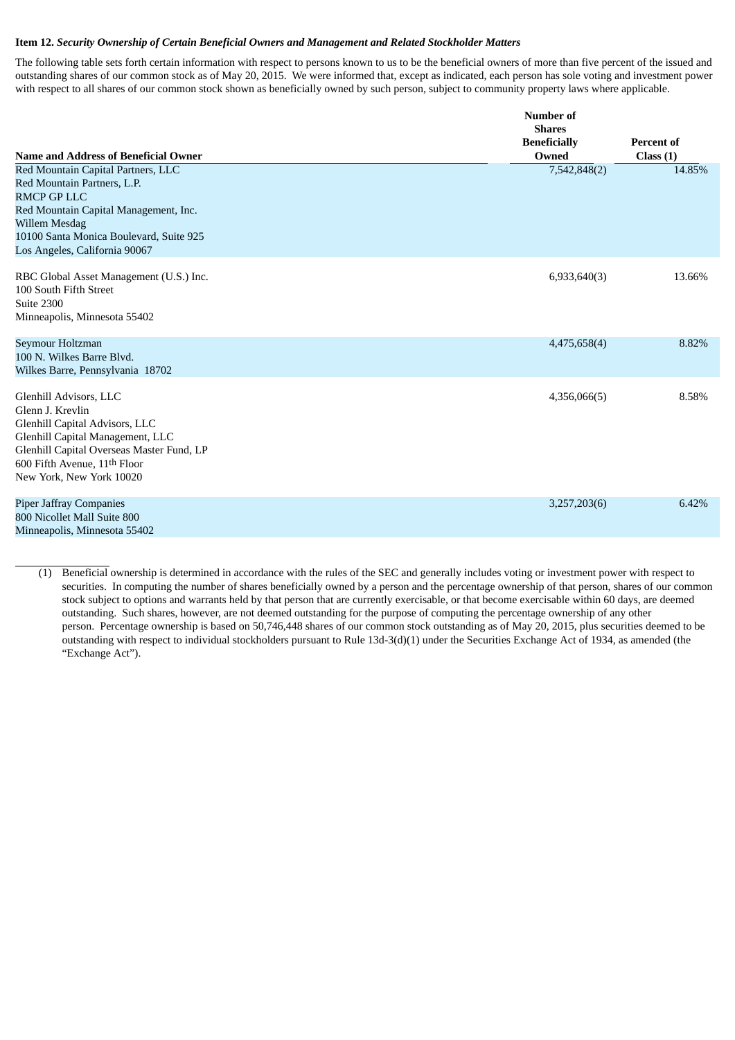**Item 12.** ***Security Ownership of Certain Beneficial Owners and Management and Related Stockholder Matters***

The following table sets forth certain information with respect to persons known to us to be the beneficial owners of more than five percent of the issued and outstanding shares of our common stock as of May 20, 2015. We were informed that, except as indicated, each person has sole voting and investment power with respect to all shares of our common stock shown as beneficially owned by such person, subject to community property laws where applicable.

| Name and Address of Beneficial Owner | Number of Shares Beneficially Owned | Percent of Class (1) |
|---|---|---|
| Red Mountain Capital Partners, LLC<br>Red Mountain Partners, L.P.<br>RMCP GP LLC<br>Red Mountain Capital Management, Inc.<br>Willem Mesdag<br>10100 Santa Monica Boulevard, Suite 925<br>Los Angeles, California 90067 | 7,542,848(2) | 14.85% |
| RBC Global Asset Management (U.S.) Inc.<br>100 South Fifth Street<br>Suite 2300<br>Minneapolis, Minnesota 55402 | 6,933,640(3) | 13.66% |
| Seymour Holtzman<br>100 N. Wilkes Barre Blvd.<br>Wilkes Barre, Pennsylvania 18702 | 4,475,658(4) | 8.82% |
| Glenhill Advisors, LLC<br>Glenn J. Krevlin<br>Glenhill Capital Advisors, LLC<br>Glenhill Capital Management, LLC<br>Glenhill Capital Overseas Master Fund, LP<br>600 Fifth Avenue, 11th Floor<br>New York, New York 10020 | 4,356,066(5) | 8.58% |
| Piper Jaffray Companies<br>800 Nicollet Mall Suite 800<br>Minneapolis, Minnesota 55402 | 3,257,203(6) | 6.42% |

(1) Beneficial ownership is determined in accordance with the rules of the SEC and generally includes voting or investment power with respect to securities. In computing the number of shares beneficially owned by a person and the percentage ownership of that person, shares of our common stock subject to options and warrants held by that person that are currently exercisable, or that become exercisable within 60 days, are deemed outstanding. Such shares, however, are not deemed outstanding for the purpose of computing the percentage ownership of any other person. Percentage ownership is based on 50,746,448 shares of our common stock outstanding as of May 20, 2015, plus securities deemed to be outstanding with respect to individual stockholders pursuant to Rule 13d-3(d)(1) under the Securities Exchange Act of 1934, as amended (the "Exchange Act").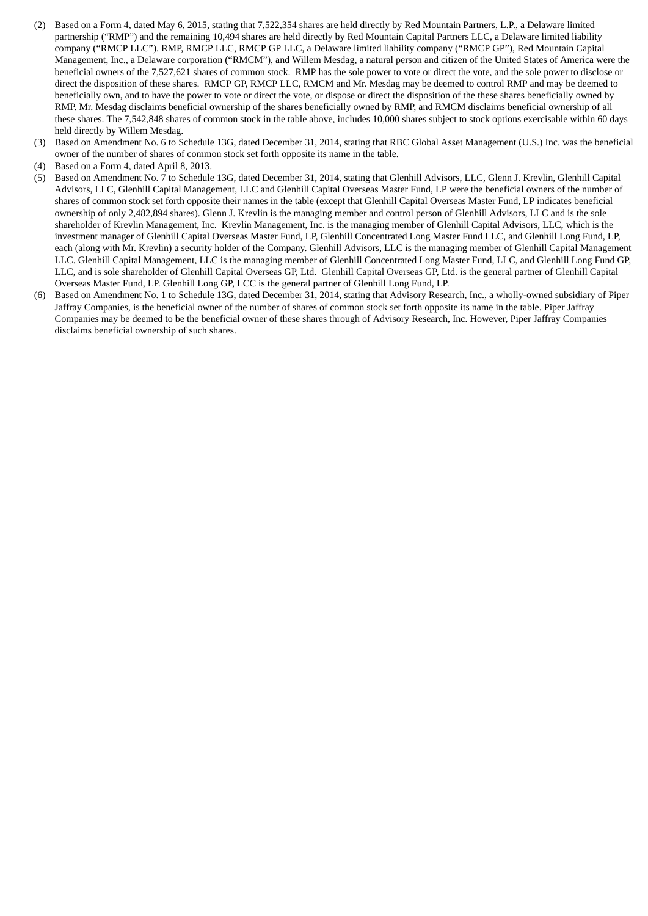(2) Based on a Form 4, dated May 6, 2015, stating that 7,522,354 shares are held directly by Red Mountain Partners, L.P., a Delaware limited partnership ("RMP") and the remaining 10,494 shares are held directly by Red Mountain Capital Partners LLC, a Delaware limited liability company ("RMCP LLC"). RMP, RMCP LLC, RMCP GP LLC, a Delaware limited liability company ("RMCP GP"), Red Mountain Capital Management, Inc., a Delaware corporation ("RMCM"), and Willem Mesdag, a natural person and citizen of the United States of America were the beneficial owners of the 7,527,621 shares of common stock. RMP has the sole power to vote or direct the vote, and the sole power to disclose or direct the disposition of these shares. RMCP GP, RMCP LLC, RMCM and Mr. Mesdag may be deemed to control RMP and may be deemed to beneficially own, and to have the power to vote or direct the vote, or dispose or direct the disposition of the these shares beneficially owned by RMP. Mr. Mesdag disclaims beneficial ownership of the shares beneficially owned by RMP, and RMCM disclaims beneficial ownership of all these shares. The 7,542,848 shares of common stock in the table above, includes 10,000 shares subject to stock options exercisable within 60 days held directly by Willem Mesdag.

(3) Based on Amendment No. 6 to Schedule 13G, dated December 31, 2014, stating that RBC Global Asset Management (U.S.) Inc. was the beneficial owner of the number of shares of common stock set forth opposite its name in the table.

(4) Based on a Form 4, dated April 8, 2013.

(5) Based on Amendment No. 7 to Schedule 13G, dated December 31, 2014, stating that Glenhill Advisors, LLC, Glenn J. Krevlin, Glenhill Capital Advisors, LLC, Glenhill Capital Management, LLC and Glenhill Capital Overseas Master Fund, LP were the beneficial owners of the number of shares of common stock set forth opposite their names in the table (except that Glenhill Capital Overseas Master Fund, LP indicates beneficial ownership of only 2,482,894 shares). Glenn J. Krevlin is the managing member and control person of Glenhill Advisors, LLC and is the sole shareholder of Krevlin Management, Inc. Krevlin Management, Inc. is the managing member of Glenhill Capital Advisors, LLC, which is the investment manager of Glenhill Capital Overseas Master Fund, LP, Glenhill Concentrated Long Master Fund LLC, and Glenhill Long Fund, LP, each (along with Mr. Krevlin) a security holder of the Company. Glenhill Advisors, LLC is the managing member of Glenhill Capital Management LLC. Glenhill Capital Management, LLC is the managing member of Glenhill Concentrated Long Master Fund, LLC, and Glenhill Long Fund GP, LLC, and is sole shareholder of Glenhill Capital Overseas GP, Ltd. Glenhill Capital Overseas GP, Ltd. is the general partner of Glenhill Capital Overseas Master Fund, LP. Glenhill Long GP, LCC is the general partner of Glenhill Long Fund, LP.

(6) Based on Amendment No. 1 to Schedule 13G, dated December 31, 2014, stating that Advisory Research, Inc., a wholly-owned subsidiary of Piper Jaffray Companies, is the beneficial owner of the number of shares of common stock set forth opposite its name in the table. Piper Jaffray Companies may be deemed to be the beneficial owner of these shares through of Advisory Research, Inc. However, Piper Jaffray Companies disclaims beneficial ownership of such shares.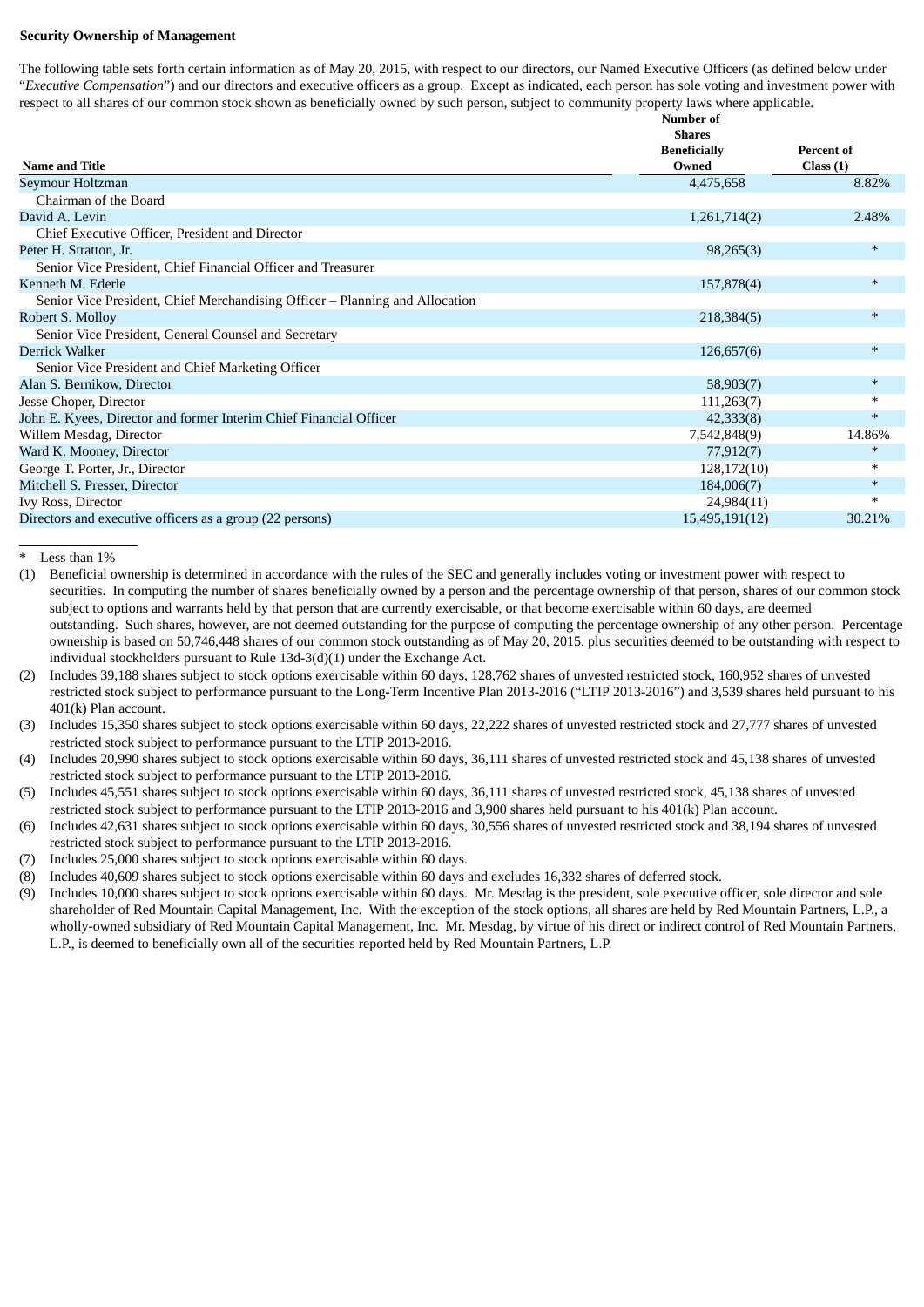**Security Ownership of Management**

The following table sets forth certain information as of May 20, 2015, with respect to our directors, our Named Executive Officers (as defined below under "*Executive Compensation*") and our directors and executive officers as a group. Except as indicated, each person has sole voting and investment power with respect to all shares of our common stock shown as beneficially owned by such person, subject to community property laws where applicable.

| Name and Title | Number of Shares Beneficially Owned | Percent of Class (1) |
|---|---|---|
| Seymour Holtzman<br>Chairman of the Board | 4,475,658 | 8.82% |
| David A. Levin<br>Chief Executive Officer, President and Director | 1,261,714(2) | 2.48% |
| Peter H. Stratton, Jr.<br>Senior Vice President, Chief Financial Officer and Treasurer | 98,265(3) | * |
| Kenneth M. Ederle<br>Senior Vice President, Chief Merchandising Officer – Planning and Allocation | 157,878(4) | * |
| Robert S. Molloy<br>Senior Vice President, General Counsel and Secretary | 218,384(5) | * |
| Derrick Walker<br>Senior Vice President and Chief Marketing Officer | 126,657(6) | * |
| Alan S. Bernikow, Director | 58,903(7) | * |
| Jesse Choper, Director | 111,263(7) | * |
| John E. Kyees, Director and former Interim Chief Financial Officer | 42,333(8) | * |
| Willem Mesdag, Director | 7,542,848(9) | 14.86% |
| Ward K. Mooney, Director | 77,912(7) | * |
| George T. Porter, Jr., Director | 128,172(10) | * |
| Mitchell S. Presser, Director | 184,006(7) | * |
| Ivy Ross, Director | 24,984(11) | * |
| Directors and executive officers as a group (22 persons) | 15,495,191(12) | 30.21% |

\* Less than 1%

(1) Beneficial ownership is determined in accordance with the rules of the SEC and generally includes voting or investment power with respect to securities. In computing the number of shares beneficially owned by a person and the percentage ownership of that person, shares of our common stock subject to options and warrants held by that person that are currently exercisable, or that become exercisable within 60 days, are deemed outstanding. Such shares, however, are not deemed outstanding for the purpose of computing the percentage ownership of any other person. Percentage ownership is based on 50,746,448 shares of our common stock outstanding as of May 20, 2015, plus securities deemed to be outstanding with respect to individual stockholders pursuant to Rule 13d-3(d)(1) under the Exchange Act.

(2) Includes 39,188 shares subject to stock options exercisable within 60 days, 128,762 shares of unvested restricted stock, 160,952 shares of unvested restricted stock subject to performance pursuant to the Long-Term Incentive Plan 2013-2016 ("LTIP 2013-2016") and 3,539 shares held pursuant to his 401(k) Plan account.

(3) Includes 15,350 shares subject to stock options exercisable within 60 days, 22,222 shares of unvested restricted stock and 27,777 shares of unvested restricted stock subject to performance pursuant to the LTIP 2013-2016.

(4) Includes 20,990 shares subject to stock options exercisable within 60 days, 36,111 shares of unvested restricted stock and 45,138 shares of unvested restricted stock subject to performance pursuant to the LTIP 2013-2016.

(5) Includes 45,551 shares subject to stock options exercisable within 60 days, 36,111 shares of unvested restricted stock, 45,138 shares of unvested restricted stock subject to performance pursuant to the LTIP 2013-2016 and 3,900 shares held pursuant to his 401(k) Plan account.

(6) Includes 42,631 shares subject to stock options exercisable within 60 days, 30,556 shares of unvested restricted stock and 38,194 shares of unvested restricted stock subject to performance pursuant to the LTIP 2013-2016.

(7) Includes 25,000 shares subject to stock options exercisable within 60 days.

(8) Includes 40,609 shares subject to stock options exercisable within 60 days and excludes 16,332 shares of deferred stock.

(9) Includes 10,000 shares subject to stock options exercisable within 60 days. Mr. Mesdag is the president, sole executive officer, sole director and sole shareholder of Red Mountain Capital Management, Inc. With the exception of the stock options, all shares are held by Red Mountain Partners, L.P., a wholly-owned subsidiary of Red Mountain Capital Management, Inc. Mr. Mesdag, by virtue of his direct or indirect control of Red Mountain Partners, L.P., is deemed to beneficially own all of the securities reported held by Red Mountain Partners, L.P.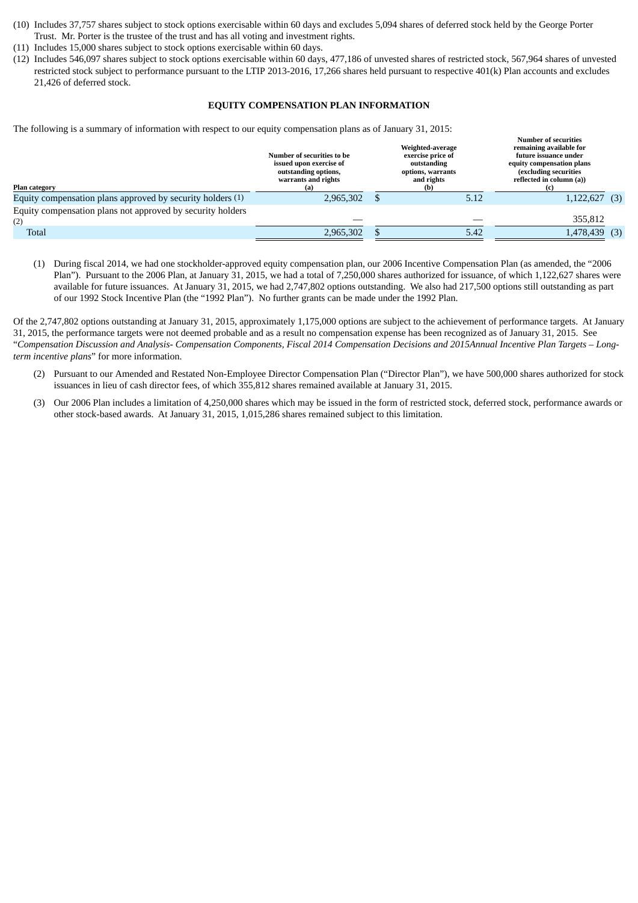(10) Includes 37,757 shares subject to stock options exercisable within 60 days and excludes 5,094 shares of deferred stock held by the George Porter Trust. Mr. Porter is the trustee of the trust and has all voting and investment rights.

(11) Includes 15,000 shares subject to stock options exercisable within 60 days.

(12) Includes 546,097 shares subject to stock options exercisable within 60 days, 477,186 of unvested shares of restricted stock, 567,964 shares of unvested restricted stock subject to performance pursuant to the LTIP 2013-2016, 17,266 shares held pursuant to respective 401(k) Plan accounts and excludes 21,426 of deferred stock.

## EQUITY COMPENSATION PLAN INFORMATION

The following is a summary of information with respect to our equity compensation plans as of January 31, 2015:

| Plan category | Number of securities to be issued upon exercise of outstanding options, warrants and rights (a) | Weighted-average exercise price of outstanding options, warrants and rights (b) | Number of securities remaining available for future issuance under equity compensation plans (excluding securities reflected in column (a)) (c) |
|---|---|---|---|
| Equity compensation plans approved by security holders (1) | 2,965,302 | $ 5.12 | 1,122,627 (3) |
| Equity compensation plans not approved by security holders (2) | — | — | 355,812 |
| Total | 2,965,302 | $ 5.42 | 1,478,439 (3) |

(1) During fiscal 2014, we had one stockholder-approved equity compensation plan, our 2006 Incentive Compensation Plan (as amended, the "2006 Plan"). Pursuant to the 2006 Plan, at January 31, 2015, we had a total of 7,250,000 shares authorized for issuance, of which 1,122,627 shares were available for future issuances. At January 31, 2015, we had 2,747,802 options outstanding. We also had 217,500 options still outstanding as part of our 1992 Stock Incentive Plan (the "1992 Plan"). No further grants can be made under the 1992 Plan.

Of the 2,747,802 options outstanding at January 31, 2015, approximately 1,175,000 options are subject to the achievement of performance targets. At January 31, 2015, the performance targets were not deemed probable and as a result no compensation expense has been recognized as of January 31, 2015. See "*Compensation Discussion and Analysis- Compensation Components, Fiscal 2014 Compensation Decisions and 2015Annual Incentive Plan Targets – Long-term incentive plans*" for more information.

(2) Pursuant to our Amended and Restated Non-Employee Director Compensation Plan ("Director Plan"), we have 500,000 shares authorized for stock issuances in lieu of cash director fees, of which 355,812 shares remained available at January 31, 2015.

(3) Our 2006 Plan includes a limitation of 4,250,000 shares which may be issued in the form of restricted stock, deferred stock, performance awards or other stock-based awards. At January 31, 2015, 1,015,286 shares remained subject to this limitation.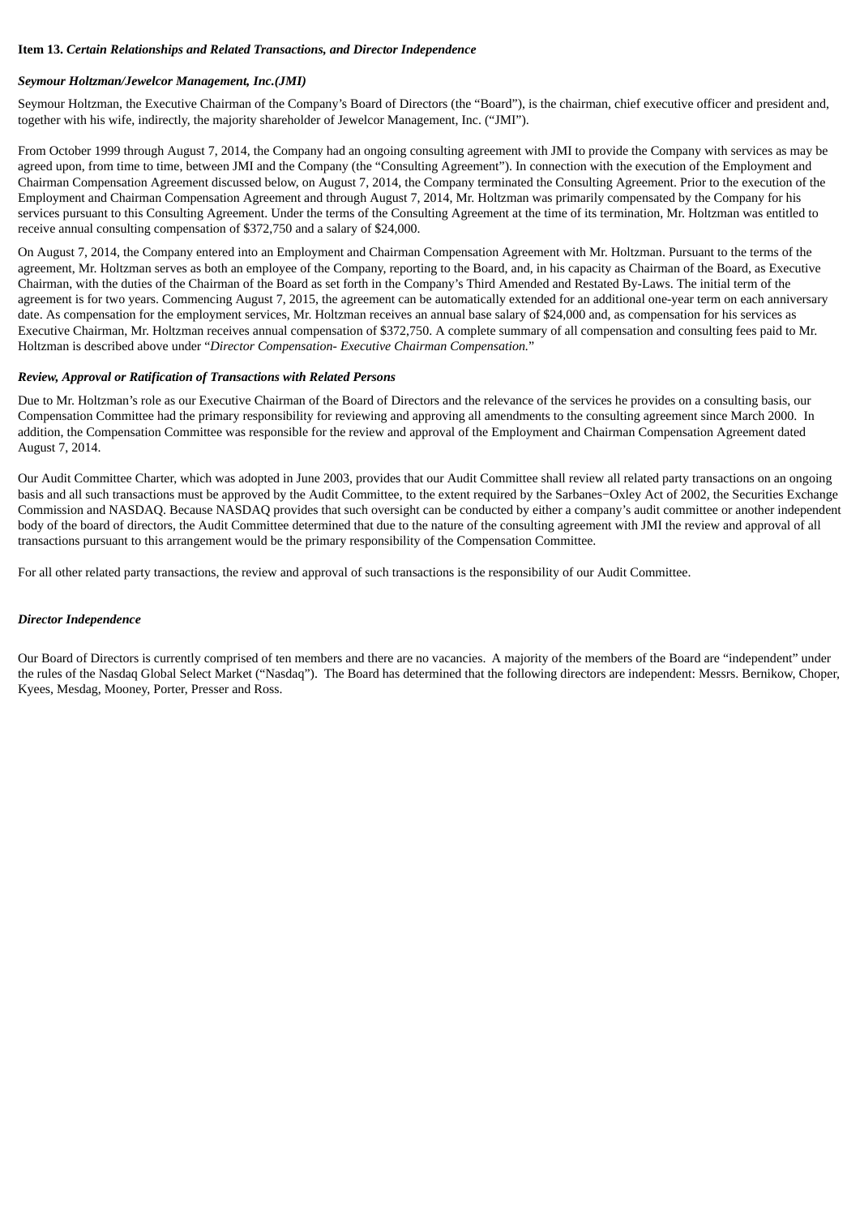**Item 13.** ***Certain Relationships and Related Transactions, and Director Independence***

***Seymour Holtzman/Jewelcor Management, Inc.(JMI)***

Seymour Holtzman, the Executive Chairman of the Company's Board of Directors (the "Board"), is the chairman, chief executive officer and president and, together with his wife, indirectly, the majority shareholder of Jewelcor Management, Inc. ("JMI").

From October 1999 through August 7, 2014, the Company had an ongoing consulting agreement with JMI to provide the Company with services as may be agreed upon, from time to time, between JMI and the Company (the "Consulting Agreement"). In connection with the execution of the Employment and Chairman Compensation Agreement discussed below, on August 7, 2014, the Company terminated the Consulting Agreement. Prior to the execution of the Employment and Chairman Compensation Agreement and through August 7, 2014, Mr. Holtzman was primarily compensated by the Company for his services pursuant to this Consulting Agreement. Under the terms of the Consulting Agreement at the time of its termination, Mr. Holtzman was entitled to receive annual consulting compensation of $372,750 and a salary of $24,000.

On August 7, 2014, the Company entered into an Employment and Chairman Compensation Agreement with Mr. Holtzman. Pursuant to the terms of the agreement, Mr. Holtzman serves as both an employee of the Company, reporting to the Board, and, in his capacity as Chairman of the Board, as Executive Chairman, with the duties of the Chairman of the Board as set forth in the Company's Third Amended and Restated By-Laws. The initial term of the agreement is for two years. Commencing August 7, 2015, the agreement can be automatically extended for an additional one-year term on each anniversary date. As compensation for the employment services, Mr. Holtzman receives an annual base salary of $24,000 and, as compensation for his services as Executive Chairman, Mr. Holtzman receives annual compensation of $372,750. A complete summary of all compensation and consulting fees paid to Mr. Holtzman is described above under "*Director Compensation- Executive Chairman Compensation.*"

***Review, Approval or Ratification of Transactions with Related Persons***

Due to Mr. Holtzman's role as our Executive Chairman of the Board of Directors and the relevance of the services he provides on a consulting basis, our Compensation Committee had the primary responsibility for reviewing and approving all amendments to the consulting agreement since March 2000. In addition, the Compensation Committee was responsible for the review and approval of the Employment and Chairman Compensation Agreement dated August 7, 2014.

Our Audit Committee Charter, which was adopted in June 2003, provides that our Audit Committee shall review all related party transactions on an ongoing basis and all such transactions must be approved by the Audit Committee, to the extent required by the Sarbanes−Oxley Act of 2002, the Securities Exchange Commission and NASDAQ. Because NASDAQ provides that such oversight can be conducted by either a company's audit committee or another independent body of the board of directors, the Audit Committee determined that due to the nature of the consulting agreement with JMI the review and approval of all transactions pursuant to this arrangement would be the primary responsibility of the Compensation Committee.

For all other related party transactions, the review and approval of such transactions is the responsibility of our Audit Committee.

***Director Independence***

Our Board of Directors is currently comprised of ten members and there are no vacancies. A majority of the members of the Board are "independent" under the rules of the Nasdaq Global Select Market ("Nasdaq"). The Board has determined that the following directors are independent: Messrs. Bernikow, Choper, Kyees, Mesdag, Mooney, Porter, Presser and Ross.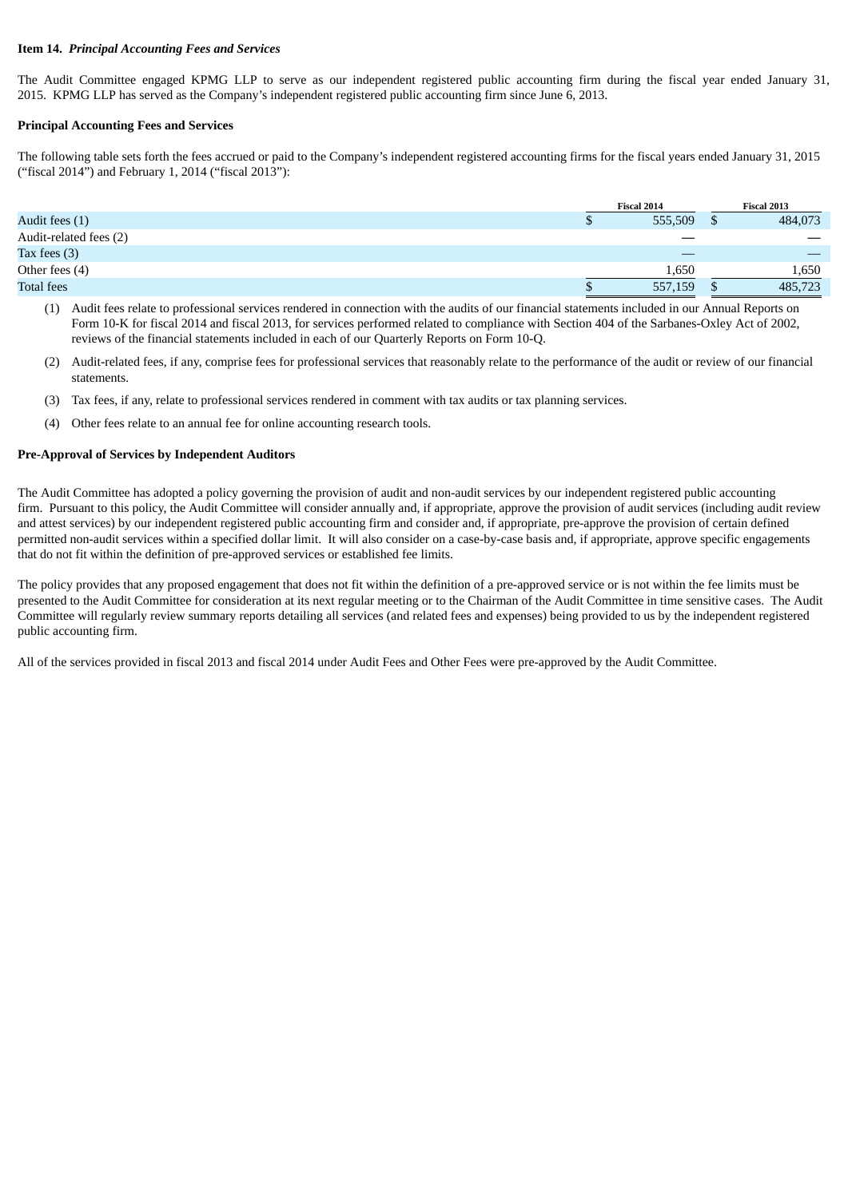**Item 14.** ***Principal Accounting Fees and Services***

The Audit Committee engaged KPMG LLP to serve as our independent registered public accounting firm during the fiscal year ended January 31, 2015. KPMG LLP has served as the Company's independent registered public accounting firm since June 6, 2013.

**Principal Accounting Fees and Services**

The following table sets forth the fees accrued or paid to the Company's independent registered accounting firms for the fiscal years ended January 31, 2015 ("fiscal 2014") and February 1, 2014 ("fiscal 2013"):

| | Fiscal 2014 | Fiscal 2013 |
|---|---|---|
| Audit fees (1) | $ 555,509 | $ 484,073 |
| Audit-related fees (2) | — | — |
| Tax fees (3) | — | — |
| Other fees (4) | 1,650 | 1,650 |
| Total fees | $ 557,159 | $ 485,723 |

(1) Audit fees relate to professional services rendered in connection with the audits of our financial statements included in our Annual Reports on Form 10-K for fiscal 2014 and fiscal 2013, for services performed related to compliance with Section 404 of the Sarbanes-Oxley Act of 2002, reviews of the financial statements included in each of our Quarterly Reports on Form 10-Q.

(2) Audit-related fees, if any, comprise fees for professional services that reasonably relate to the performance of the audit or review of our financial statements.

(3) Tax fees, if any, relate to professional services rendered in comment with tax audits or tax planning services.

(4) Other fees relate to an annual fee for online accounting research tools.

**Pre-Approval of Services by Independent Auditors**

The Audit Committee has adopted a policy governing the provision of audit and non-audit services by our independent registered public accounting firm. Pursuant to this policy, the Audit Committee will consider annually and, if appropriate, approve the provision of audit services (including audit review and attest services) by our independent registered public accounting firm and consider and, if appropriate, pre-approve the provision of certain defined permitted non-audit services within a specified dollar limit. It will also consider on a case-by-case basis and, if appropriate, approve specific engagements that do not fit within the definition of pre-approved services or established fee limits.

The policy provides that any proposed engagement that does not fit within the definition of a pre-approved service or is not within the fee limits must be presented to the Audit Committee for consideration at its next regular meeting or to the Chairman of the Audit Committee in time sensitive cases. The Audit Committee will regularly review summary reports detailing all services (and related fees and expenses) being provided to us by the independent registered public accounting firm.

All of the services provided in fiscal 2013 and fiscal 2014 under Audit Fees and Other Fees were pre-approved by the Audit Committee.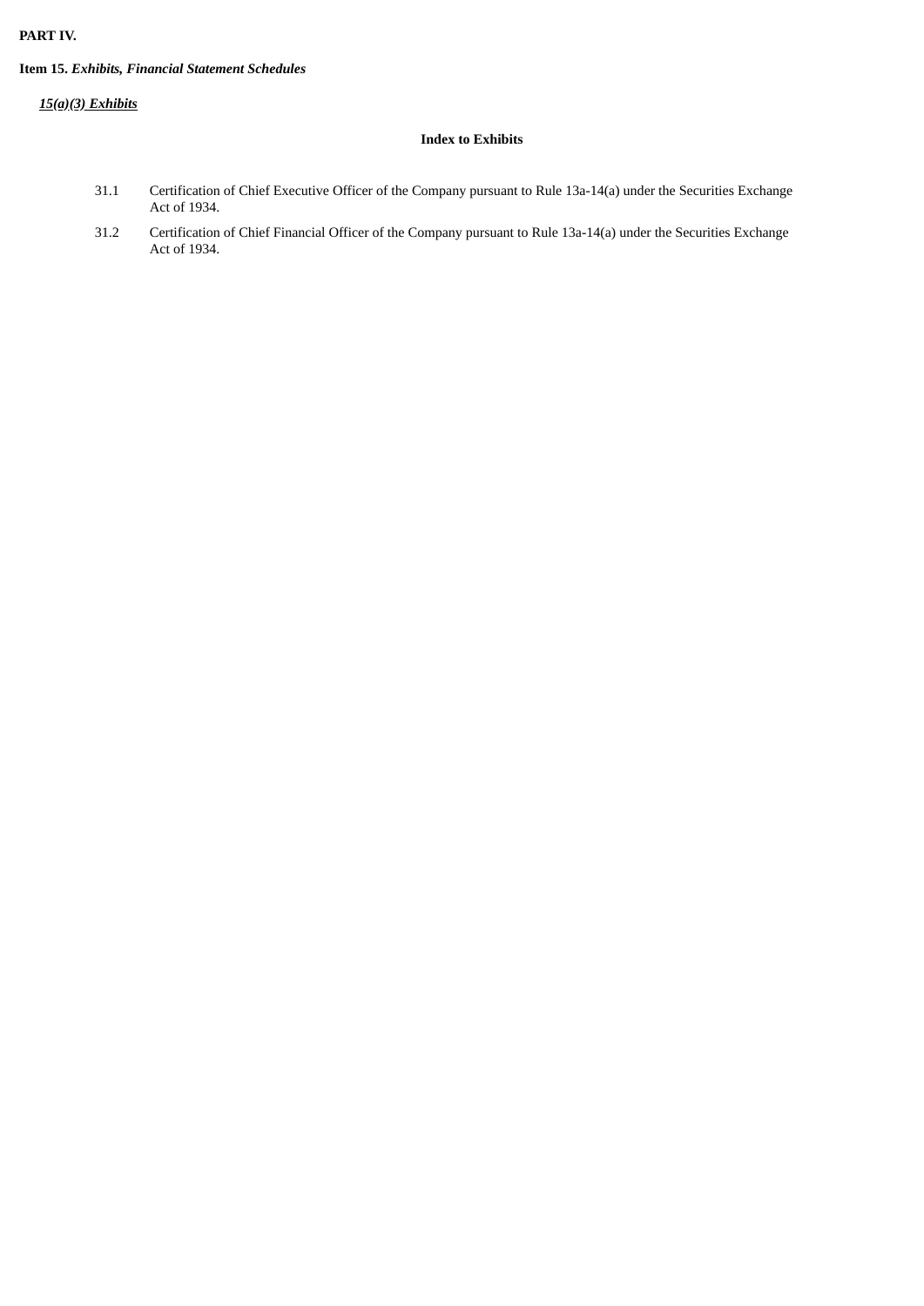**PART IV.**

**Item 15.** ***Exhibits, Financial Statement Schedules***

***15(a)(3) Exhibits***

**Index to Exhibits**

| | |
|---|---|
| 31.1 | Certification of Chief Executive Officer of the Company pursuant to Rule 13a-14(a) under the Securities Exchange Act of 1934. |
| 31.2 | Certification of Chief Financial Officer of the Company pursuant to Rule 13a-14(a) under the Securities Exchange Act of 1934. |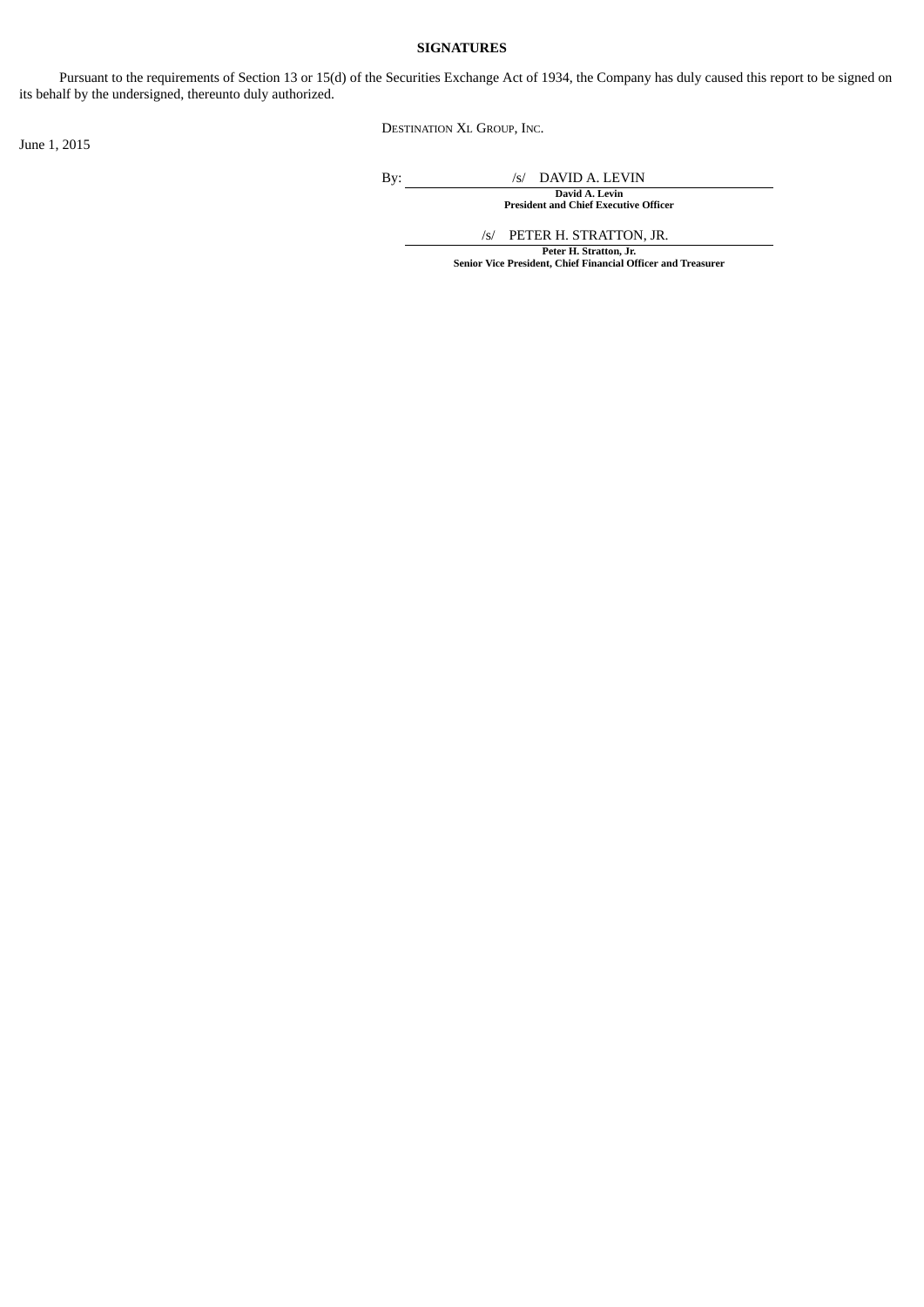**SIGNATURES**

Pursuant to the requirements of Section 13 or 15(d) of the Securities Exchange Act of 1934, the Company has duly caused this report to be signed on its behalf by the undersigned, thereunto duly authorized.

June 1, 2015

DESTINATION XL GROUP, INC.

By: /s/ DAVID A. LEVIN

**David A. Levin**
**President and Chief Executive Officer**

/s/ PETER H. STRATTON, JR.

**Peter H. Stratton, Jr.**
**Senior Vice President, Chief Financial Officer and Treasurer**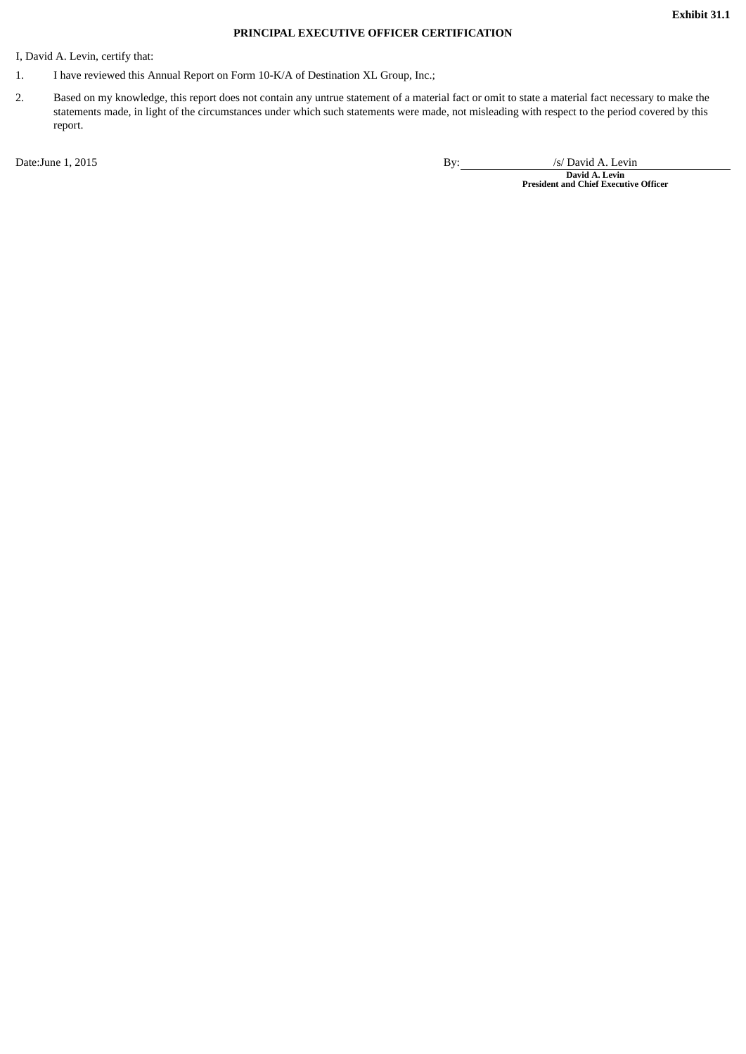**Exhibit 31.1**

**PRINCIPAL EXECUTIVE OFFICER CERTIFICATION**

I, David A. Levin, certify that:

1. I have reviewed this Annual Report on Form 10-K/A of Destination XL Group, Inc.;
2. Based on my knowledge, this report does not contain any untrue statement of a material fact or omit to state a material fact necessary to make the statements made, in light of the circumstances under which such statements were made, not misleading with respect to the period covered by this report.

Date:June 1, 2015

By: /s/ David A. Levin

**David A. Levin**
**President and Chief Executive Officer**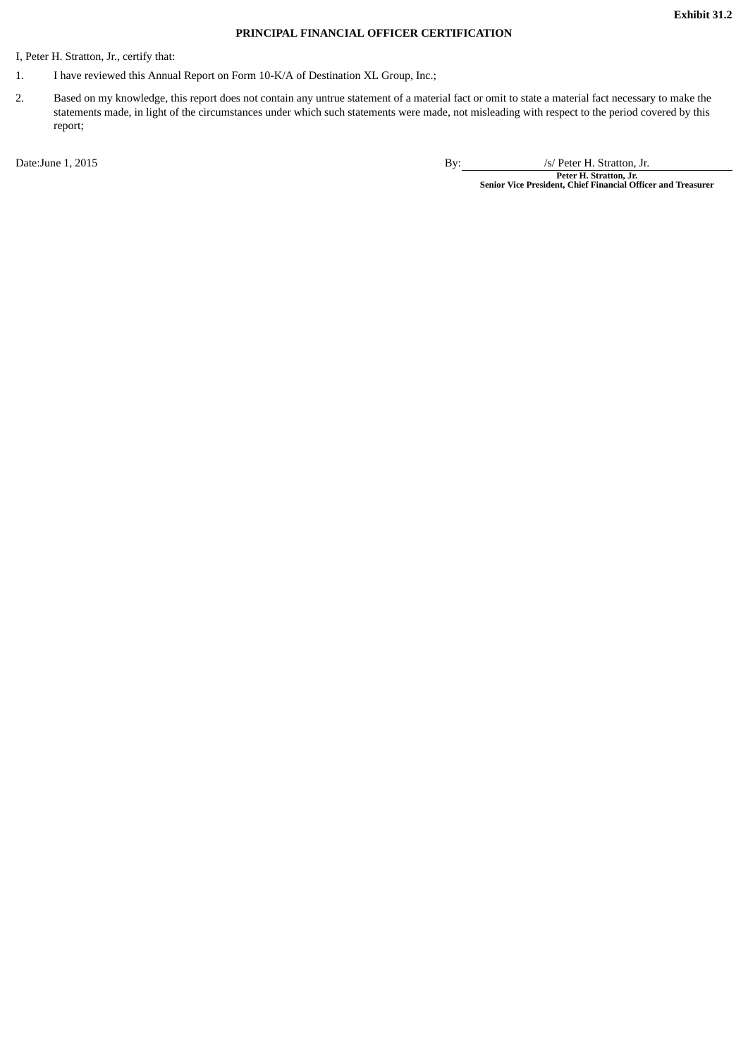**Exhibit 31.2**

**PRINCIPAL FINANCIAL OFFICER CERTIFICATION**

I, Peter H. Stratton, Jr., certify that:

1. I have reviewed this Annual Report on Form 10-K/A of Destination XL Group, Inc.;
2. Based on my knowledge, this report does not contain any untrue statement of a material fact or omit to state a material fact necessary to make the statements made, in light of the circumstances under which such statements were made, not misleading with respect to the period covered by this report;

Date:June 1, 2015

By: /s/ Peter H. Stratton, Jr.
**Peter H. Stratton, Jr.**
**Senior Vice President, Chief Financial Officer and Treasurer**